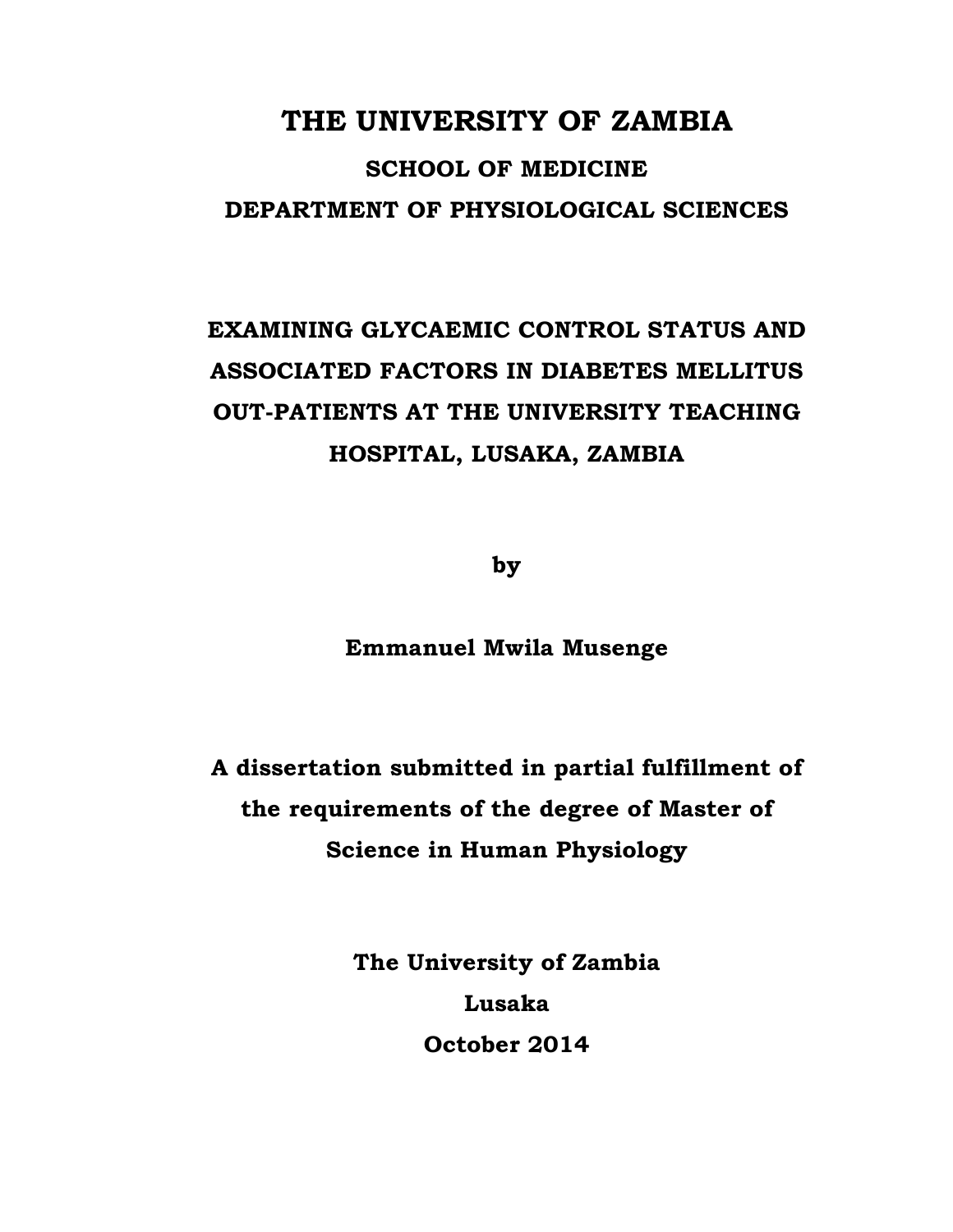# THE UNIVERSITY OF ZAMBIA

## SCHOOL OF MEDICINE

## DEPARTMENT OF PHYSIOLOGICAL SCIENCES

**EXAMINING GLYCAEMIC CONTROL STATUS AND ASSOCIATED FACTORS IN DIABETES MELLITUS OUT-PATIENTS AT THE UNIVERSITY TEACHING HOSPITAL, LUSAKA, ZAMBIA**

**by**

**Emmanuel Mwila Musenge**

**A dissertation submitted in partial fulfillment of the requirements of the degree of Master of Science in Human Physiology**

**The University of Zambia**

**Lusaka**

**October 2014**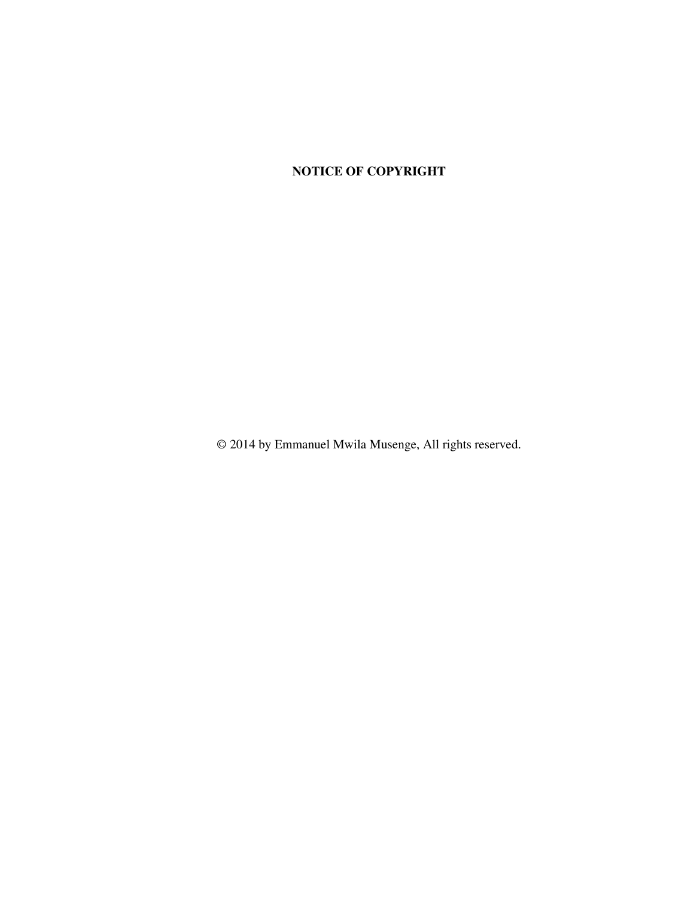**NOTICE OF COPYRIGHT**

© 2014 by Emmanuel Mwila Musenge, All rights reserved.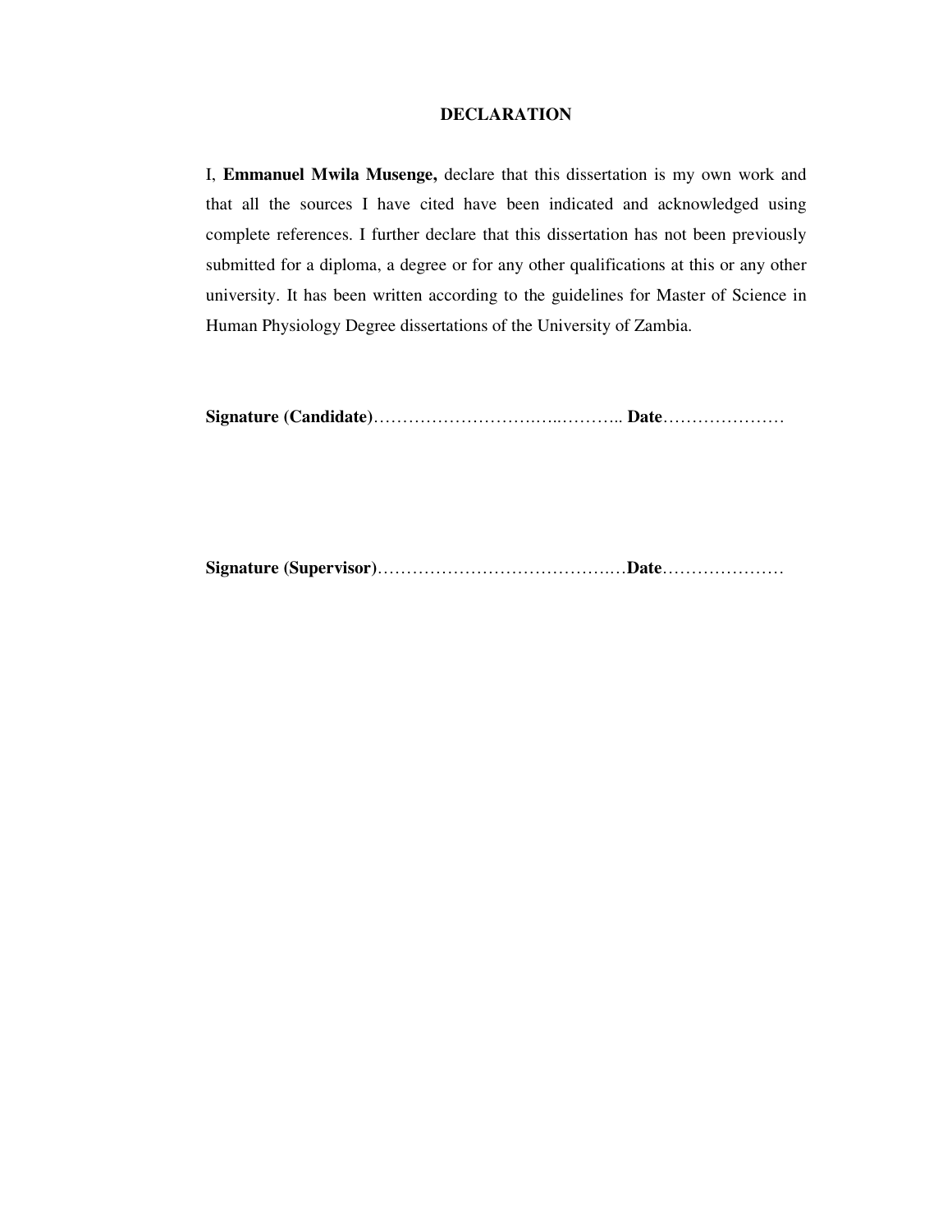# DECLARATION

I, **Emmanuel Mwila Musenge,** declare that this dissertation is my own work and that all the sources I have cited have been indicated and acknowledged using complete references. I further declare that this dissertation has not been previously submitted for a diploma, a degree or for any other qualifications at this or any other university. It has been written according to the guidelines for Master of Science in Human Physiology Degree dissertations of the University of Zambia.

**Signature (Candidate)**………………………….…..……….. **Date**…………………

**Signature (Supervisor)**…………………………………….…**Date**…………………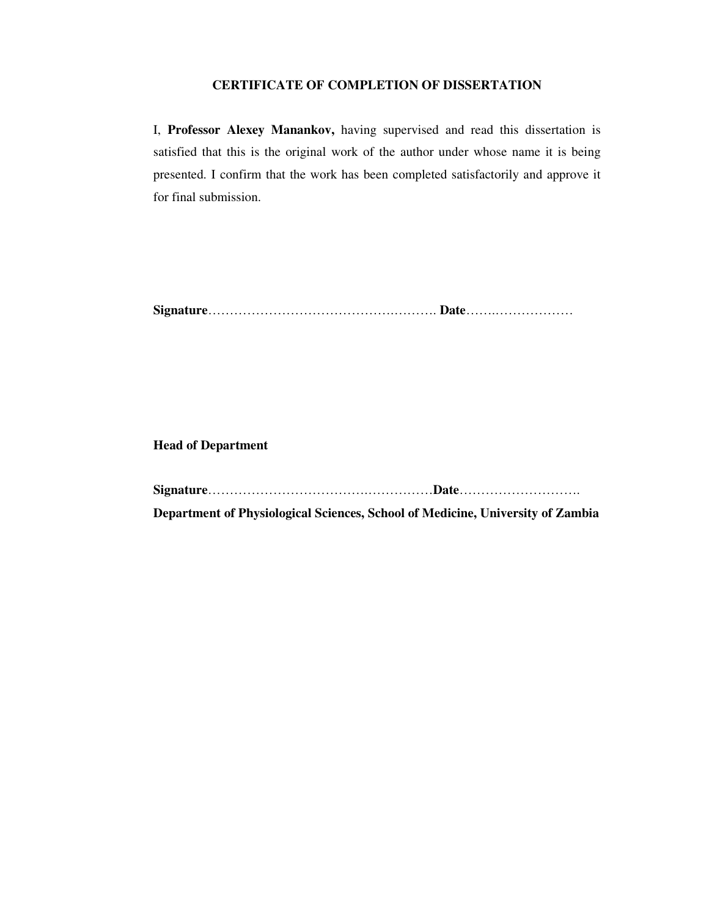## CERTIFICATE OF COMPLETION OF DISSERTATION

I, **Professor Alexey Manankov,** having supervised and read this dissertation is satisfied that this is the original work of the author under whose name it is being presented. I confirm that the work has been completed satisfactorily and approve it for final submission.

**Signature**……………………………………….………. **Date**…….………………

**Head of Department**

**Signature**……………………………….……………**Date**……………………….

**Department of Physiological Sciences, School of Medicine, University of Zambia**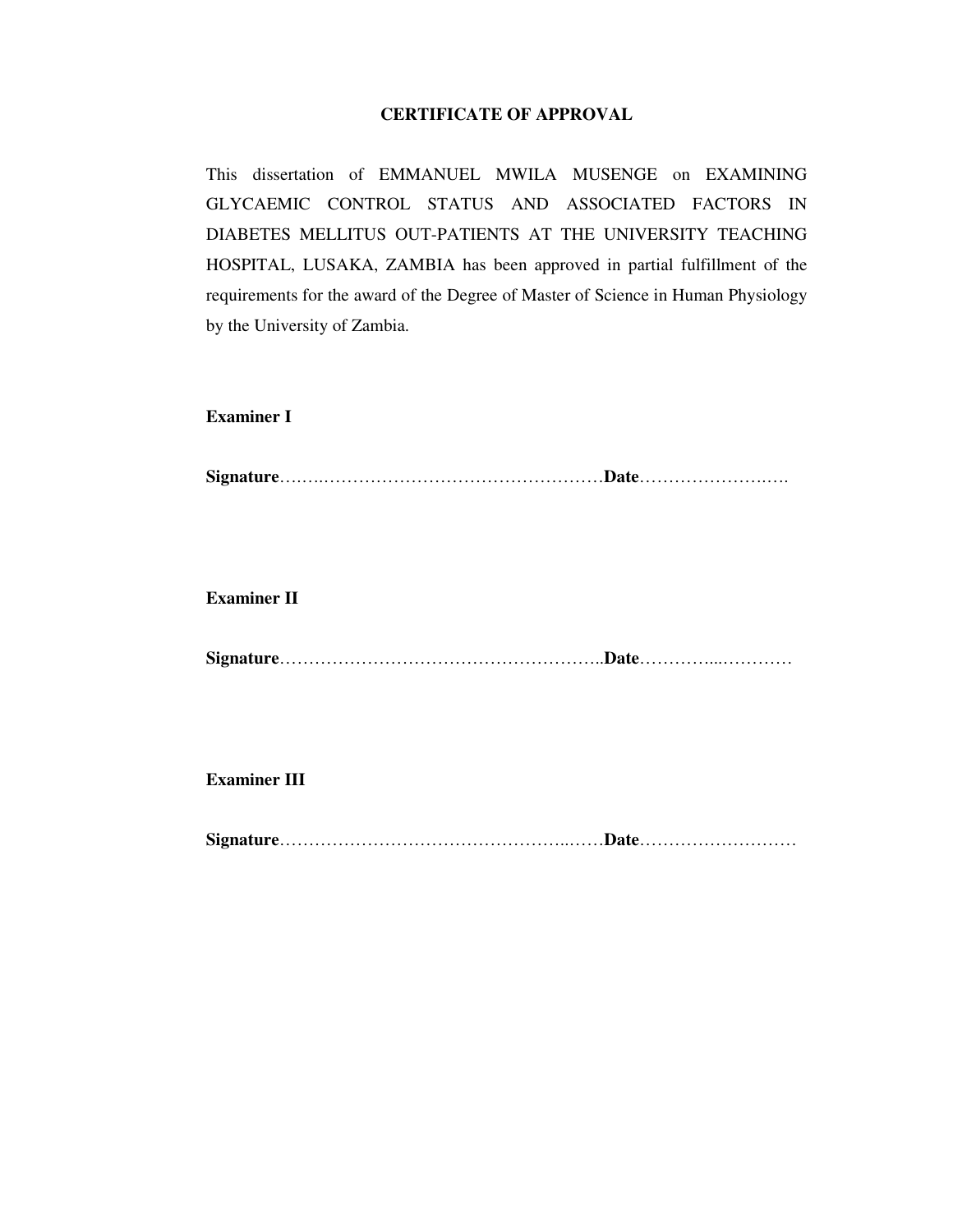# CERTIFICATE OF APPROVAL

This dissertation of EMMANUEL MWILA MUSENGE on EXAMINING GLYCAEMIC CONTROL STATUS AND ASSOCIATED FACTORS IN DIABETES MELLITUS OUT-PATIENTS AT THE UNIVERSITY TEACHING HOSPITAL, LUSAKA, ZAMBIA has been approved in partial fulfillment of the requirements for the award of the Degree of Master of Science in Human Physiology by the University of Zambia.

**Examiner I**

**Signature**………………………………………………….**Date**……………………….

**Examiner II**

**Signature**…………………………………………………..**Date**…………..…………

**Examiner III**

**Signature**…………………………………………..……**Date**………………………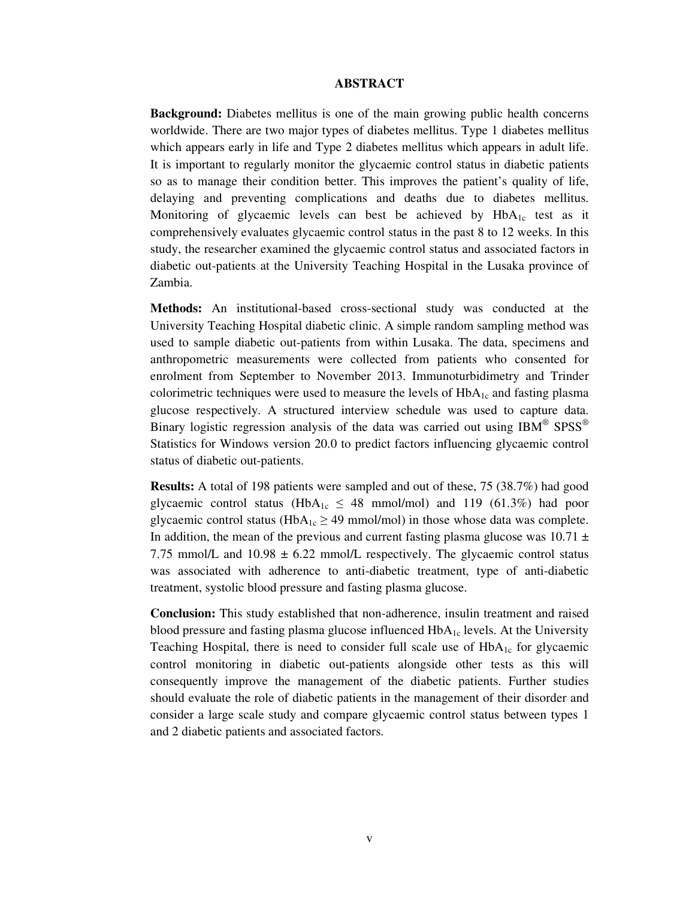# ABSTRACT

**Background:** Diabetes mellitus is one of the main growing public health concerns worldwide. There are two major types of diabetes mellitus. Type 1 diabetes mellitus which appears early in life and Type 2 diabetes mellitus which appears in adult life. It is important to regularly monitor the glycaemic control status in diabetic patients so as to manage their condition better. This improves the patient's quality of life, delaying and preventing complications and deaths due to diabetes mellitus. Monitoring of glycaemic levels can best be achieved by $HbA_{1c}$ test as it comprehensively evaluates glycaemic control status in the past 8 to 12 weeks. In this study, the researcher examined the glycaemic control status and associated factors in diabetic out-patients at the University Teaching Hospital in the Lusaka province of Zambia.

**Methods:** An institutional-based cross-sectional study was conducted at the University Teaching Hospital diabetic clinic. A simple random sampling method was used to sample diabetic out-patients from within Lusaka. The data, specimens and anthropometric measurements were collected from patients who consented for enrolment from September to November 2013. Immunoturbidimetry and Trinder colorimetric techniques were used to measure the levels of $HbA_{1c}$ and fasting plasma glucose respectively. A structured interview schedule was used to capture data. Binary logistic regression analysis of the data was carried out using IBM® SPSS® Statistics for Windows version 20.0 to predict factors influencing glycaemic control status of diabetic out-patients.

**Results:** A total of 198 patients were sampled and out of these, 75 (38.7%) had good glycaemic control status ($HbA_{1c} \leq 48$ mmol/mol) and 119 (61.3%) had poor glycaemic control status ($HbA_{1c} \geq 49$ mmol/mol) in those whose data was complete. In addition, the mean of the previous and current fasting plasma glucose was $10.71 \pm 7.75$ mmol/L and $10.98 \pm 6.22$ mmol/L respectively. The glycaemic control status was associated with adherence to anti-diabetic treatment, type of anti-diabetic treatment, systolic blood pressure and fasting plasma glucose.

**Conclusion:** This study established that non-adherence, insulin treatment and raised blood pressure and fasting plasma glucose influenced $HbA_{1c}$ levels. At the University Teaching Hospital, there is need to consider full scale use of $HbA_{1c}$ for glycaemic control monitoring in diabetic out-patients alongside other tests as this will consequently improve the management of the diabetic patients. Further studies should evaluate the role of diabetic patients in the management of their disorder and consider a large scale study and compare glycaemic control status between types 1 and 2 diabetic patients and associated factors.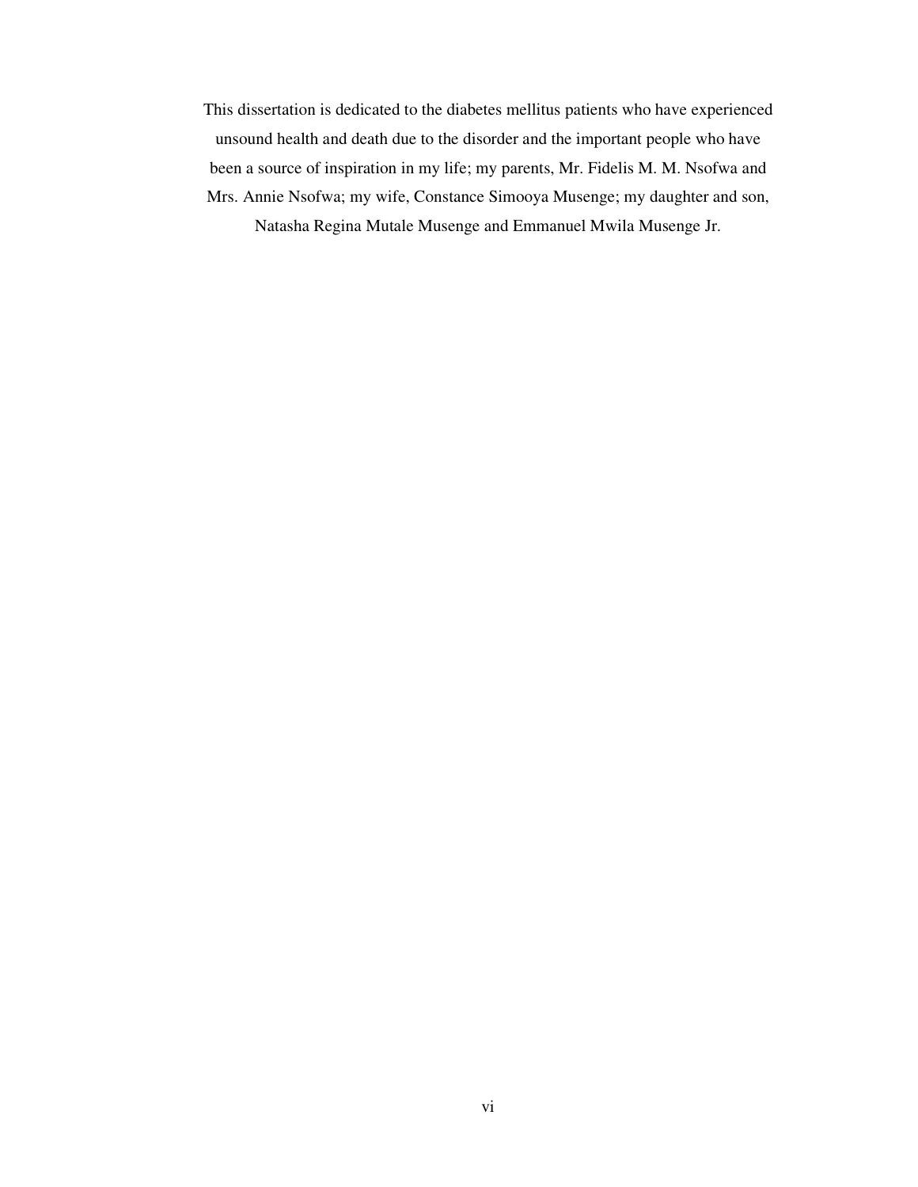This dissertation is dedicated to the diabetes mellitus patients who have experienced unsound health and death due to the disorder and the important people who have been a source of inspiration in my life; my parents, Mr. Fidelis M. M. Nsofwa and Mrs. Annie Nsofwa; my wife, Constance Simooya Musenge; my daughter and son, Natasha Regina Mutale Musenge and Emmanuel Mwila Musenge Jr.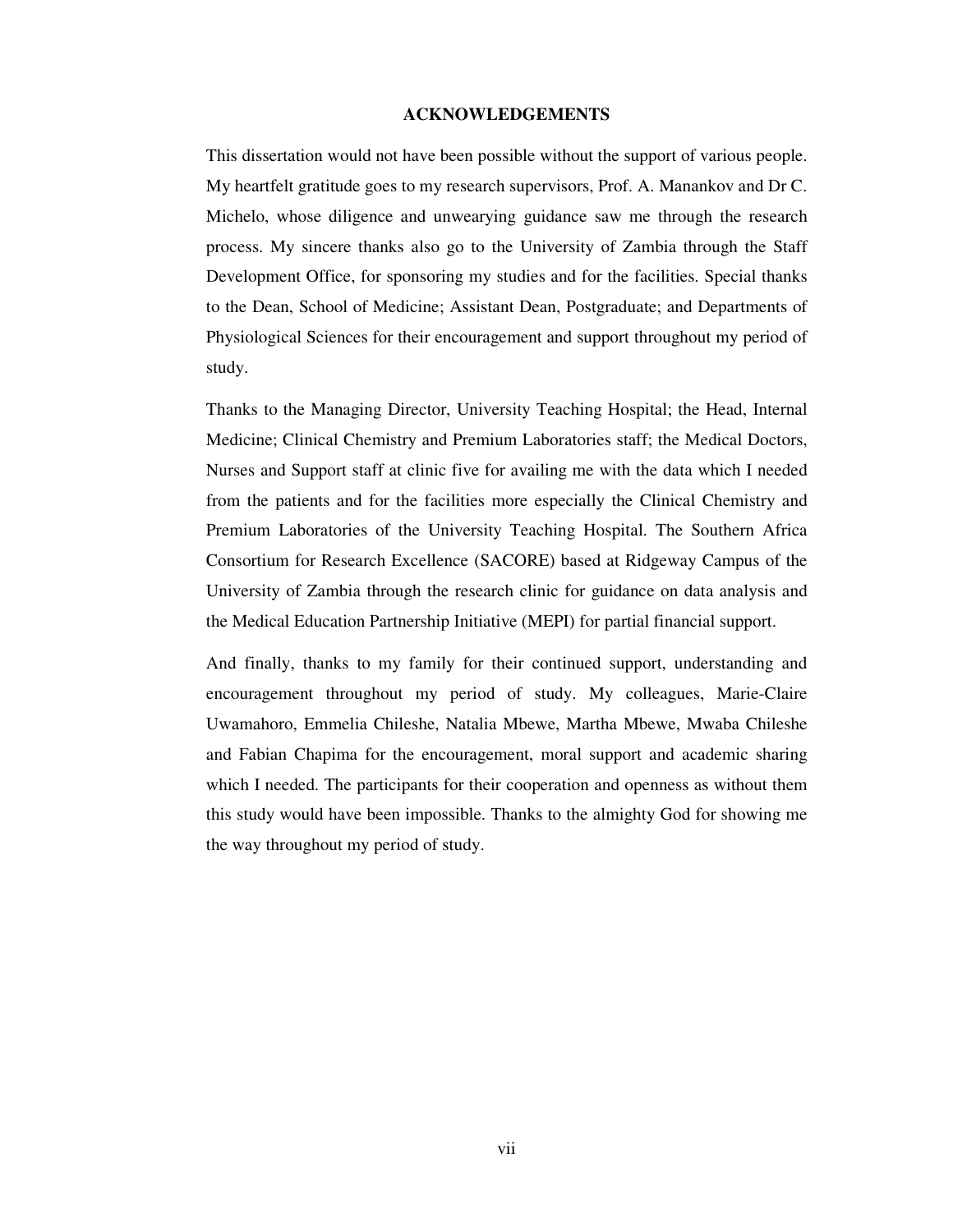# ACKNOWLEDGEMENTS

This dissertation would not have been possible without the support of various people. My heartfelt gratitude goes to my research supervisors, Prof. A. Manankov and Dr C. Michelo, whose diligence and unwearying guidance saw me through the research process. My sincere thanks also go to the University of Zambia through the Staff Development Office, for sponsoring my studies and for the facilities. Special thanks to the Dean, School of Medicine; Assistant Dean, Postgraduate; and Departments of Physiological Sciences for their encouragement and support throughout my period of study.

Thanks to the Managing Director, University Teaching Hospital; the Head, Internal Medicine; Clinical Chemistry and Premium Laboratories staff; the Medical Doctors, Nurses and Support staff at clinic five for availing me with the data which I needed from the patients and for the facilities more especially the Clinical Chemistry and Premium Laboratories of the University Teaching Hospital. The Southern Africa Consortium for Research Excellence (SACORE) based at Ridgeway Campus of the University of Zambia through the research clinic for guidance on data analysis and the Medical Education Partnership Initiative (MEPI) for partial financial support.

And finally, thanks to my family for their continued support, understanding and encouragement throughout my period of study. My colleagues, Marie-Claire Uwamahoro, Emmelia Chileshe, Natalia Mbewe, Martha Mbewe, Mwaba Chileshe and Fabian Chapima for the encouragement, moral support and academic sharing which I needed. The participants for their cooperation and openness as without them this study would have been impossible. Thanks to the almighty God for showing me the way throughout my period of study.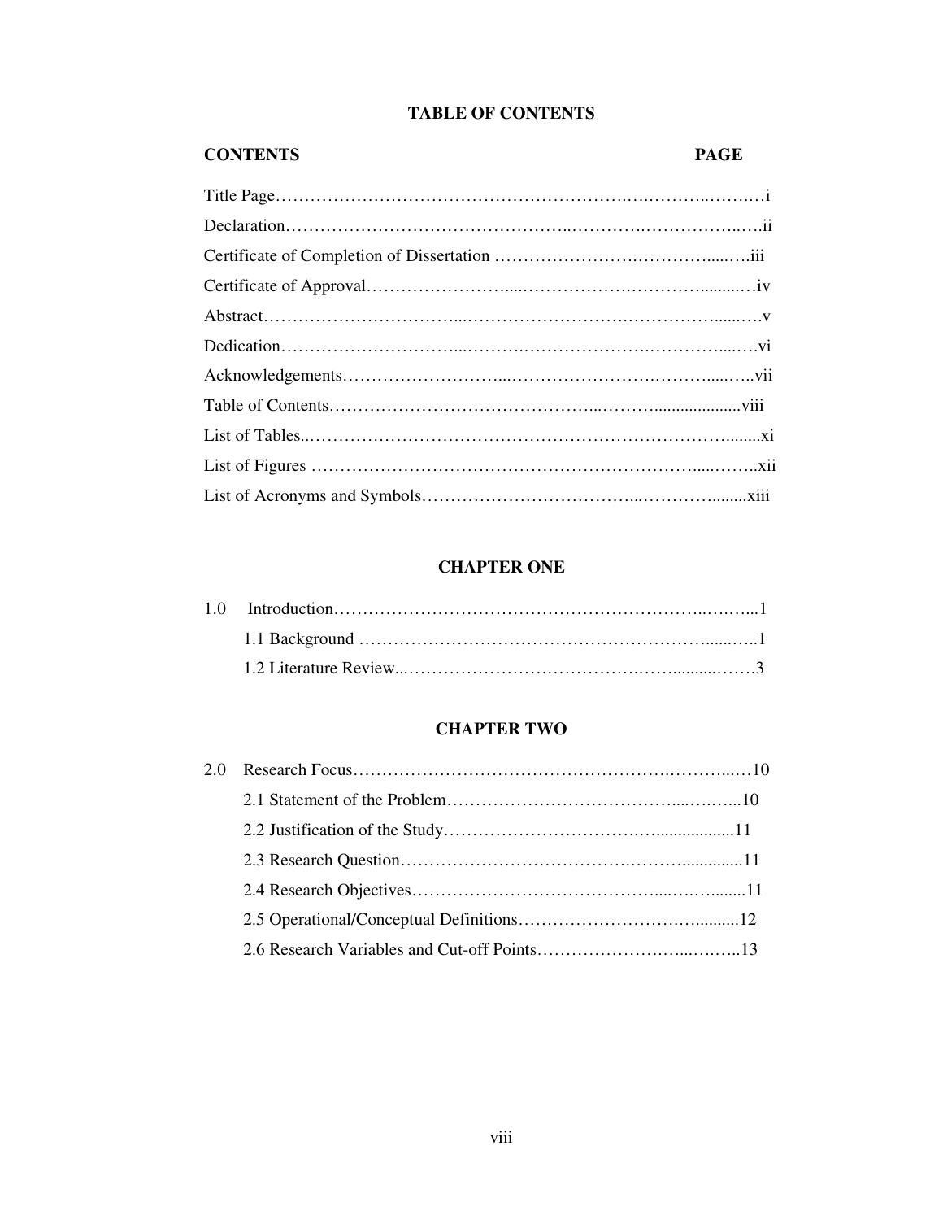# TABLE OF CONTENTS

| CONTENTS | PAGE |
|---|---|
| Title Page | i |
| Declaration | ii |
| Certificate of Completion of Dissertation | iii |
| Certificate of Approval | iv |
| Abstract | v |
| Dedication | vi |
| Acknowledgements | vii |
| Table of Contents | viii |
| List of Tables | xi |
| List of Figures | xii |
| List of Acronyms and Symbols | xiii |

## CHAPTER ONE

| | |
|---|---|
| 1.0 Introduction | 1 |
| 1.1 Background | 1 |
| 1.2 Literature Review | 3 |

## CHAPTER TWO

| | |
|---|---|
| 2.0 Research Focus | 10 |
| 2.1 Statement of the Problem | 10 |
| 2.2 Justification of the Study | 11 |
| 2.3 Research Question | 11 |
| 2.4 Research Objectives | 11 |
| 2.5 Operational/Conceptual Definitions | 12 |
| 2.6 Research Variables and Cut-off Points | 13 |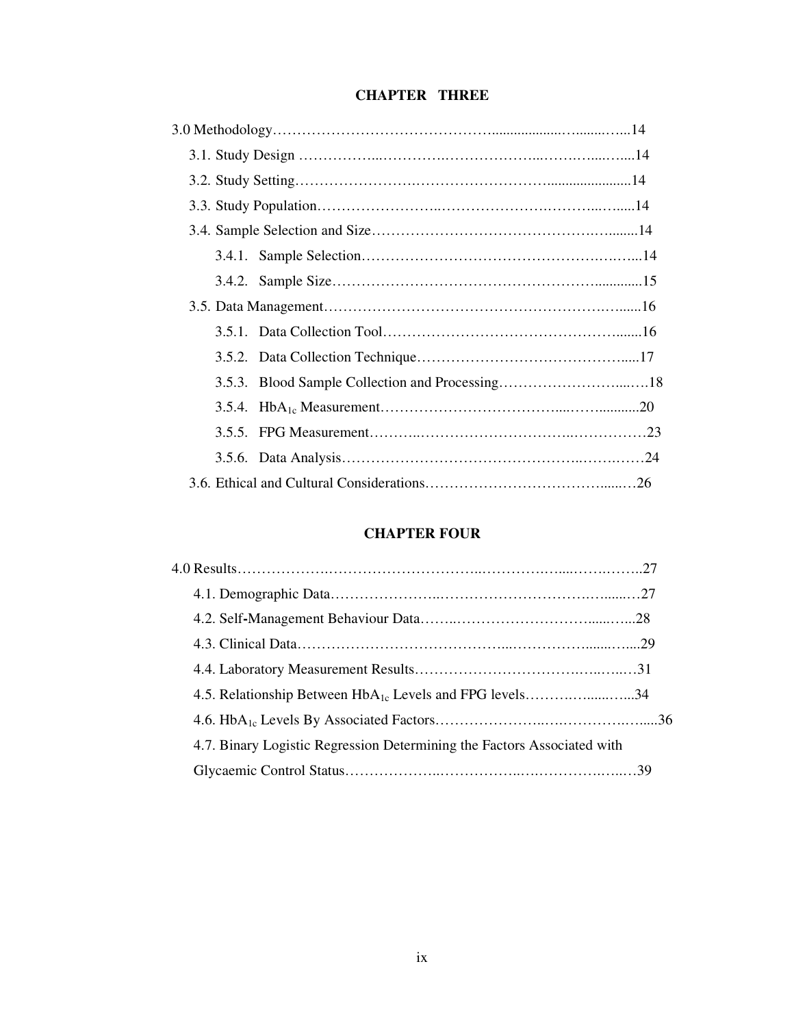## CHAPTER THREE

3.0 Methodology……………………………………….................….......…...14

3.1. Study Design ……………...…………….………………..…….…....…...14

3.2. Study Setting…………………….…………………….....................14

3.3. Study Population……………………..………………….………..….....14

3.4. Sample Selection and Size……………………………………….….........14

3.4.1. Sample Selection……………………………………………….….….…..14

3.4.2. Sample Size……………………………………………….............15

3.5. Data Management…………………………………………………….…......16

3.5.1. Data Collection Tool………………………………………….........16

3.5.2. Data Collection Technique……………………………………….....17

3.5.3. Blood Sample Collection and Processing……………………...….18

3.5.4. $HbA_{1c}$ Measurement…………………………….....….….........20

3.5.5. FPG Measurement………..………………………….…………….23

3.5.6. Data Analysis…………………………………………..…….……24

3.6. Ethical and Cultural Considerations………………………………......…26

## CHAPTER FOUR

4.0 Results……………….……………………….…………….…....……….……..27

4.1. Demographic Data…………………..………………………….….......…27

4.2. Self-Management Behaviour Data……..………………………......…...28

4.3. Clinical Data……………………………………....……………......…...29

4.4. Laboratory Measurement Results……………………………….…..….…31

4.5. Relationship Between $HbA_{1c}$ Levels and FPG levels……….…......…..34

4.6. $HbA_{1c}$ Levels By Associated Factors…………………..….…………..…....36

4.7. Binary Logistic Regression Determining the Factors Associated with Glycaemic Control Status………………..…………….….………….…..…39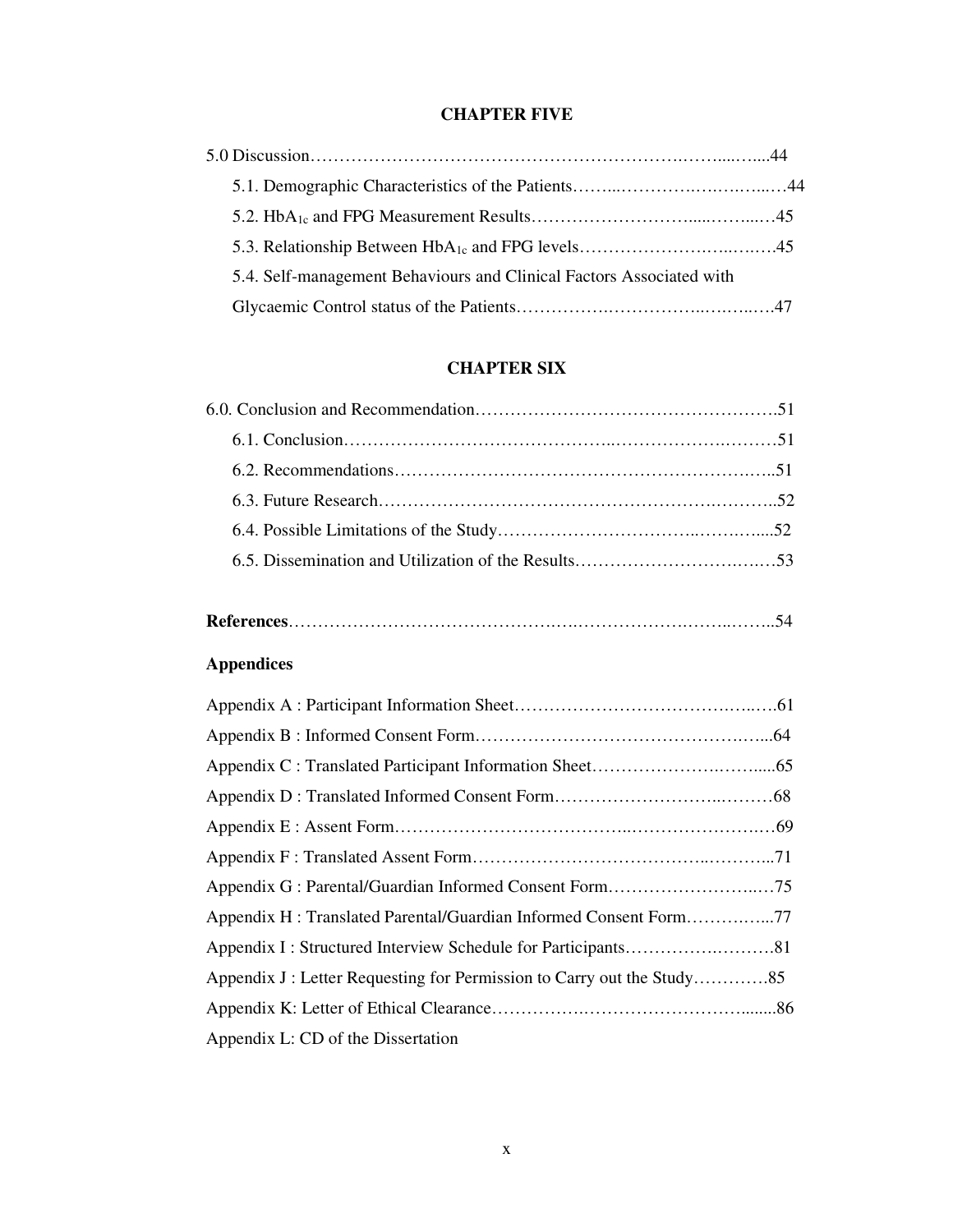## CHAPTER FIVE

5.0 Discussion……………………………………………………….…….....…....44

5.1. Demographic Characteristics of the Patients……...………….……..…...…44

5.2. $HbA_{1c}$ and FPG Measurement Results……………………….....……...…45

5.3. Relationship Between $HbA_{1c}$ and FPG levels………………….…..….….45

5.4. Self-management Behaviours and Clinical Factors Associated with Glycaemic Control status of the Patients…………….…………..….…..….47

## CHAPTER SIX

6.0. Conclusion and Recommendation…………………………………………….51

6.1. Conclusion………………………………….…..…………….…….………51

6.2. Recommendations……………………………………………………….….51

6.3. Future Research……………………………………………………….………..52

6.4. Possible Limitations of the Study…………………………….…….….....52

6.5. Dissemination and Utilization of the Results…………………………….…53

**References**…………………………………….….………………….……..……..54

**Appendices**

Appendix A : Participant Information Sheet……………………………………….….….61

Appendix B : Informed Consent Form…………………………………………….…...64

Appendix C : Translated Participant Information Sheet………………….……......65

Appendix D : Translated Informed Consent Form……………………..…….…68

Appendix E : Assent Form……………………………..……………………….…69

Appendix F : Translated Assent Form……………………………..………...71

Appendix G : Parental/Guardian Informed Consent Form……………………..…75

Appendix H : Translated Parental/Guardian Informed Consent Form……….…...77

Appendix I : Structured Interview Schedule for Participants………….……….81

Appendix J : Letter Requesting for Permission to Carry out the Study………….85

Appendix K: Letter of Ethical Clearance…………….……………………….......86

Appendix L: CD of the Dissertation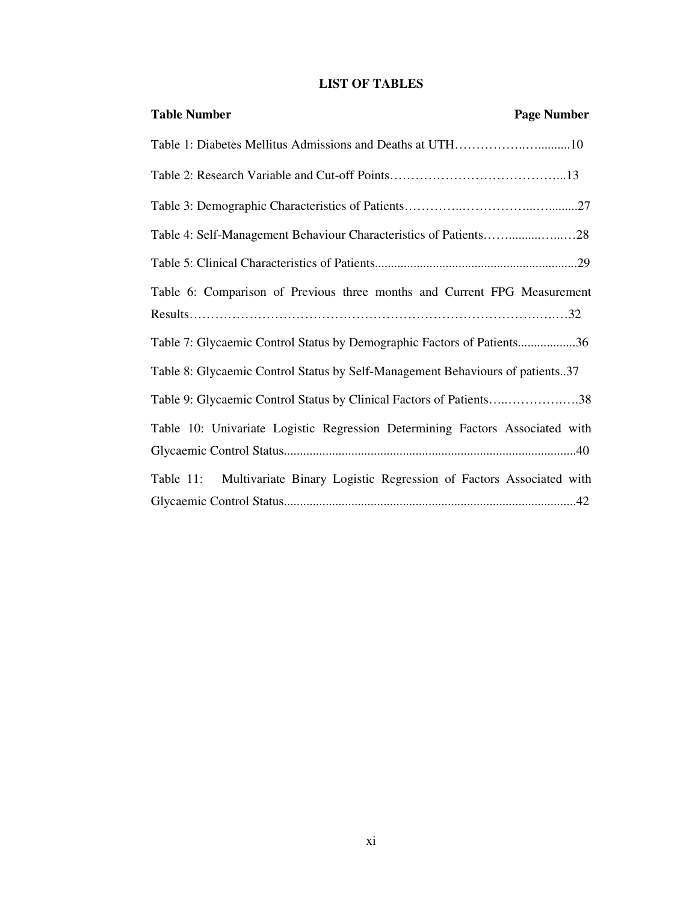# LIST OF TABLES

| Table Number | Page Number |
| --- | --- |
| Table 1: Diabetes Mellitus Admissions and Deaths at UTH | 10 |
| Table 2: Research Variable and Cut-off Points | 13 |
| Table 3: Demographic Characteristics of Patients | 27 |
| Table 4: Self-Management Behaviour Characteristics of Patients | 28 |
| Table 5: Clinical Characteristics of Patients | 29 |
| Table 6: Comparison of Previous three months and Current FPG Measurement Results | 32 |
| Table 7: Glycaemic Control Status by Demographic Factors of Patients | 36 |
| Table 8: Glycaemic Control Status by Self-Management Behaviours of patients | 37 |
| Table 9: Glycaemic Control Status by Clinical Factors of Patients | 38 |
| Table 10: Univariate Logistic Regression Determining Factors Associated with Glycaemic Control Status | 40 |
| Table 11: Multivariate Binary Logistic Regression of Factors Associated with Glycaemic Control Status | 42 |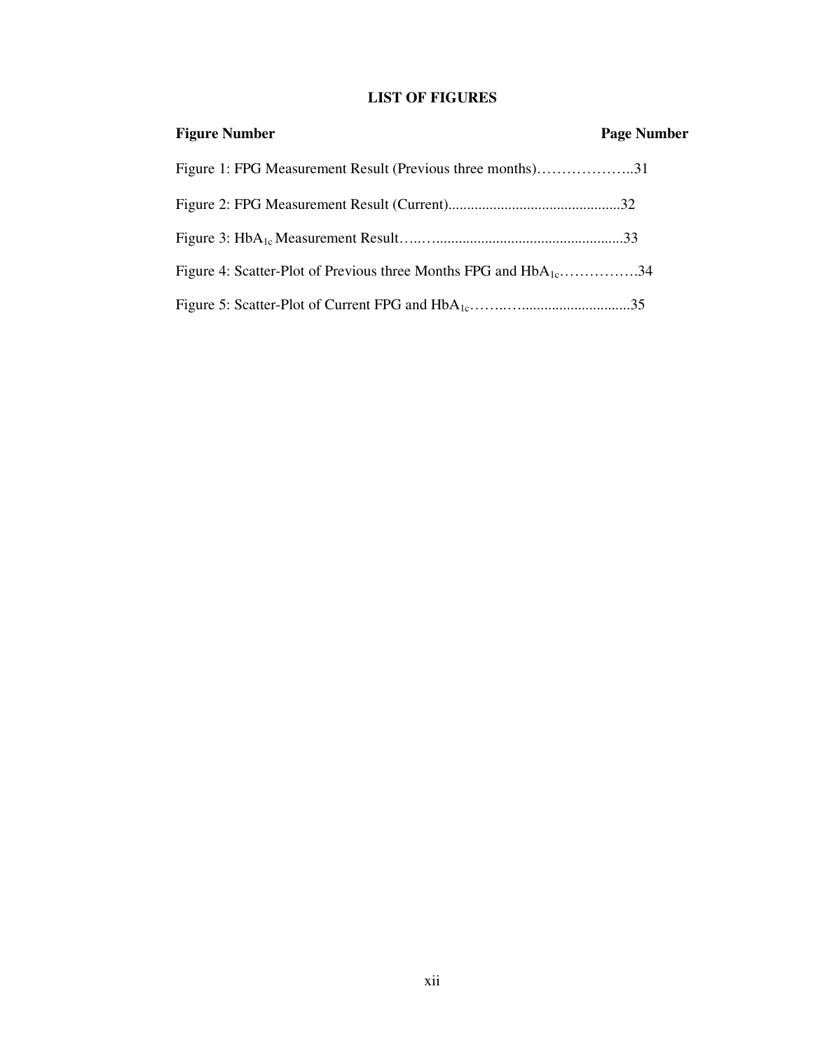## LIST OF FIGURES

| Figure Number | Page Number |
| --- | --- |
| Figure 1: FPG Measurement Result (Previous three months) | 31 |
| Figure 2: FPG Measurement Result (Current) | 32 |
| Figure 3: $HbA_{1c}$ Measurement Result | 33 |
| Figure 4: Scatter-Plot of Previous three Months FPG and $HbA_{1c}$ | 34 |
| Figure 5: Scatter-Plot of Current FPG and $HbA_{1c}$ | 35 |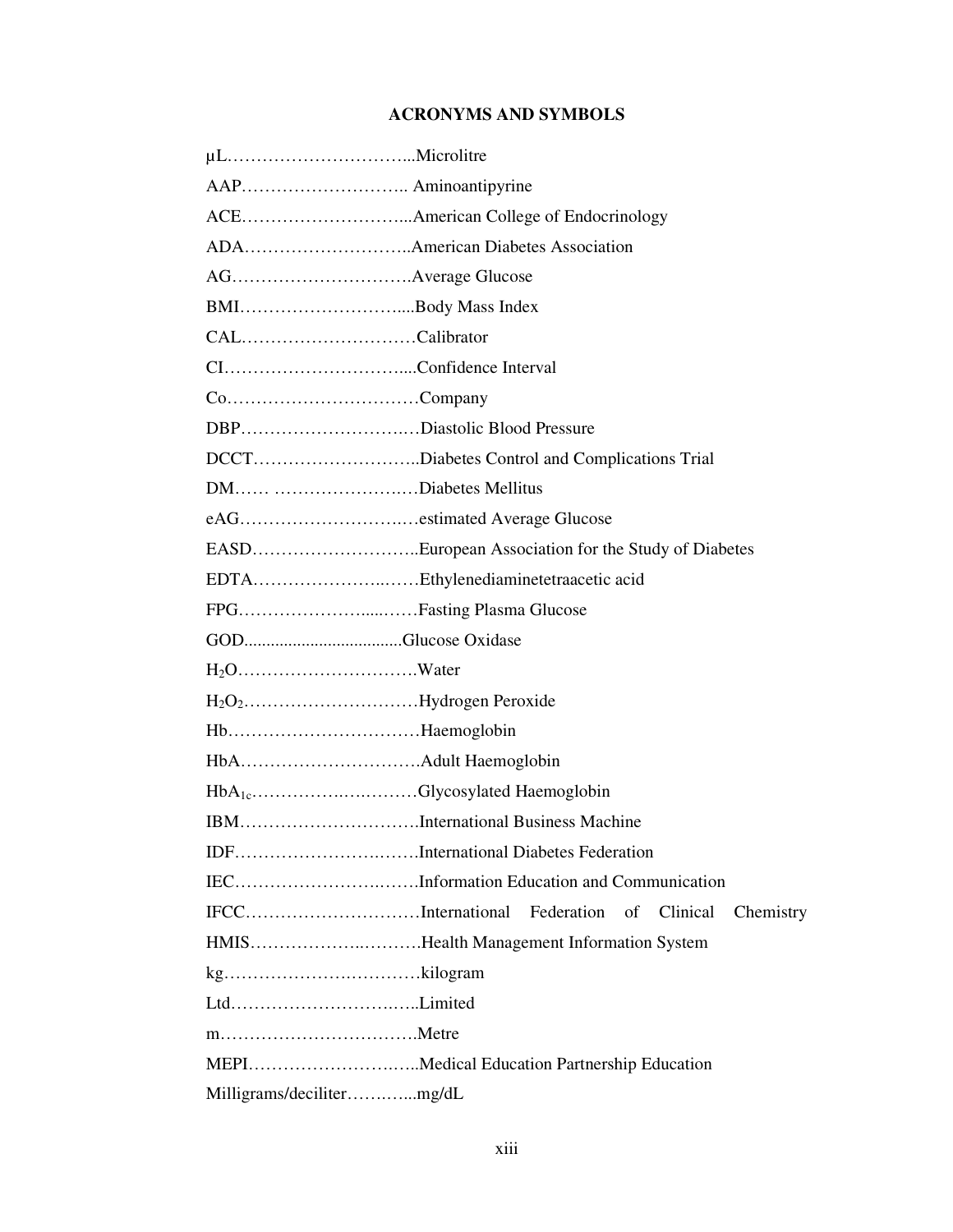# ACRONYMS AND SYMBOLS

µL…………………………...Microlitre

AAP……………………….. Aminoantipyrine

ACE………………………...American College of Endocrinology

ADA………………………..American Diabetes Association

AG………………………….Average Glucose

BMI………………………....Body Mass Index

CAL…………………………Calibrator

CI…………………………....Confidence Interval

Co……………………………Company

DBP……………………….…Diastolic Blood Pressure

DCCT………………………..Diabetes Control and Complications Trial

DM…… …………………….…Diabetes Mellitus

eAG……………………….…estimated Average Glucose

EASD………………………..European Association for the Study of Diabetes

EDTA…………………..……Ethylenediaminetetraacetic acid

FPG…………………....……Fasting Plasma Glucose

GOD...................................Glucose Oxidase

$H_2O$………………………….Water

$H_2O_2$…………………………Hydrogen Peroxide

Hb……………………………Haemoglobin

HbA………………………….Adult Haemoglobin

$HbA_{1c}$……………….….………Glycosylated Haemoglobin

IBM………………………….International Business Machine

IDF……………………….…….International Diabetes Federation

IEC……………………….……Information Education and Communication

IFCC…………………………International Federation of Clinical Chemistry

HMIS……………….……….Health Management Information System

kg…………………….………kilogram

Ltd………………………..…..Limited

m…………………………….Metre

MEPI……………………..…..Medical Education Partnership Education

Milligrams/deciliter……….…...mg/dL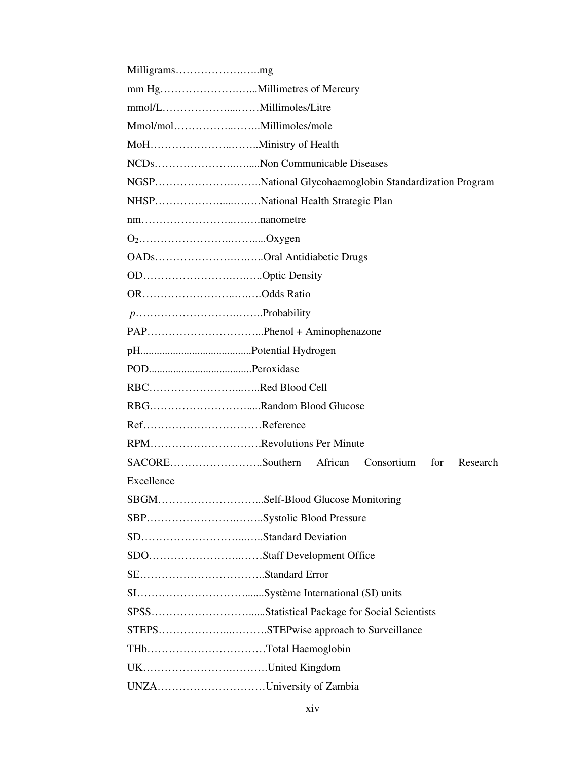Milligrams…………………..…..mg

mm Hg……………………..…...Millimetres of Mercury

mmol/L………………....……Millimoles/Litre

Mmol/mol……………..……..Millimoles/mole

MoH…………………..……..Ministry of Health

NCDs…………………..….....Non Communicable Diseases

NGSP……………………..…..National Glycohaemoglobin Standardization Program

NHSP……………….....……..National Health Strategic Plan

nm……………………..….….nanometre

$O_2$…………………..……....Oxygen

OADs……………………..……..Oral Antidiabetic Drugs

OD…………………………..……..Optic Density

OR…………………..……..….Odds Ratio

*p*……………………..……..Probability

PAP…………………………...Phenol + Aminophenazone

pH.........................................Potential Hydrogen

POD......................................Peroxidase

RBC……………………...…..Red Blood Cell

RBG…………………………....Random Blood Glucose

Ref……………………………Reference

RPM…………………………..Revolutions Per Minute

SACORE……………………..Southern African Consortium for Research Excellence

SBGM………………………...Self-Blood Glucose Monitoring

SBP……………………..……..Systolic Blood Pressure

SD…………………………...…..Standard Deviation

SDO……………………..……Staff Development Office

SE……………………………..Standard Error

SI……………………………......Système International (SI) units

SPSS…………………………......Statistical Package for Social Scientists

STEPS………………...……….STEPwise approach to Surveillance

THb……..……………………Total Haemoglobin

UK…………………..………United Kingdom

UNZA…………………………University of Zambia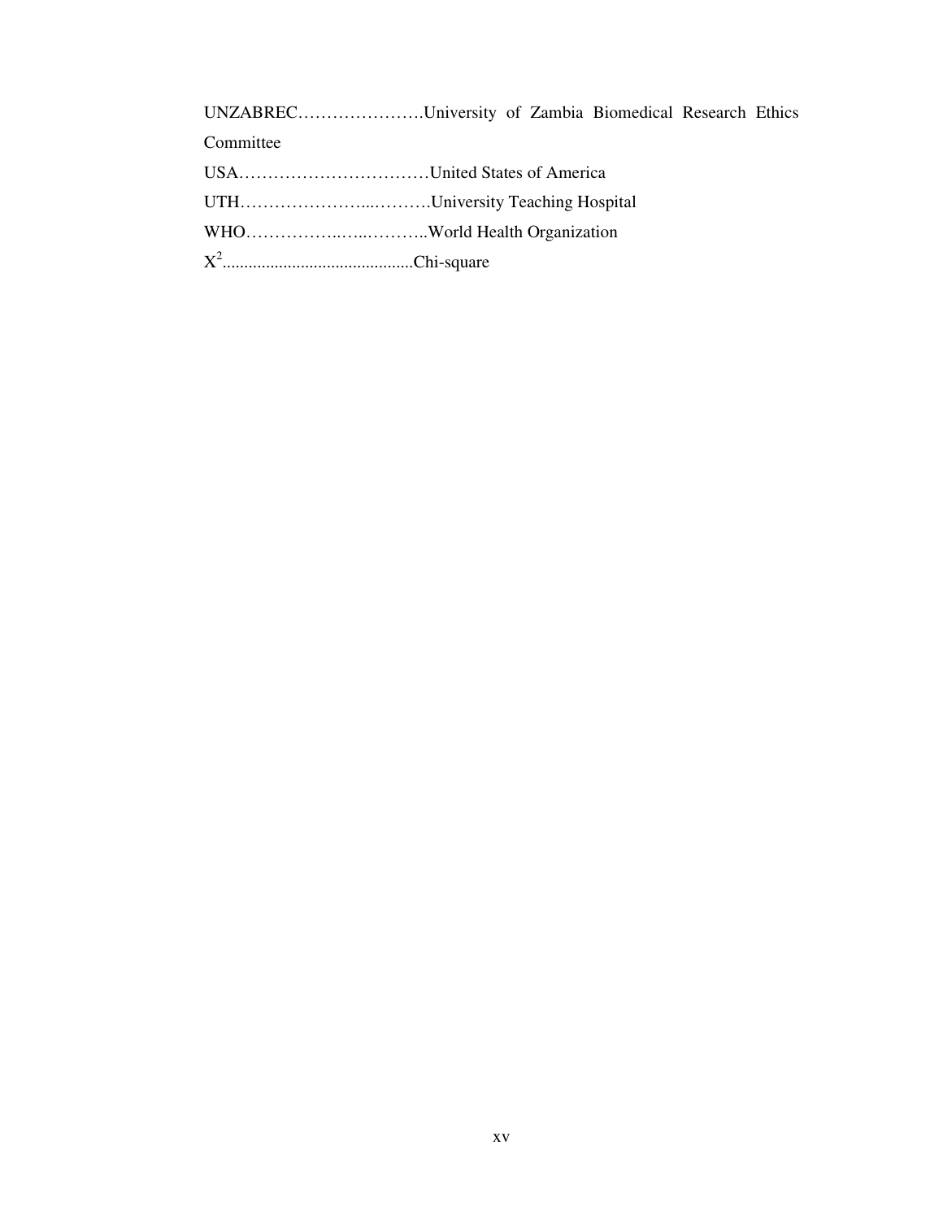UNZABREC………………….University of Zambia Biomedical Research Ethics Committee

USA……………………………United States of America

UTH…………………...……….University Teaching Hospital

WHO……………..…..………..World Health Organization

$X^2$............................................Chi-square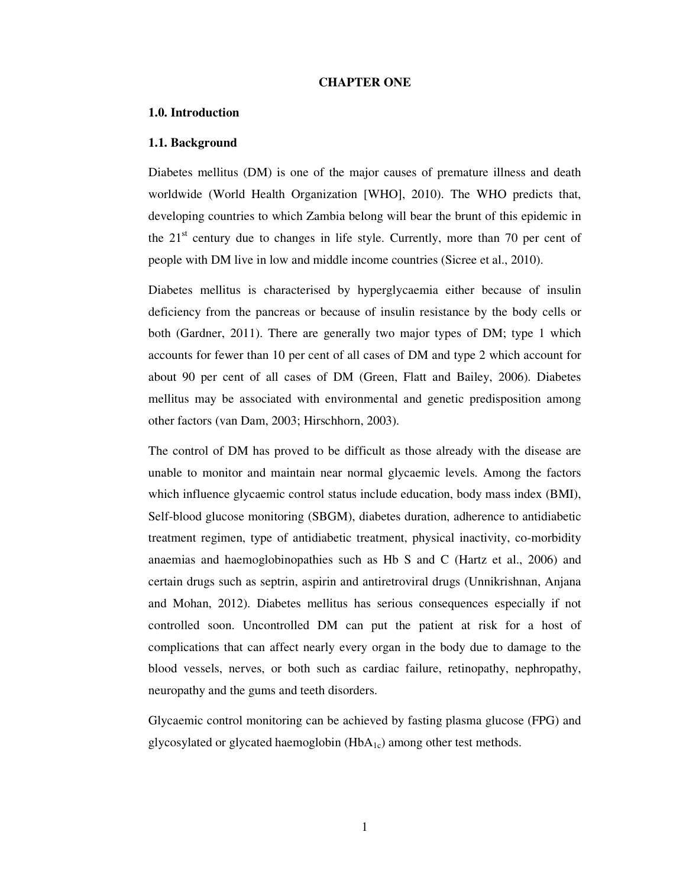# CHAPTER ONE

## 1.0. Introduction

### 1.1. Background

Diabetes mellitus (DM) is one of the major causes of premature illness and death worldwide (World Health Organization [WHO], 2010). The WHO predicts that, developing countries to which Zambia belong will bear the brunt of this epidemic in the 21$^{st}$ century due to changes in life style. Currently, more than 70 per cent of people with DM live in low and middle income countries (Sicree et al., 2010).

Diabetes mellitus is characterised by hyperglycaemia either because of insulin deficiency from the pancreas or because of insulin resistance by the body cells or both (Gardner, 2011). There are generally two major types of DM; type 1 which accounts for fewer than 10 per cent of all cases of DM and type 2 which account for about 90 per cent of all cases of DM (Green, Flatt and Bailey, 2006). Diabetes mellitus may be associated with environmental and genetic predisposition among other factors (van Dam, 2003; Hirschhorn, 2003).

The control of DM has proved to be difficult as those already with the disease are unable to monitor and maintain near normal glycaemic levels. Among the factors which influence glycaemic control status include education, body mass index (BMI), Self-blood glucose monitoring (SBGM), diabetes duration, adherence to antidiabetic treatment regimen, type of antidiabetic treatment, physical inactivity, co-morbidity anaemias and haemoglobinopathies such as Hb S and C (Hartz et al., 2006) and certain drugs such as septrin, aspirin and antiretroviral drugs (Unnikrishnan, Anjana and Mohan, 2012). Diabetes mellitus has serious consequences especially if not controlled soon. Uncontrolled DM can put the patient at risk for a host of complications that can affect nearly every organ in the body due to damage to the blood vessels, nerves, or both such as cardiac failure, retinopathy, nephropathy, neuropathy and the gums and teeth disorders.

Glycaemic control monitoring can be achieved by fasting plasma glucose (FPG) and glycosylated or glycated haemoglobin ($HbA_{1c}$) among other test methods.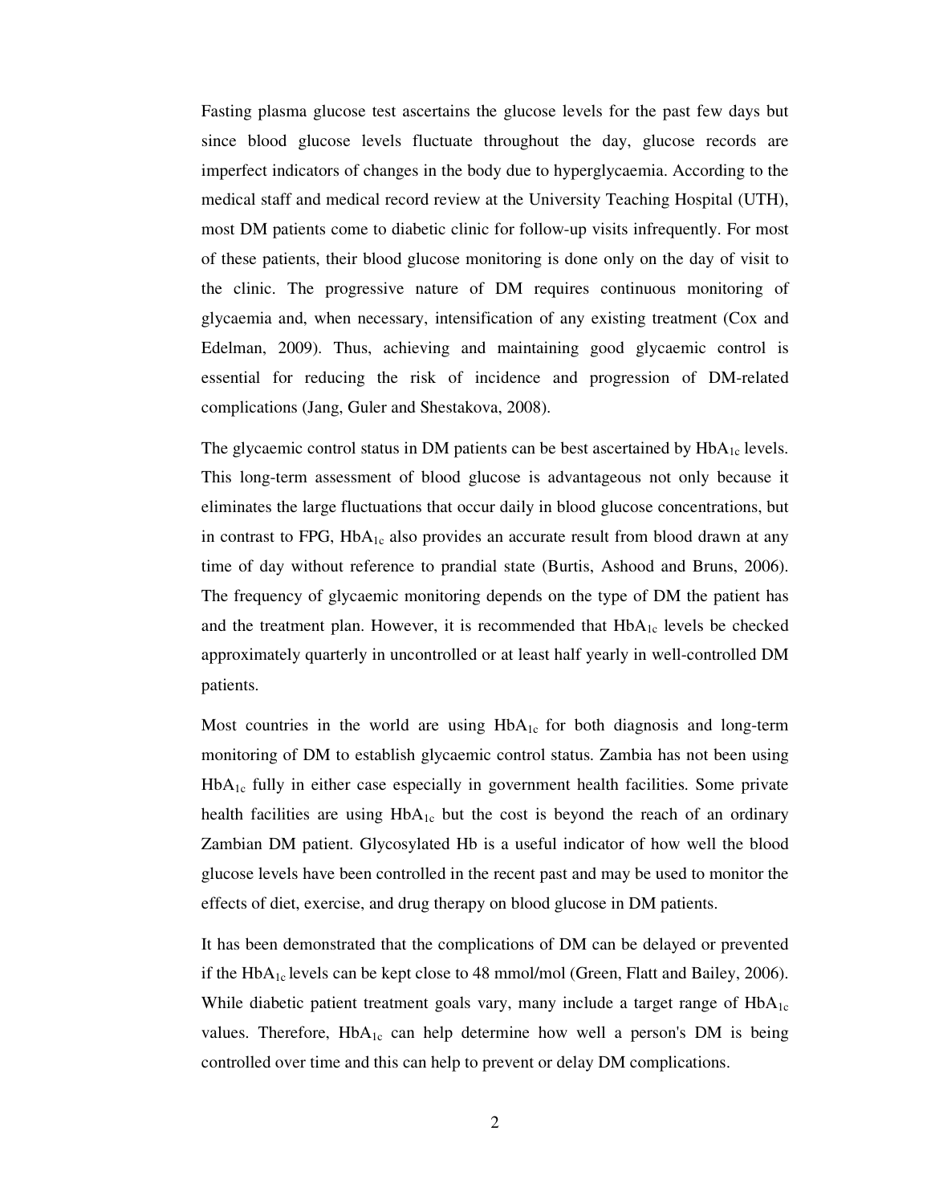Fasting plasma glucose test ascertains the glucose levels for the past few days but since blood glucose levels fluctuate throughout the day, glucose records are imperfect indicators of changes in the body due to hyperglycaemia. According to the medical staff and medical record review at the University Teaching Hospital (UTH), most DM patients come to diabetic clinic for follow-up visits infrequently. For most of these patients, their blood glucose monitoring is done only on the day of visit to the clinic. The progressive nature of DM requires continuous monitoring of glycaemia and, when necessary, intensification of any existing treatment (Cox and Edelman, 2009). Thus, achieving and maintaining good glycaemic control is essential for reducing the risk of incidence and progression of DM-related complications (Jang, Guler and Shestakova, 2008).

The glycaemic control status in DM patients can be best ascertained by $HbA_{1c}$ levels. This long-term assessment of blood glucose is advantageous not only because it eliminates the large fluctuations that occur daily in blood glucose concentrations, but in contrast to FPG, $HbA_{1c}$ also provides an accurate result from blood drawn at any time of day without reference to prandial state (Burtis, Ashood and Bruns, 2006). The frequency of glycaemic monitoring depends on the type of DM the patient has and the treatment plan. However, it is recommended that $HbA_{1c}$ levels be checked approximately quarterly in uncontrolled or at least half yearly in well-controlled DM patients.

Most countries in the world are using $HbA_{1c}$ for both diagnosis and long-term monitoring of DM to establish glycaemic control status. Zambia has not been using $HbA_{1c}$ fully in either case especially in government health facilities. Some private health facilities are using $HbA_{1c}$ but the cost is beyond the reach of an ordinary Zambian DM patient. Glycosylated Hb is a useful indicator of how well the blood glucose levels have been controlled in the recent past and may be used to monitor the effects of diet, exercise, and drug therapy on blood glucose in DM patients.

It has been demonstrated that the complications of DM can be delayed or prevented if the $HbA_{1c}$ levels can be kept close to 48 mmol/mol (Green, Flatt and Bailey, 2006). While diabetic patient treatment goals vary, many include a target range of $HbA_{1c}$ values. Therefore, $HbA_{1c}$ can help determine how well a person's DM is being controlled over time and this can help to prevent or delay DM complications.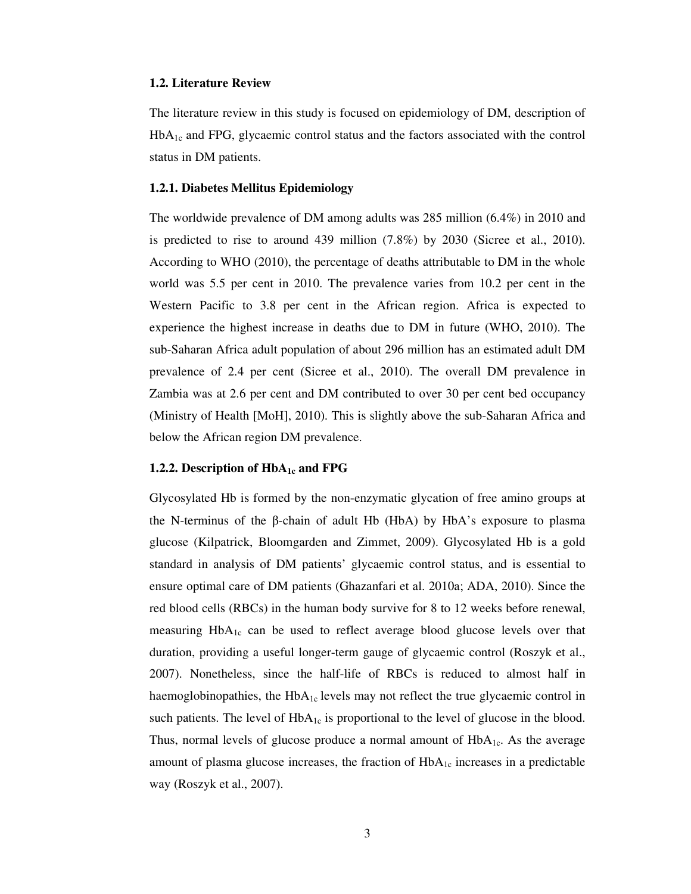### 1.2. Literature Review

The literature review in this study is focused on epidemiology of DM, description of $HbA_{1c}$ and FPG, glycaemic control status and the factors associated with the control status in DM patients.

#### 1.2.1. Diabetes Mellitus Epidemiology

The worldwide prevalence of DM among adults was 285 million (6.4%) in 2010 and is predicted to rise to around 439 million (7.8%) by 2030 (Sicree et al., 2010). According to WHO (2010), the percentage of deaths attributable to DM in the whole world was 5.5 per cent in 2010. The prevalence varies from 10.2 per cent in the Western Pacific to 3.8 per cent in the African region. Africa is expected to experience the highest increase in deaths due to DM in future (WHO, 2010). The sub-Saharan Africa adult population of about 296 million has an estimated adult DM prevalence of 2.4 per cent (Sicree et al., 2010). The overall DM prevalence in Zambia was at 2.6 per cent and DM contributed to over 30 per cent bed occupancy (Ministry of Health [MoH], 2010). This is slightly above the sub-Saharan Africa and below the African region DM prevalence.

#### 1.2.2. Description of $HbA_{1c}$ and FPG

Glycosylated Hb is formed by the non-enzymatic glycation of free amino groups at the N-terminus of the β-chain of adult Hb (HbA) by HbA's exposure to plasma glucose (Kilpatrick, Bloomgarden and Zimmet, 2009). Glycosylated Hb is a gold standard in analysis of DM patients' glycaemic control status, and is essential to ensure optimal care of DM patients (Ghazanfari et al. 2010a; ADA, 2010). Since the red blood cells (RBCs) in the human body survive for 8 to 12 weeks before renewal, measuring $HbA_{1c}$ can be used to reflect average blood glucose levels over that duration, providing a useful longer-term gauge of glycaemic control (Roszyk et al., 2007). Nonetheless, since the half-life of RBCs is reduced to almost half in haemoglobinopathies, the $HbA_{1c}$ levels may not reflect the true glycaemic control in such patients. The level of $HbA_{1c}$ is proportional to the level of glucose in the blood. Thus, normal levels of glucose produce a normal amount of $HbA_{1c}$. As the average amount of plasma glucose increases, the fraction of $HbA_{1c}$ increases in a predictable way (Roszyk et al., 2007).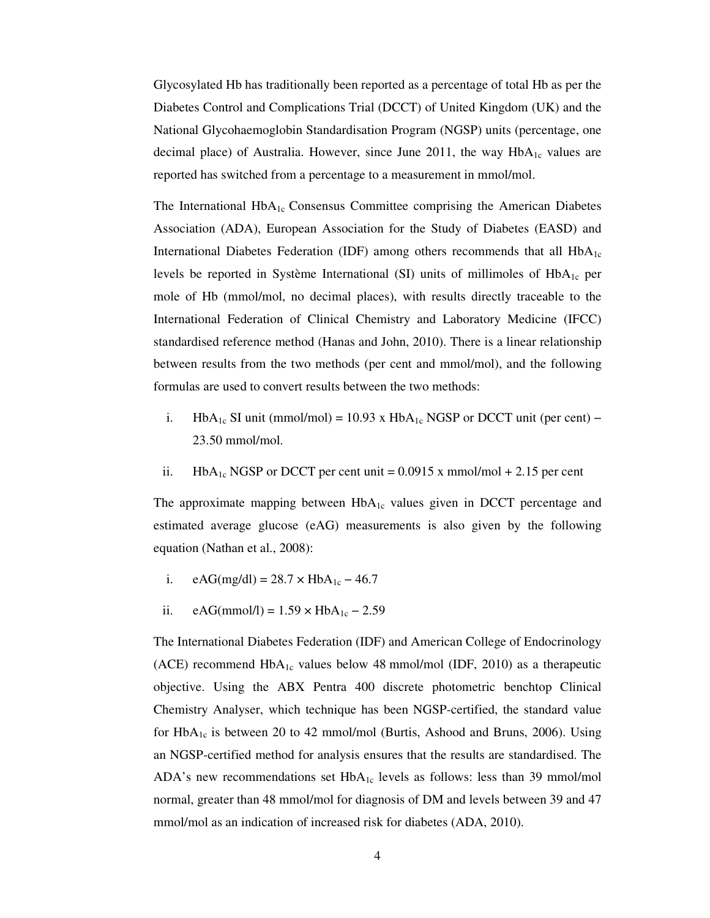Glycosylated Hb has traditionally been reported as a percentage of total Hb as per the Diabetes Control and Complications Trial (DCCT) of United Kingdom (UK) and the National Glycohaemoglobin Standardisation Program (NGSP) units (percentage, one decimal place) of Australia. However, since June 2011, the way $HbA_{1c}$ values are reported has switched from a percentage to a measurement in mmol/mol.

The International $HbA_{1c}$ Consensus Committee comprising the American Diabetes Association (ADA), European Association for the Study of Diabetes (EASD) and International Diabetes Federation (IDF) among others recommends that all $HbA_{1c}$ levels be reported in Système International (SI) units of millimoles of $HbA_{1c}$ per mole of Hb (mmol/mol, no decimal places), with results directly traceable to the International Federation of Clinical Chemistry and Laboratory Medicine (IFCC) standardised reference method (Hanas and John, 2010). There is a linear relationship between results from the two methods (per cent and mmol/mol), and the following formulas are used to convert results between the two methods:

i. $HbA_{1c}$ SI unit (mmol/mol) = 10.93 x $HbA_{1c}$ NGSP or DCCT unit (per cent) – 23.50 mmol/mol.

ii. $HbA_{1c}$ NGSP or DCCT per cent unit = 0.0915 x mmol/mol + 2.15 per cent

The approximate mapping between $HbA_{1c}$ values given in DCCT percentage and estimated average glucose (eAG) measurements is also given by the following equation (Nathan et al., 2008):

i. $eAG(mg/dl) = 28.7 \times HbA_{1c} - 46.7$

ii. $eAG(mmol/l) = 1.59 \times HbA_{1c} - 2.59$

The International Diabetes Federation (IDF) and American College of Endocrinology (ACE) recommend $HbA_{1c}$ values below 48 mmol/mol (IDF, 2010) as a therapeutic objective. Using the ABX Pentra 400 discrete photometric benchtop Clinical Chemistry Analyser, which technique has been NGSP-certified, the standard value for $HbA_{1c}$ is between 20 to 42 mmol/mol (Burtis, Ashood and Bruns, 2006). Using an NGSP-certified method for analysis ensures that the results are standardised. The ADA's new recommendations set $HbA_{1c}$ levels as follows: less than 39 mmol/mol normal, greater than 48 mmol/mol for diagnosis of DM and levels between 39 and 47 mmol/mol as an indication of increased risk for diabetes (ADA, 2010).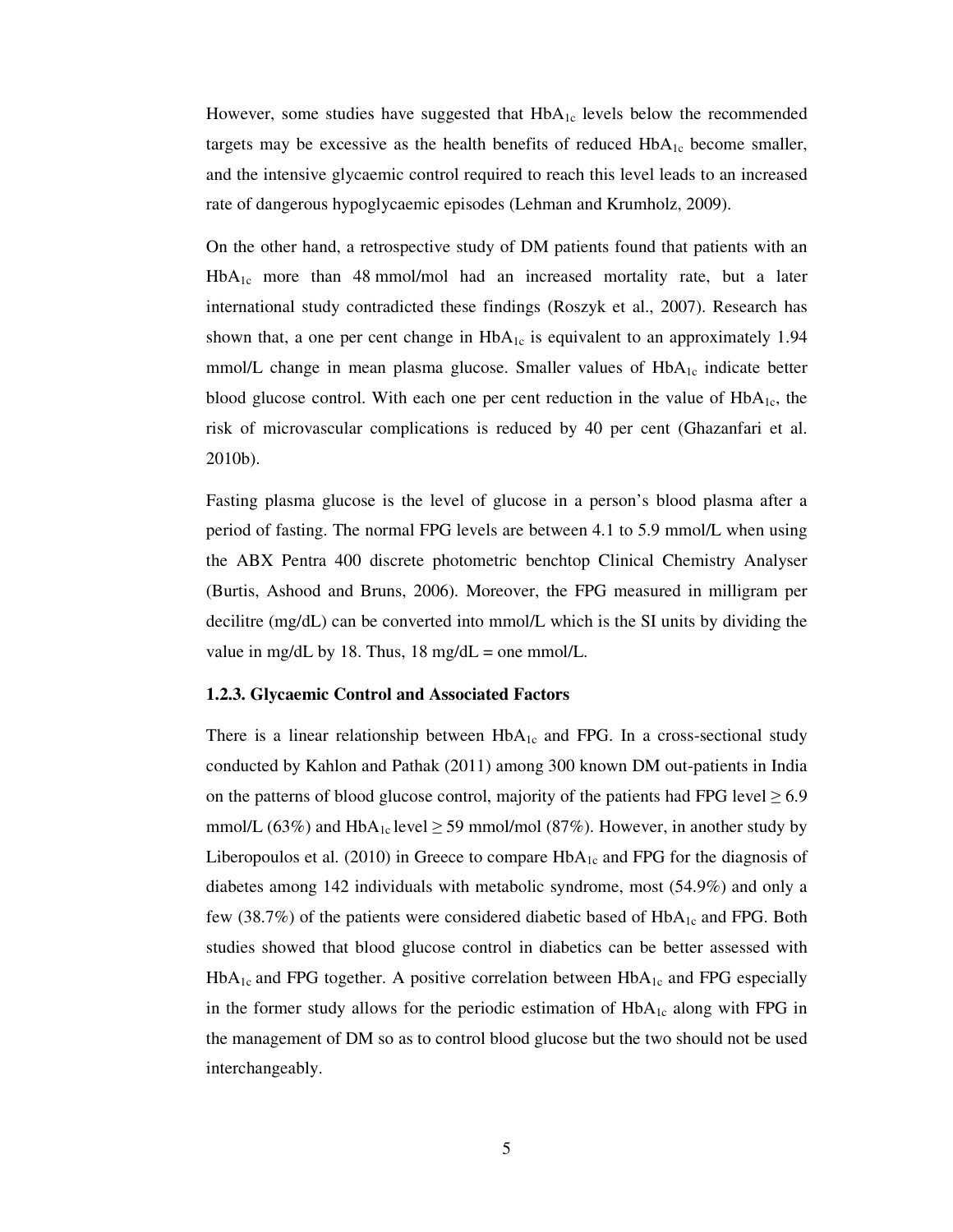However, some studies have suggested that $HbA_{1c}$ levels below the recommended targets may be excessive as the health benefits of reduced $HbA_{1c}$ become smaller, and the intensive glycaemic control required to reach this level leads to an increased rate of dangerous hypoglycaemic episodes (Lehman and Krumholz, 2009).

On the other hand, a retrospective study of DM patients found that patients with an $HbA_{1c}$ more than 48 mmol/mol had an increased mortality rate, but a later international study contradicted these findings (Roszyk et al., 2007). Research has shown that, a one per cent change in $HbA_{1c}$ is equivalent to an approximately 1.94 mmol/L change in mean plasma glucose. Smaller values of $HbA_{1c}$ indicate better blood glucose control. With each one per cent reduction in the value of $HbA_{1c}$, the risk of microvascular complications is reduced by 40 per cent (Ghazanfari et al. 2010b).

Fasting plasma glucose is the level of glucose in a person's blood plasma after a period of fasting. The normal FPG levels are between 4.1 to 5.9 mmol/L when using the ABX Pentra 400 discrete photometric benchtop Clinical Chemistry Analyser (Burtis, Ashood and Bruns, 2006). Moreover, the FPG measured in milligram per decilitre (mg/dL) can be converted into mmol/L which is the SI units by dividing the value in mg/dL by 18. Thus, 18 mg/dL = one mmol/L.

### 1.2.3. Glycaemic Control and Associated Factors

There is a linear relationship between $HbA_{1c}$ and FPG. In a cross-sectional study conducted by Kahlon and Pathak (2011) among 300 known DM out-patients in India on the patterns of blood glucose control, majority of the patients had FPG level $\geq 6.9$ mmol/L (63%) and $HbA_{1c}$ level $\geq 59$ mmol/mol (87%). However, in another study by Liberopoulos et al. (2010) in Greece to compare $HbA_{1c}$ and FPG for the diagnosis of diabetes among 142 individuals with metabolic syndrome, most (54.9%) and only a few (38.7%) of the patients were considered diabetic based of $HbA_{1c}$ and FPG. Both studies showed that blood glucose control in diabetics can be better assessed with $HbA_{1c}$ and FPG together. A positive correlation between $HbA_{1c}$ and FPG especially in the former study allows for the periodic estimation of $HbA_{1c}$ along with FPG in the management of DM so as to control blood glucose but the two should not be used interchangeably.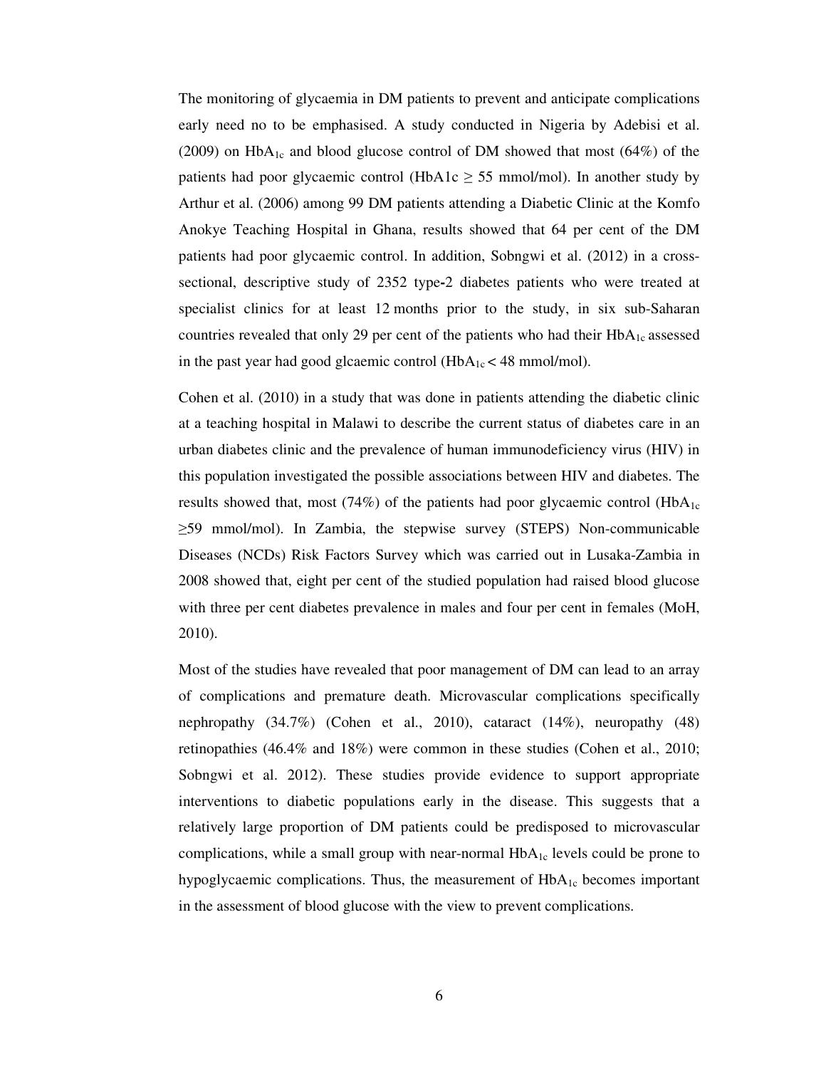The monitoring of glycaemia in DM patients to prevent and anticipate complications early need no to be emphasised. A study conducted in Nigeria by Adebisi et al. (2009) on $HbA_{1c}$ and blood glucose control of DM showed that most (64%) of the patients had poor glycaemic control (HbA1c $\geq$ 55 mmol/mol). In another study by Arthur et al. (2006) among 99 DM patients attending a Diabetic Clinic at the Komfo Anokye Teaching Hospital in Ghana, results showed that 64 per cent of the DM patients had poor glycaemic control. In addition, Sobngwi et al. (2012) in a cross-sectional, descriptive study of 2352 type-2 diabetes patients who were treated at specialist clinics for at least 12 months prior to the study, in six sub-Saharan countries revealed that only 29 per cent of the patients who had their $HbA_{1c}$ assessed in the past year had good glcaemic control ($HbA_{1c}$ < 48 mmol/mol).

Cohen et al. (2010) in a study that was done in patients attending the diabetic clinic at a teaching hospital in Malawi to describe the current status of diabetes care in an urban diabetes clinic and the prevalence of human immunodeficiency virus (HIV) in this population investigated the possible associations between HIV and diabetes. The results showed that, most (74%) of the patients had poor glycaemic control ($HbA_{1c}$ $\geq$59 mmol/mol). In Zambia, the stepwise survey (STEPS) Non-communicable Diseases (NCDs) Risk Factors Survey which was carried out in Lusaka-Zambia in 2008 showed that, eight per cent of the studied population had raised blood glucose with three per cent diabetes prevalence in males and four per cent in females (MoH, 2010).

Most of the studies have revealed that poor management of DM can lead to an array of complications and premature death. Microvascular complications specifically nephropathy (34.7%) (Cohen et al., 2010), cataract (14%), neuropathy (48) retinopathies (46.4% and 18%) were common in these studies (Cohen et al., 2010; Sobngwi et al. 2012). These studies provide evidence to support appropriate interventions to diabetic populations early in the disease. This suggests that a relatively large proportion of DM patients could be predisposed to microvascular complications, while a small group with near-normal $HbA_{1c}$ levels could be prone to hypoglycaemic complications. Thus, the measurement of $HbA_{1c}$ becomes important in the assessment of blood glucose with the view to prevent complications.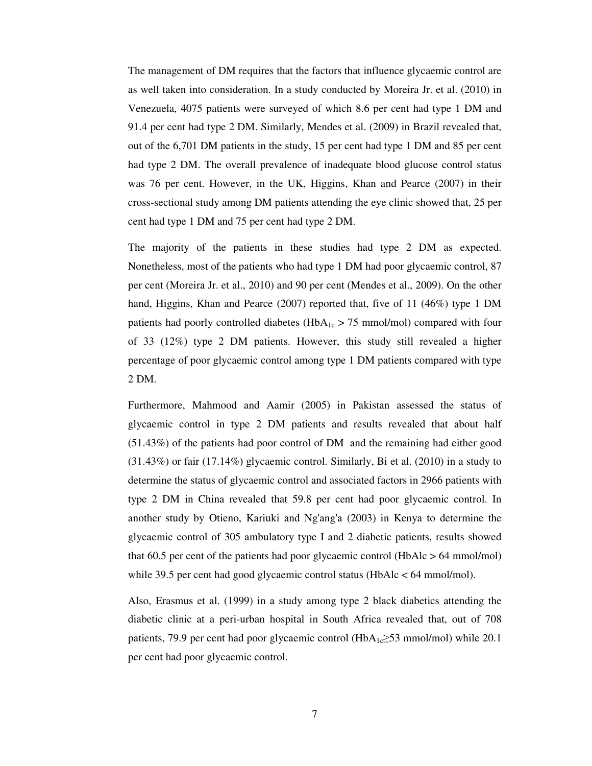The management of DM requires that the factors that influence glycaemic control are as well taken into consideration. In a study conducted by Moreira Jr. et al. (2010) in Venezuela, 4075 patients were surveyed of which 8.6 per cent had type 1 DM and 91.4 per cent had type 2 DM. Similarly, Mendes et al. (2009) in Brazil revealed that, out of the 6,701 DM patients in the study, 15 per cent had type 1 DM and 85 per cent had type 2 DM. The overall prevalence of inadequate blood glucose control status was 76 per cent. However, in the UK, Higgins, Khan and Pearce (2007) in their cross-sectional study among DM patients attending the eye clinic showed that, 25 per cent had type 1 DM and 75 per cent had type 2 DM.

The majority of the patients in these studies had type 2 DM as expected. Nonetheless, most of the patients who had type 1 DM had poor glycaemic control, 87 per cent (Moreira Jr. et al., 2010) and 90 per cent (Mendes et al., 2009). On the other hand, Higgins, Khan and Pearce (2007) reported that, five of 11 (46%) type 1 DM patients had poorly controlled diabetes ($HbA_{1c} > 75$ mmol/mol) compared with four of 33 (12%) type 2 DM patients. However, this study still revealed a higher percentage of poor glycaemic control among type 1 DM patients compared with type 2 DM.

Furthermore, Mahmood and Aamir (2005) in Pakistan assessed the status of glycaemic control in type 2 DM patients and results revealed that about half (51.43%) of the patients had poor control of DM and the remaining had either good (31.43%) or fair (17.14%) glycaemic control. Similarly, Bi et al. (2010) in a study to determine the status of glycaemic control and associated factors in 2966 patients with type 2 DM in China revealed that 59.8 per cent had poor glycaemic control. In another study by Otieno, Kariuki and Ng'ang'a (2003) in Kenya to determine the glycaemic control of 305 ambulatory type I and 2 diabetic patients, results showed that 60.5 per cent of the patients had poor glycaemic control (HbAlc > 64 mmol/mol) while 39.5 per cent had good glycaemic control status (HbAlc < 64 mmol/mol).

Also, Erasmus et al. (1999) in a study among type 2 black diabetics attending the diabetic clinic at a peri-urban hospital in South Africa revealed that, out of 708 patients, 79.9 per cent had poor glycaemic control ($HbA_{1c} \geq 53$ mmol/mol) while 20.1 per cent had poor glycaemic control.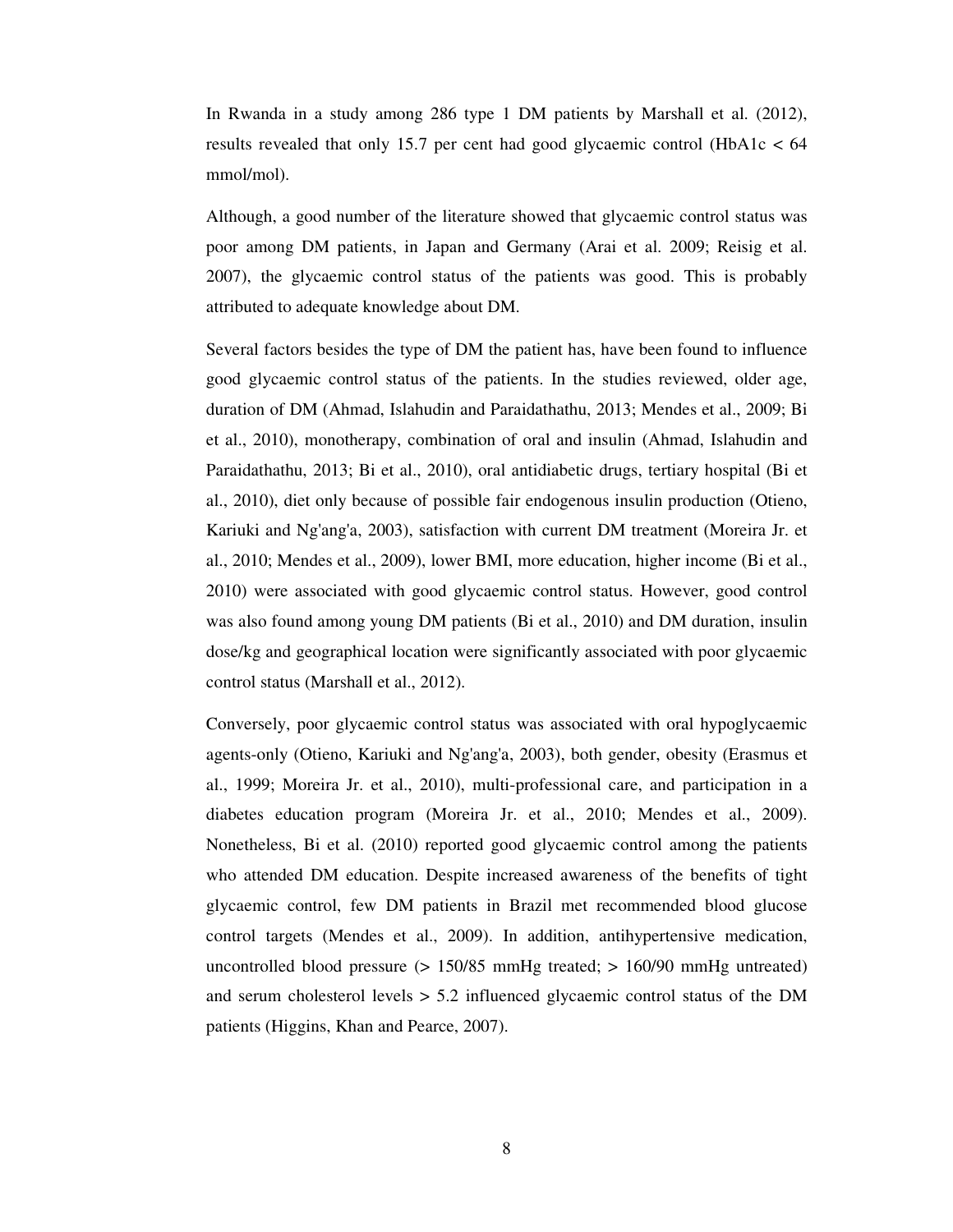In Rwanda in a study among 286 type 1 DM patients by Marshall et al. (2012), results revealed that only 15.7 per cent had good glycaemic control (HbA1c < 64 mmol/mol).

Although, a good number of the literature showed that glycaemic control status was poor among DM patients, in Japan and Germany (Arai et al. 2009; Reisig et al. 2007), the glycaemic control status of the patients was good. This is probably attributed to adequate knowledge about DM.

Several factors besides the type of DM the patient has, have been found to influence good glycaemic control status of the patients. In the studies reviewed, older age, duration of DM (Ahmad, Islahudin and Paraidathathu, 2013; Mendes et al., 2009; Bi et al., 2010), monotherapy, combination of oral and insulin (Ahmad, Islahudin and Paraidathathu, 2013; Bi et al., 2010), oral antidiabetic drugs, tertiary hospital (Bi et al., 2010), diet only because of possible fair endogenous insulin production (Otieno, Kariuki and Ng'ang'a, 2003), satisfaction with current DM treatment (Moreira Jr. et al., 2010; Mendes et al., 2009), lower BMI, more education, higher income (Bi et al., 2010) were associated with good glycaemic control status. However, good control was also found among young DM patients (Bi et al., 2010) and DM duration, insulin dose/kg and geographical location were significantly associated with poor glycaemic control status (Marshall et al., 2012).

Conversely, poor glycaemic control status was associated with oral hypoglycaemic agents-only (Otieno, Kariuki and Ng'ang'a, 2003), both gender, obesity (Erasmus et al., 1999; Moreira Jr. et al., 2010), multi-professional care, and participation in a diabetes education program (Moreira Jr. et al., 2010; Mendes et al., 2009). Nonetheless, Bi et al. (2010) reported good glycaemic control among the patients who attended DM education. Despite increased awareness of the benefits of tight glycaemic control, few DM patients in Brazil met recommended blood glucose control targets (Mendes et al., 2009). In addition, antihypertensive medication, uncontrolled blood pressure (> 150/85 mmHg treated; > 160/90 mmHg untreated) and serum cholesterol levels > 5.2 influenced glycaemic control status of the DM patients (Higgins, Khan and Pearce, 2007).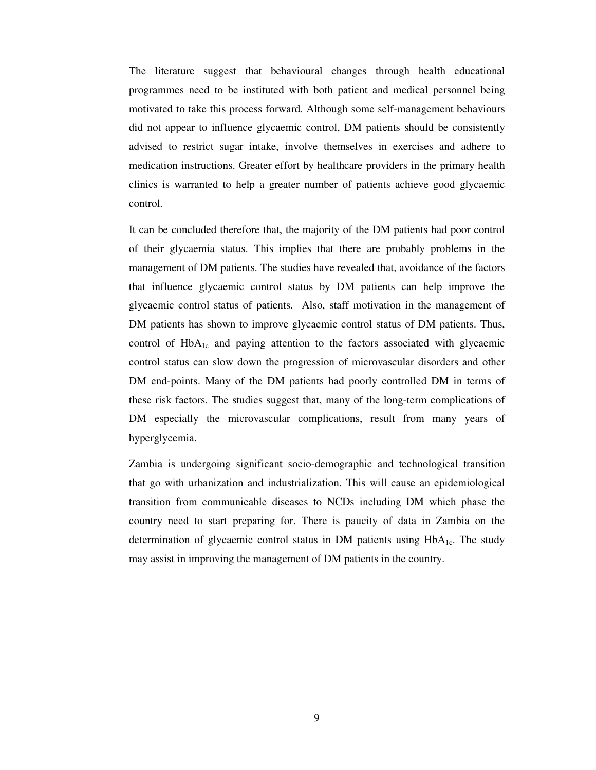The literature suggest that behavioural changes through health educational programmes need to be instituted with both patient and medical personnel being motivated to take this process forward. Although some self-management behaviours did not appear to influence glycaemic control, DM patients should be consistently advised to restrict sugar intake, involve themselves in exercises and adhere to medication instructions. Greater effort by healthcare providers in the primary health clinics is warranted to help a greater number of patients achieve good glycaemic control.

It can be concluded therefore that, the majority of the DM patients had poor control of their glycaemia status. This implies that there are probably problems in the management of DM patients. The studies have revealed that, avoidance of the factors that influence glycaemic control status by DM patients can help improve the glycaemic control status of patients. Also, staff motivation in the management of DM patients has shown to improve glycaemic control status of DM patients. Thus, control of $HbA_{1c}$ and paying attention to the factors associated with glycaemic control status can slow down the progression of microvascular disorders and other DM end-points. Many of the DM patients had poorly controlled DM in terms of these risk factors. The studies suggest that, many of the long-term complications of DM especially the microvascular complications, result from many years of hyperglycemia.

Zambia is undergoing significant socio-demographic and technological transition that go with urbanization and industrialization. This will cause an epidemiological transition from communicable diseases to NCDs including DM which phase the country need to start preparing for. There is paucity of data in Zambia on the determination of glycaemic control status in DM patients using $HbA_{1c}$. The study may assist in improving the management of DM patients in the country.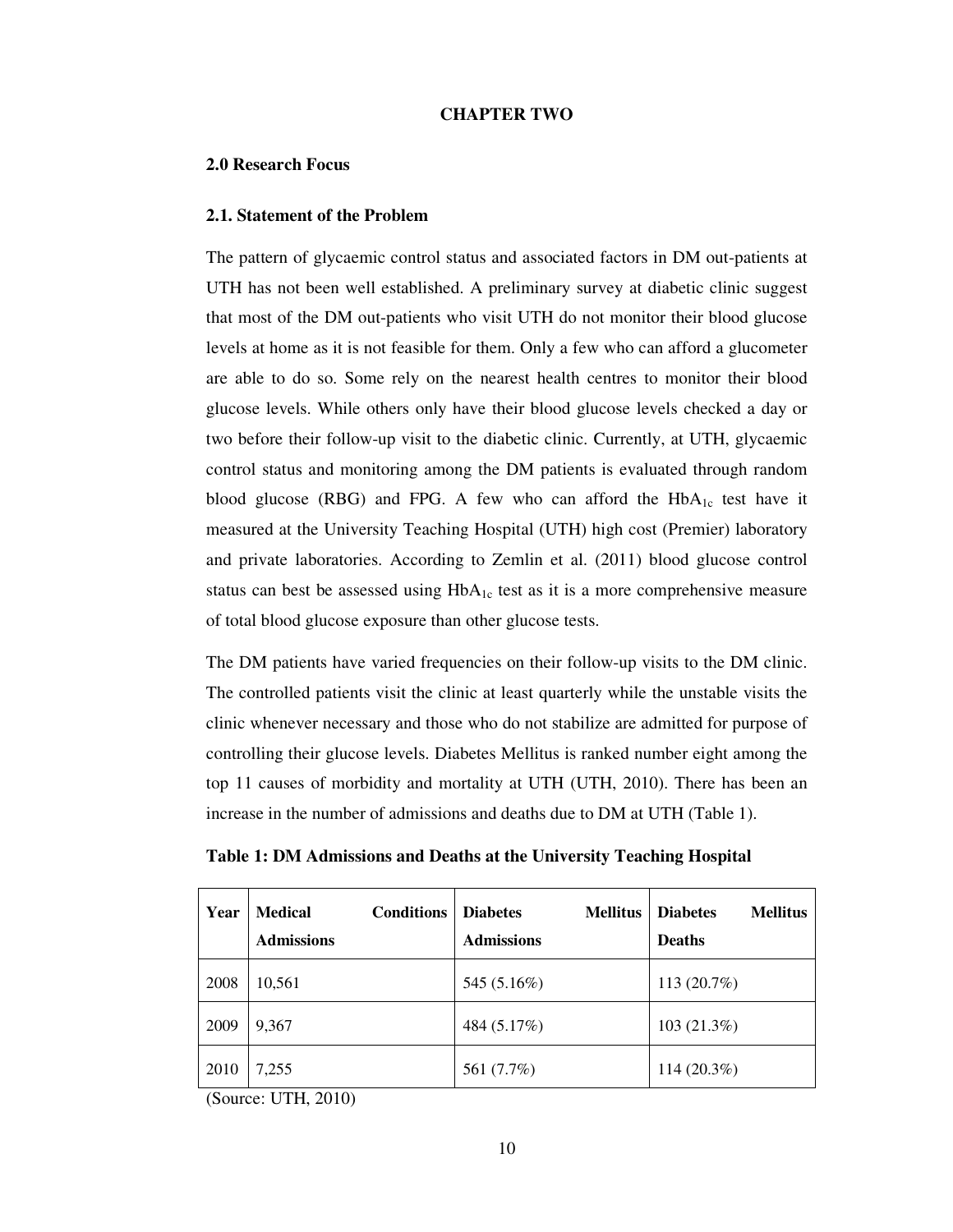# CHAPTER TWO

## 2.0 Research Focus

### 2.1. Statement of the Problem

The pattern of glycaemic control status and associated factors in DM out-patients at UTH has not been well established. A preliminary survey at diabetic clinic suggest that most of the DM out-patients who visit UTH do not monitor their blood glucose levels at home as it is not feasible for them. Only a few who can afford a glucometer are able to do so. Some rely on the nearest health centres to monitor their blood glucose levels. While others only have their blood glucose levels checked a day or two before their follow-up visit to the diabetic clinic. Currently, at UTH, glycaemic control status and monitoring among the DM patients is evaluated through random blood glucose (RBG) and FPG. A few who can afford the $HbA_{1c}$ test have it measured at the University Teaching Hospital (UTH) high cost (Premier) laboratory and private laboratories. According to Zemlin et al. (2011) blood glucose control status can best be assessed using $HbA_{1c}$ test as it is a more comprehensive measure of total blood glucose exposure than other glucose tests.

The DM patients have varied frequencies on their follow-up visits to the DM clinic. The controlled patients visit the clinic at least quarterly while the unstable visits the clinic whenever necessary and those who do not stabilize are admitted for purpose of controlling their glucose levels. Diabetes Mellitus is ranked number eight among the top 11 causes of morbidity and mortality at UTH (UTH, 2010). There has been an increase in the number of admissions and deaths due to DM at UTH (Table 1).

**Table 1: DM Admissions and Deaths at the University Teaching Hospital**

| Year | Medical Conditions Admissions | Diabetes Mellitus Admissions | Diabetes Mellitus Deaths |
|---|---|---|---|
| 2008 | 10,561 | 545 (5.16%) | 113 (20.7%) |
| 2009 | 9,367 | 484 (5.17%) | 103 (21.3%) |
| 2010 | 7,255 | 561 (7.7%) | 114 (20.3%) |

(Source: UTH, 2010)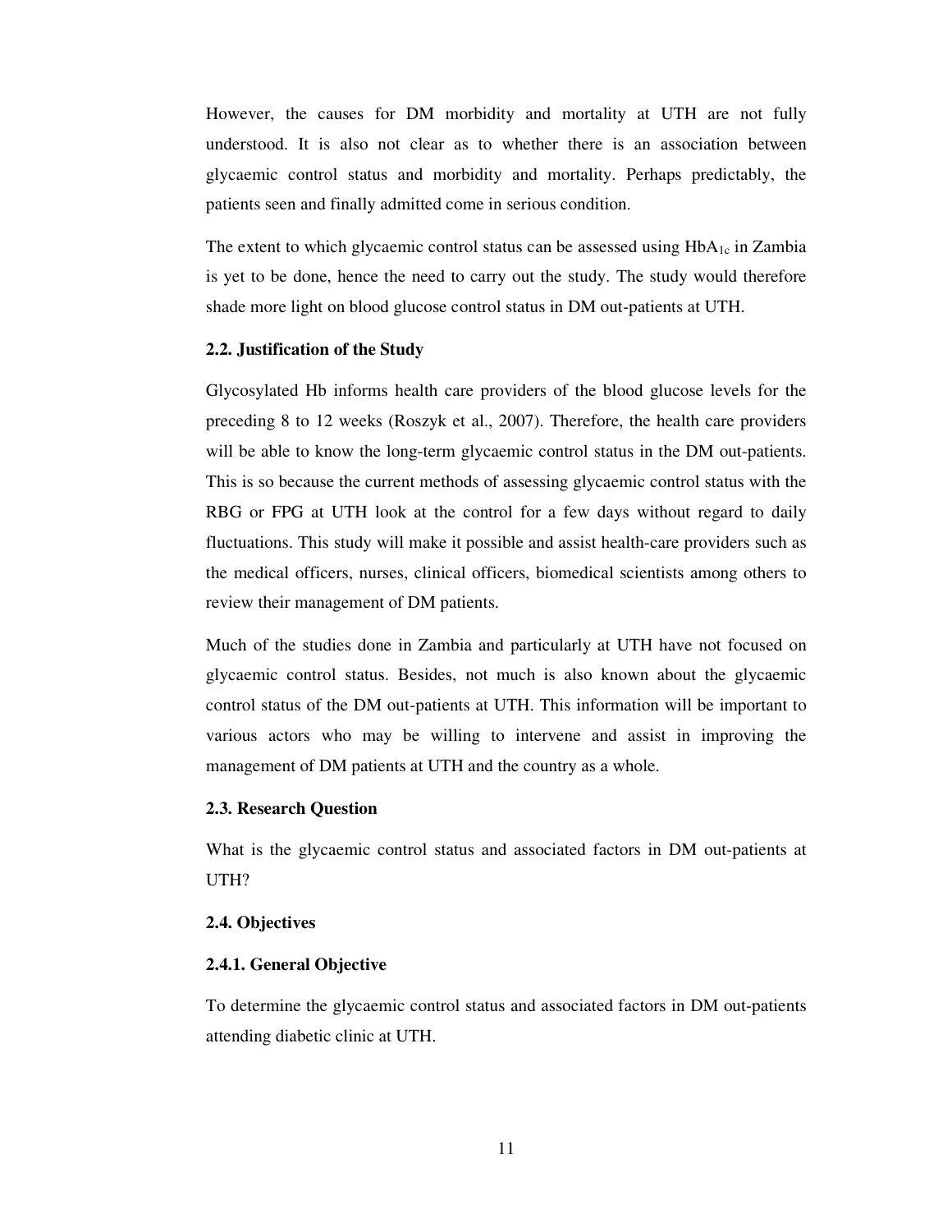However, the causes for DM morbidity and mortality at UTH are not fully understood. It is also not clear as to whether there is an association between glycaemic control status and morbidity and mortality. Perhaps predictably, the patients seen and finally admitted come in serious condition.

The extent to which glycaemic control status can be assessed using $HbA_{1c}$ in Zambia is yet to be done, hence the need to carry out the study. The study would therefore shade more light on blood glucose control status in DM out-patients at UTH.

### 2.2. Justification of the Study

Glycosylated Hb informs health care providers of the blood glucose levels for the preceding 8 to 12 weeks (Roszyk et al., 2007). Therefore, the health care providers will be able to know the long-term glycaemic control status in the DM out-patients. This is so because the current methods of assessing glycaemic control status with the RBG or FPG at UTH look at the control for a few days without regard to daily fluctuations. This study will make it possible and assist health-care providers such as the medical officers, nurses, clinical officers, biomedical scientists among others to review their management of DM patients.

Much of the studies done in Zambia and particularly at UTH have not focused on glycaemic control status. Besides, not much is also known about the glycaemic control status of the DM out-patients at UTH. This information will be important to various actors who may be willing to intervene and assist in improving the management of DM patients at UTH and the country as a whole.

### 2.3. Research Question

What is the glycaemic control status and associated factors in DM out-patients at UTH?

### 2.4. Objectives

#### 2.4.1. General Objective

To determine the glycaemic control status and associated factors in DM out-patients attending diabetic clinic at UTH.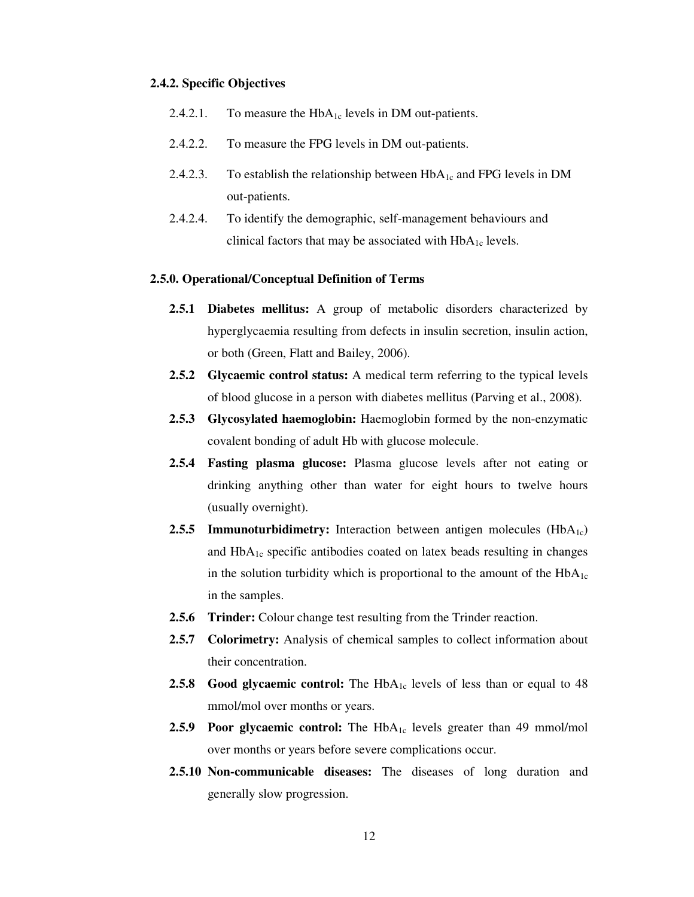### 2.4.2. Specific Objectives

2.4.2.1. To measure the $HbA_{1c}$ levels in DM out-patients.

2.4.2.2. To measure the FPG levels in DM out-patients.

2.4.2.3. To establish the relationship between $HbA_{1c}$ and FPG levels in DM out-patients.

2.4.2.4. To identify the demographic, self-management behaviours and clinical factors that may be associated with $HbA_{1c}$ levels.

### 2.5.0. Operational/Conceptual Definition of Terms

**2.5.1 Diabetes mellitus:** A group of metabolic disorders characterized by hyperglycaemia resulting from defects in insulin secretion, insulin action, or both (Green, Flatt and Bailey, 2006).

**2.5.2 Glycaemic control status:** A medical term referring to the typical levels of blood glucose in a person with diabetes mellitus (Parving et al., 2008).

**2.5.3 Glycosylated haemoglobin:** Haemoglobin formed by the non-enzymatic covalent bonding of adult Hb with glucose molecule.

**2.5.4 Fasting plasma glucose:** Plasma glucose levels after not eating or drinking anything other than water for eight hours to twelve hours (usually overnight).

**2.5.5 Immunoturbidimetry:** Interaction between antigen molecules ($HbA_{1c}$) and $HbA_{1c}$ specific antibodies coated on latex beads resulting in changes in the solution turbidity which is proportional to the amount of the $HbA_{1c}$ in the samples.

**2.5.6 Trinder:** Colour change test resulting from the Trinder reaction.

**2.5.7 Colorimetry:** Analysis of chemical samples to collect information about their concentration.

**2.5.8 Good glycaemic control:** The $HbA_{1c}$ levels of less than or equal to 48 mmol/mol over months or years.

**2.5.9 Poor glycaemic control:** The $HbA_{1c}$ levels greater than 49 mmol/mol over months or years before severe complications occur.

**2.5.10 Non-communicable diseases:** The diseases of long duration and generally slow progression.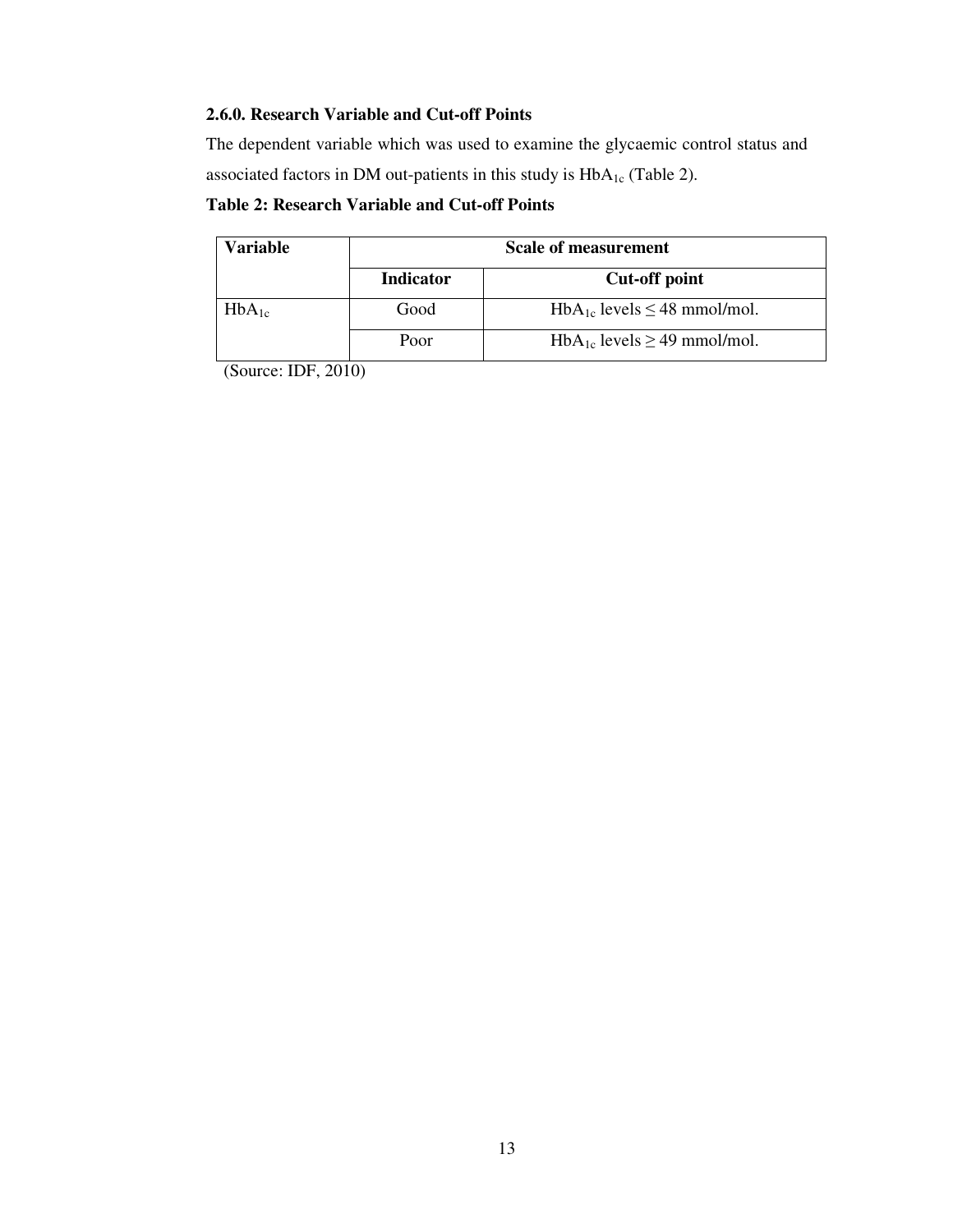### 2.6.0. Research Variable and Cut-off Points

The dependent variable which was used to examine the glycaemic control status and associated factors in DM out-patients in this study is $HbA_{1c}$ (Table 2).

**Table 2: Research Variable and Cut-off Points**

| Variable | Scale of measurement | |
|---|---|---|
| | **Indicator** | **Cut-off point** |
| $HbA_{1c}$ | Good | $HbA_{1c}$ levels $\leq$ 48 mmol/mol. |
| | Poor | $HbA_{1c}$ levels $\geq$ 49 mmol/mol. |

(Source: IDF, 2010)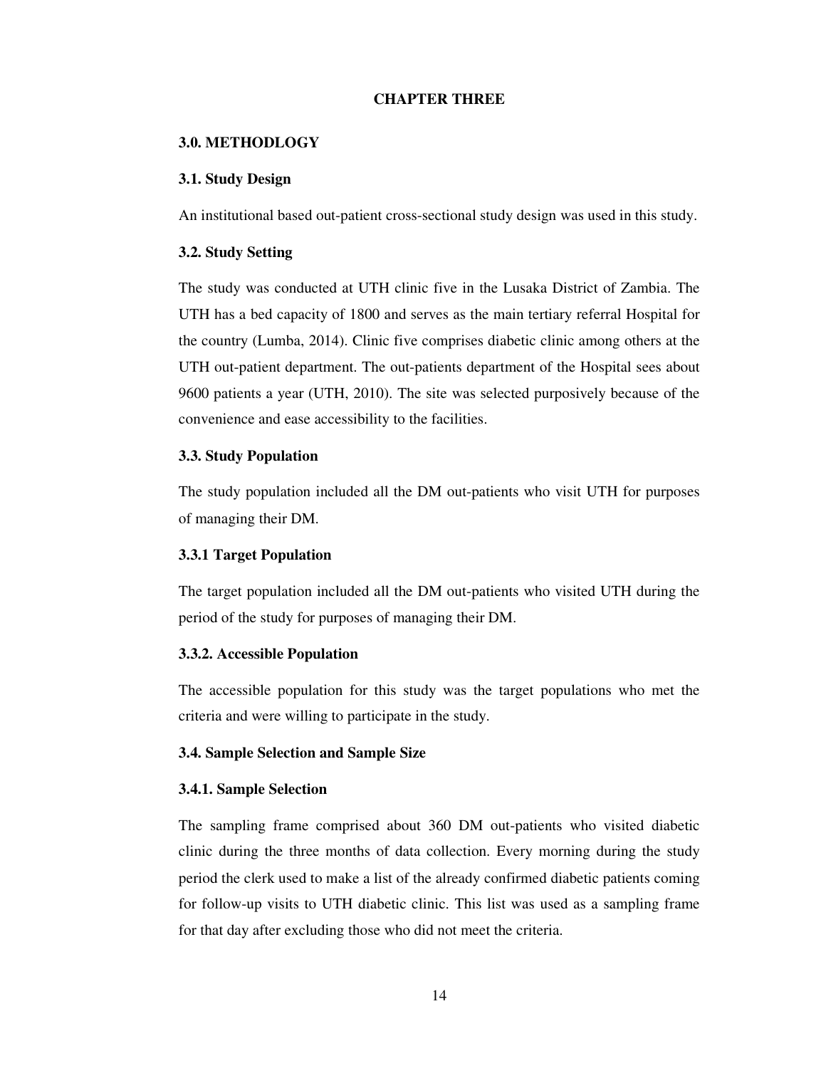# CHAPTER THREE

## 3.0. METHODLOGY

### 3.1. Study Design

An institutional based out-patient cross-sectional study design was used in this study.

### 3.2. Study Setting

The study was conducted at UTH clinic five in the Lusaka District of Zambia. The UTH has a bed capacity of 1800 and serves as the main tertiary referral Hospital for the country (Lumba, 2014). Clinic five comprises diabetic clinic among others at the UTH out-patient department. The out-patients department of the Hospital sees about 9600 patients a year (UTH, 2010). The site was selected purposively because of the convenience and ease accessibility to the facilities.

### 3.3. Study Population

The study population included all the DM out-patients who visit UTH for purposes of managing their DM.

#### 3.3.1 Target Population

The target population included all the DM out-patients who visited UTH during the period of the study for purposes of managing their DM.

#### 3.3.2. Accessible Population

The accessible population for this study was the target populations who met the criteria and were willing to participate in the study.

### 3.4. Sample Selection and Sample Size

#### 3.4.1. Sample Selection

The sampling frame comprised about 360 DM out-patients who visited diabetic clinic during the three months of data collection. Every morning during the study period the clerk used to make a list of the already confirmed diabetic patients coming for follow-up visits to UTH diabetic clinic. This list was used as a sampling frame for that day after excluding those who did not meet the criteria.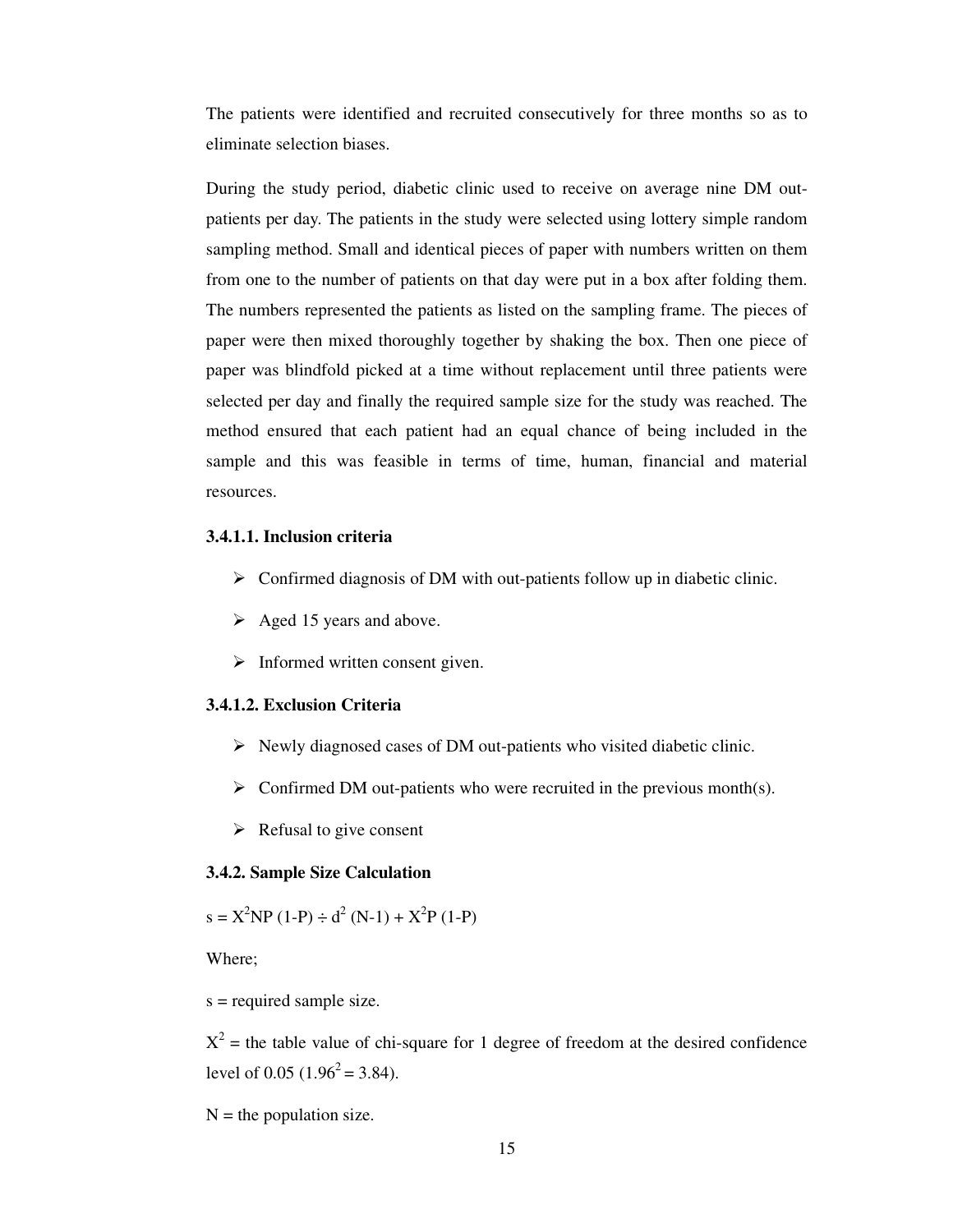The patients were identified and recruited consecutively for three months so as to eliminate selection biases.

During the study period, diabetic clinic used to receive on average nine DM out-patients per day. The patients in the study were selected using lottery simple random sampling method. Small and identical pieces of paper with numbers written on them from one to the number of patients on that day were put in a box after folding them. The numbers represented the patients as listed on the sampling frame. The pieces of paper were then mixed thoroughly together by shaking the box. Then one piece of paper was blindfold picked at a time without replacement until three patients were selected per day and finally the required sample size for the study was reached. The method ensured that each patient had an equal chance of being included in the sample and this was feasible in terms of time, human, financial and material resources.

#### 3.4.1.1. Inclusion criteria

- Confirmed diagnosis of DM with out-patients follow up in diabetic clinic.
- Aged 15 years and above.
- Informed written consent given.

#### 3.4.1.2. Exclusion Criteria

- Newly diagnosed cases of DM out-patients who visited diabetic clinic.
- Confirmed DM out-patients who were recruited in the previous month(s).
- Refusal to give consent

### 3.4.2. Sample Size Calculation

$s = X^2NP(1\text{-}P) \div d^2(N\text{-}1) + X^2P(1\text{-}P)$

Where;

s = required sample size.

$X^2$ = the table value of chi-square for 1 degree of freedom at the desired confidence level of 0.05 ($1.96^2 = 3.84$).

N = the population size.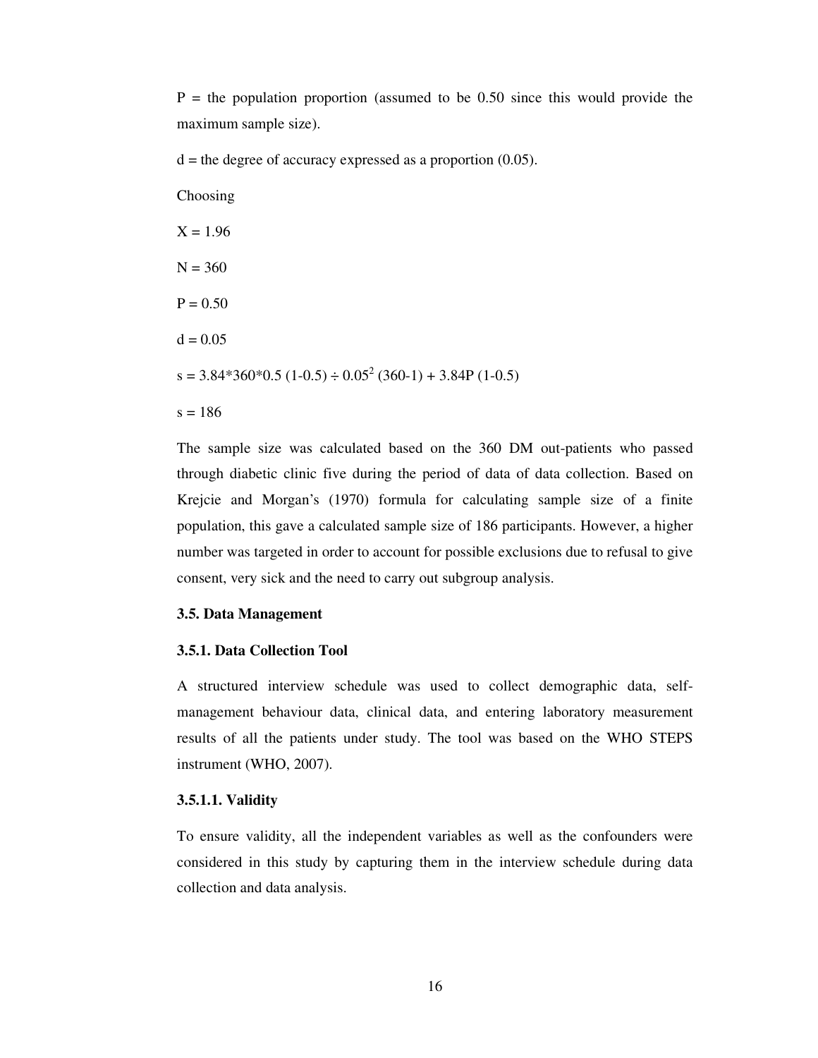$P$ = the population proportion (assumed to be 0.50 since this would provide the maximum sample size).

$d$ = the degree of accuracy expressed as a proportion (0.05).

Choosing

$X = 1.96$

$N = 360$

$P = 0.50$

$d = 0.05$

$s = 3.84 * 360 * 0.5\ (1-0.5) \div 0.05^2\ (360-1) + 3.84P\ (1-0.5)$

$s = 186$

The sample size was calculated based on the 360 DM out-patients who passed through diabetic clinic five during the period of data of data collection. Based on Krejcie and Morgan's (1970) formula for calculating sample size of a finite population, this gave a calculated sample size of 186 participants. However, a higher number was targeted in order to account for possible exclusions due to refusal to give consent, very sick and the need to carry out subgroup analysis.

### 3.5. Data Management

#### 3.5.1. Data Collection Tool

A structured interview schedule was used to collect demographic data, self-management behaviour data, clinical data, and entering laboratory measurement results of all the patients under study. The tool was based on the WHO STEPS instrument (WHO, 2007).

##### 3.5.1.1. Validity

To ensure validity, all the independent variables as well as the confounders were considered in this study by capturing them in the interview schedule during data collection and data analysis.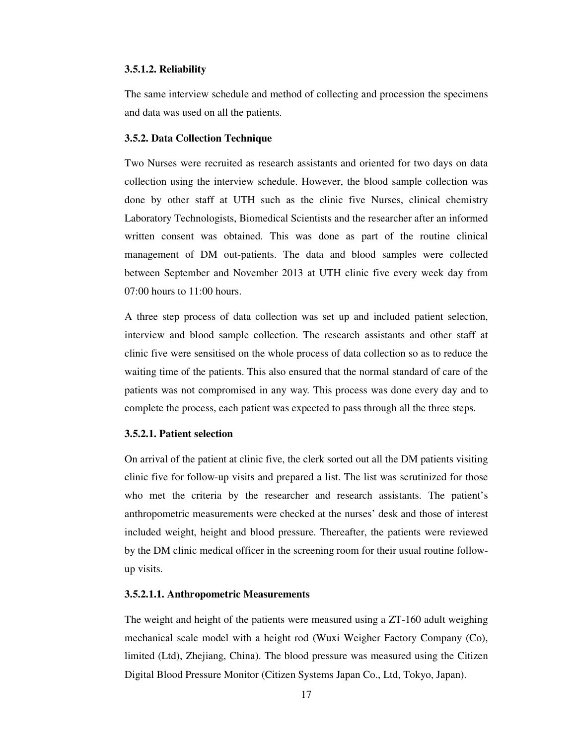#### 3.5.1.2. Reliability

The same interview schedule and method of collecting and procession the specimens and data was used on all the patients.

### 3.5.2. Data Collection Technique

Two Nurses were recruited as research assistants and oriented for two days on data collection using the interview schedule. However, the blood sample collection was done by other staff at UTH such as the clinic five Nurses, clinical chemistry Laboratory Technologists, Biomedical Scientists and the researcher after an informed written consent was obtained. This was done as part of the routine clinical management of DM out-patients. The data and blood samples were collected between September and November 2013 at UTH clinic five every week day from 07:00 hours to 11:00 hours.

A three step process of data collection was set up and included patient selection, interview and blood sample collection. The research assistants and other staff at clinic five were sensitised on the whole process of data collection so as to reduce the waiting time of the patients. This also ensured that the normal standard of care of the patients was not compromised in any way. This process was done every day and to complete the process, each patient was expected to pass through all the three steps.

#### 3.5.2.1. Patient selection

On arrival of the patient at clinic five, the clerk sorted out all the DM patients visiting clinic five for follow-up visits and prepared a list. The list was scrutinized for those who met the criteria by the researcher and research assistants. The patient's anthropometric measurements were checked at the nurses' desk and those of interest included weight, height and blood pressure. Thereafter, the patients were reviewed by the DM clinic medical officer in the screening room for their usual routine follow-up visits.

##### 3.5.2.1.1. Anthropometric Measurements

The weight and height of the patients were measured using a ZT-160 adult weighing mechanical scale model with a height rod (Wuxi Weigher Factory Company (Co), limited (Ltd), Zhejiang, China). The blood pressure was measured using the Citizen Digital Blood Pressure Monitor (Citizen Systems Japan Co., Ltd, Tokyo, Japan).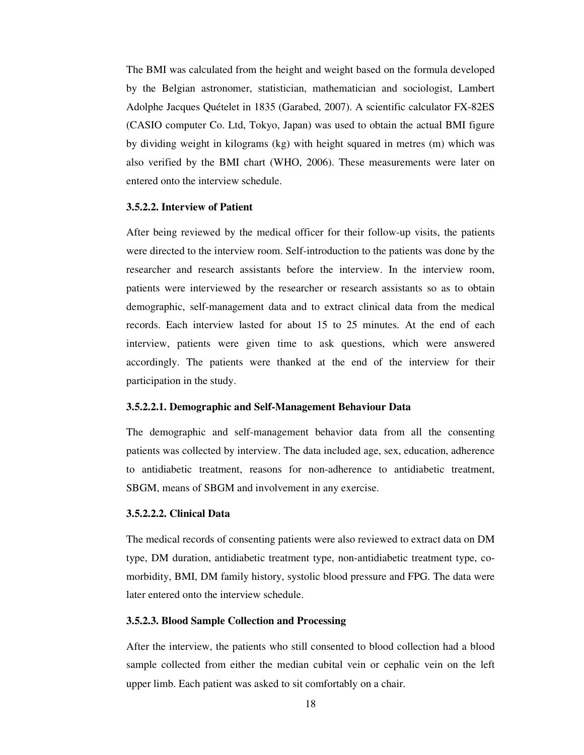The BMI was calculated from the height and weight based on the formula developed by the Belgian astronomer, statistician, mathematician and sociologist, Lambert Adolphe Jacques Quételet in 1835 (Garabed, 2007). A scientific calculator FX-82ES (CASIO computer Co. Ltd, Tokyo, Japan) was used to obtain the actual BMI figure by dividing weight in kilograms (kg) with height squared in metres (m) which was also verified by the BMI chart (WHO, 2006). These measurements were later on entered onto the interview schedule.

#### 3.5.2.2. Interview of Patient

After being reviewed by the medical officer for their follow-up visits, the patients were directed to the interview room. Self-introduction to the patients was done by the researcher and research assistants before the interview. In the interview room, patients were interviewed by the researcher or research assistants so as to obtain demographic, self-management data and to extract clinical data from the medical records. Each interview lasted for about 15 to 25 minutes. At the end of each interview, patients were given time to ask questions, which were answered accordingly. The patients were thanked at the end of the interview for their participation in the study.

##### 3.5.2.2.1. Demographic and Self-Management Behaviour Data

The demographic and self-management behavior data from all the consenting patients was collected by interview. The data included age, sex, education, adherence to antidiabetic treatment, reasons for non-adherence to antidiabetic treatment, SBGM, means of SBGM and involvement in any exercise.

##### 3.5.2.2.2. Clinical Data

The medical records of consenting patients were also reviewed to extract data on DM type, DM duration, antidiabetic treatment type, non-antidiabetic treatment type, co-morbidity, BMI, DM family history, systolic blood pressure and FPG. The data were later entered onto the interview schedule.

#### 3.5.2.3. Blood Sample Collection and Processing

After the interview, the patients who still consented to blood collection had a blood sample collected from either the median cubital vein or cephalic vein on the left upper limb. Each patient was asked to sit comfortably on a chair.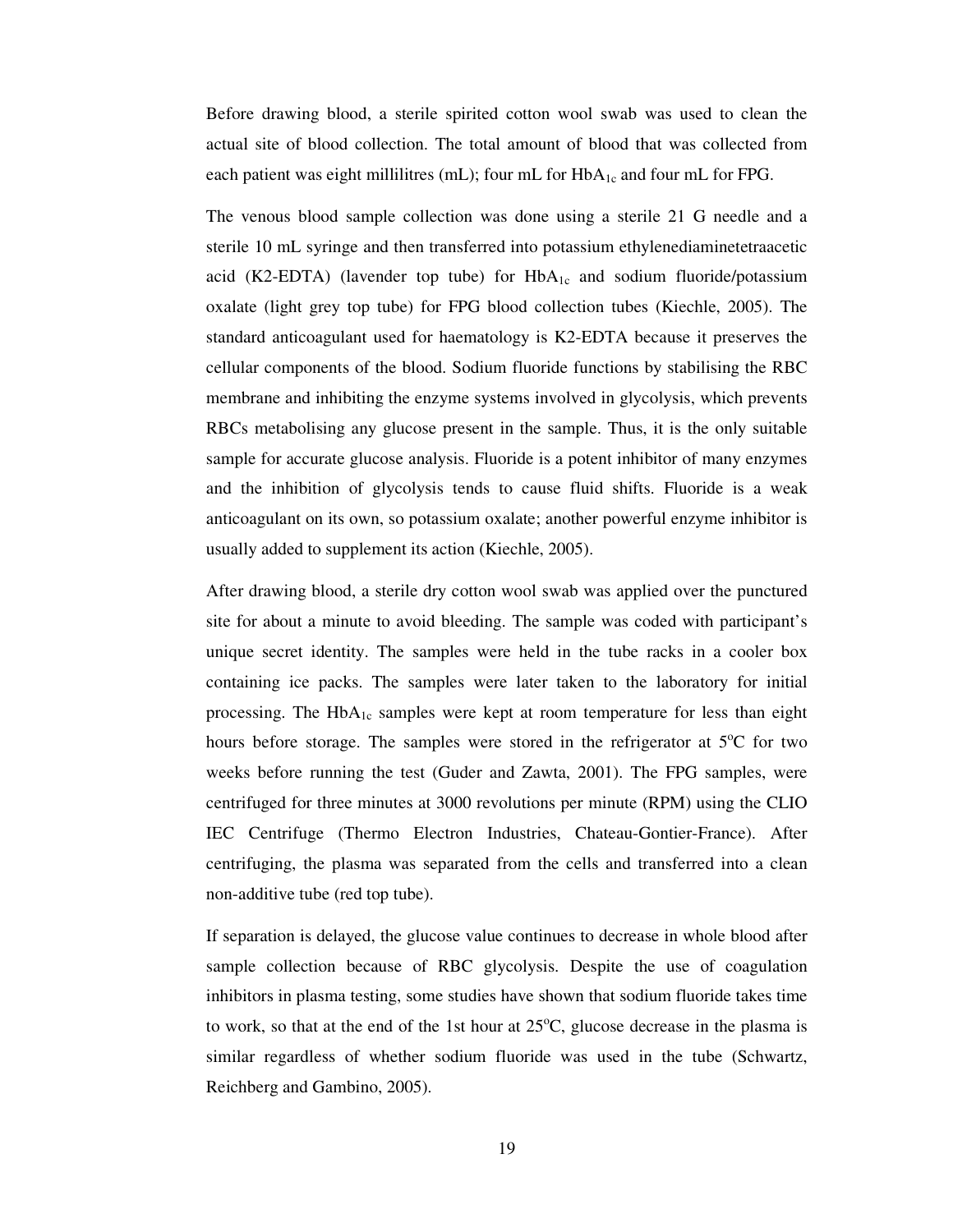Before drawing blood, a sterile spirited cotton wool swab was used to clean the actual site of blood collection. The total amount of blood that was collected from each patient was eight millilitres (mL); four mL for $HbA_{1c}$ and four mL for FPG.

The venous blood sample collection was done using a sterile 21 G needle and a sterile 10 mL syringe and then transferred into potassium ethylenediaminetetraacetic acid (K2-EDTA) (lavender top tube) for $HbA_{1c}$ and sodium fluoride/potassium oxalate (light grey top tube) for FPG blood collection tubes (Kiechle, 2005). The standard anticoagulant used for haematology is K2-EDTA because it preserves the cellular components of the blood. Sodium fluoride functions by stabilising the RBC membrane and inhibiting the enzyme systems involved in glycolysis, which prevents RBCs metabolising any glucose present in the sample. Thus, it is the only suitable sample for accurate glucose analysis. Fluoride is a potent inhibitor of many enzymes and the inhibition of glycolysis tends to cause fluid shifts. Fluoride is a weak anticoagulant on its own, so potassium oxalate; another powerful enzyme inhibitor is usually added to supplement its action (Kiechle, 2005).

After drawing blood, a sterile dry cotton wool swab was applied over the punctured site for about a minute to avoid bleeding. The sample was coded with participant's unique secret identity. The samples were held in the tube racks in a cooler box containing ice packs. The samples were later taken to the laboratory for initial processing. The $HbA_{1c}$ samples were kept at room temperature for less than eight hours before storage. The samples were stored in the refrigerator at $5^{o}C$ for two weeks before running the test (Guder and Zawta, 2001). The FPG samples, were centrifuged for three minutes at 3000 revolutions per minute (RPM) using the CLIO IEC Centrifuge (Thermo Electron Industries, Chateau-Gontier-France). After centrifuging, the plasma was separated from the cells and transferred into a clean non-additive tube (red top tube).

If separation is delayed, the glucose value continues to decrease in whole blood after sample collection because of RBC glycolysis. Despite the use of coagulation inhibitors in plasma testing, some studies have shown that sodium fluoride takes time to work, so that at the end of the 1st hour at $25^{o}C$, glucose decrease in the plasma is similar regardless of whether sodium fluoride was used in the tube (Schwartz, Reichberg and Gambino, 2005).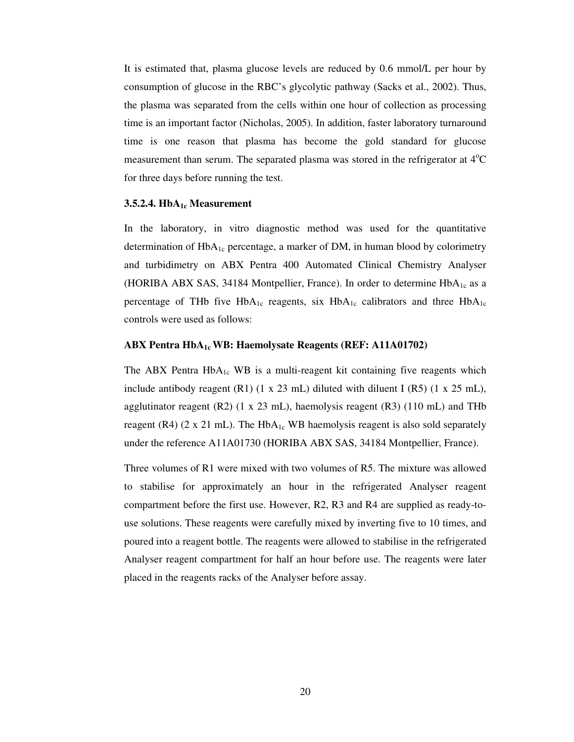It is estimated that, plasma glucose levels are reduced by 0.6 mmol/L per hour by consumption of glucose in the RBC's glycolytic pathway (Sacks et al., 2002). Thus, the plasma was separated from the cells within one hour of collection as processing time is an important factor (Nicholas, 2005). In addition, faster laboratory turnaround time is one reason that plasma has become the gold standard for glucose measurement than serum. The separated plasma was stored in the refrigerator at $4^{o}C$ for three days before running the test.

#### 3.5.2.4. $HbA_{1c}$ Measurement

In the laboratory, in vitro diagnostic method was used for the quantitative determination of $HbA_{1c}$ percentage, a marker of DM, in human blood by colorimetry and turbidimetry on ABX Pentra 400 Automated Clinical Chemistry Analyser (HORIBA ABX SAS, 34184 Montpellier, France). In order to determine $HbA_{1c}$ as a percentage of THb five $HbA_{1c}$ reagents, six $HbA_{1c}$ calibrators and three $HbA_{1c}$ controls were used as follows:

**ABX Pentra $HbA_{1c}$ WB: Haemolysate Reagents (REF: A11A01702)**

The ABX Pentra $HbA_{1c}$ WB is a multi-reagent kit containing five reagents which include antibody reagent (R1) (1 x 23 mL) diluted with diluent I (R5) (1 x 25 mL), agglutinator reagent (R2) (1 x 23 mL), haemolysis reagent (R3) (110 mL) and THb reagent (R4) (2 x 21 mL). The $HbA_{1c}$ WB haemolysis reagent is also sold separately under the reference A11A01730 (HORIBA ABX SAS, 34184 Montpellier, France).

Three volumes of R1 were mixed with two volumes of R5. The mixture was allowed to stabilise for approximately an hour in the refrigerated Analyser reagent compartment before the first use. However, R2, R3 and R4 are supplied as ready-to-use solutions. These reagents were carefully mixed by inverting five to 10 times, and poured into a reagent bottle. The reagents were allowed to stabilise in the refrigerated Analyser reagent compartment for half an hour before use. The reagents were later placed in the reagents racks of the Analyser before assay.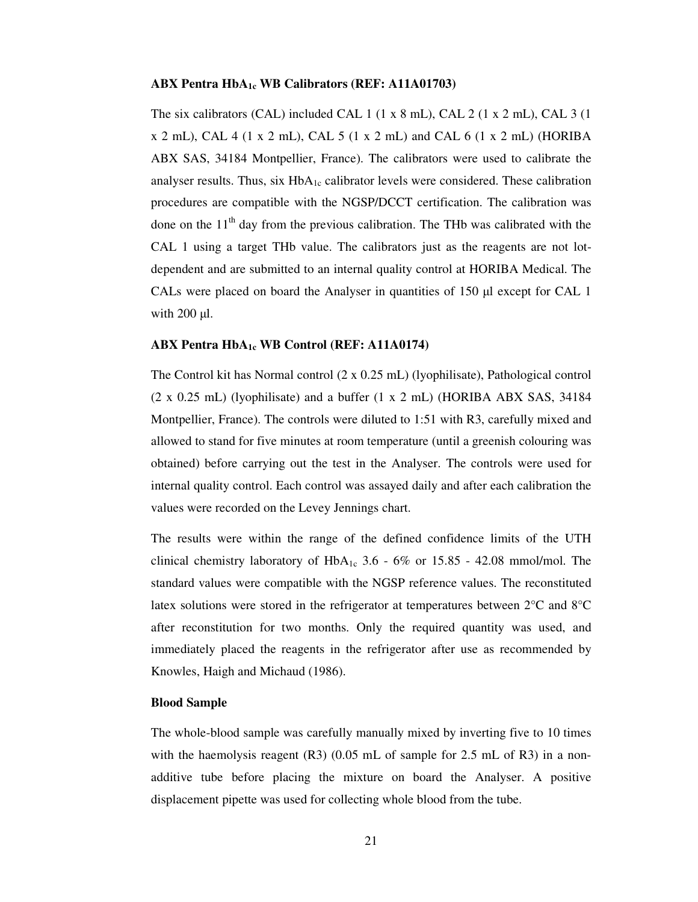**ABX Pentra $HbA_{1c}$ WB Calibrators (REF: A11A01703)**

The six calibrators (CAL) included CAL 1 (1 x 8 mL), CAL 2 (1 x 2 mL), CAL 3 (1 x 2 mL), CAL 4 (1 x 2 mL), CAL 5 (1 x 2 mL) and CAL 6 (1 x 2 mL) (HORIBA ABX SAS, 34184 Montpellier, France). The calibrators were used to calibrate the analyser results. Thus, six $HbA_{1c}$ calibrator levels were considered. These calibration procedures are compatible with the NGSP/DCCT certification. The calibration was done on the $11^{th}$ day from the previous calibration. The THb was calibrated with the CAL 1 using a target THb value. The calibrators just as the reagents are not lot-dependent and are submitted to an internal quality control at HORIBA Medical. The CALs were placed on board the Analyser in quantities of 150 µl except for CAL 1 with 200 µl.

**ABX Pentra $HbA_{1c}$ WB Control (REF: A11A0174)**

The Control kit has Normal control (2 x 0.25 mL) (lyophilisate), Pathological control (2 x 0.25 mL) (lyophilisate) and a buffer (1 x 2 mL) (HORIBA ABX SAS, 34184 Montpellier, France). The controls were diluted to 1:51 with R3, carefully mixed and allowed to stand for five minutes at room temperature (until a greenish colouring was obtained) before carrying out the test in the Analyser. The controls were used for internal quality control. Each control was assayed daily and after each calibration the values were recorded on the Levey Jennings chart.

The results were within the range of the defined confidence limits of the UTH clinical chemistry laboratory of $HbA_{1c}$ 3.6 - 6% or 15.85 - 42.08 mmol/mol. The standard values were compatible with the NGSP reference values. The reconstituted latex solutions were stored in the refrigerator at temperatures between 2°C and 8°C after reconstitution for two months. Only the required quantity was used, and immediately placed the reagents in the refrigerator after use as recommended by Knowles, Haigh and Michaud (1986).

**Blood Sample**

The whole-blood sample was carefully manually mixed by inverting five to 10 times with the haemolysis reagent (R3) (0.05 mL of sample for 2.5 mL of R3) in a non-additive tube before placing the mixture on board the Analyser. A positive displacement pipette was used for collecting whole blood from the tube.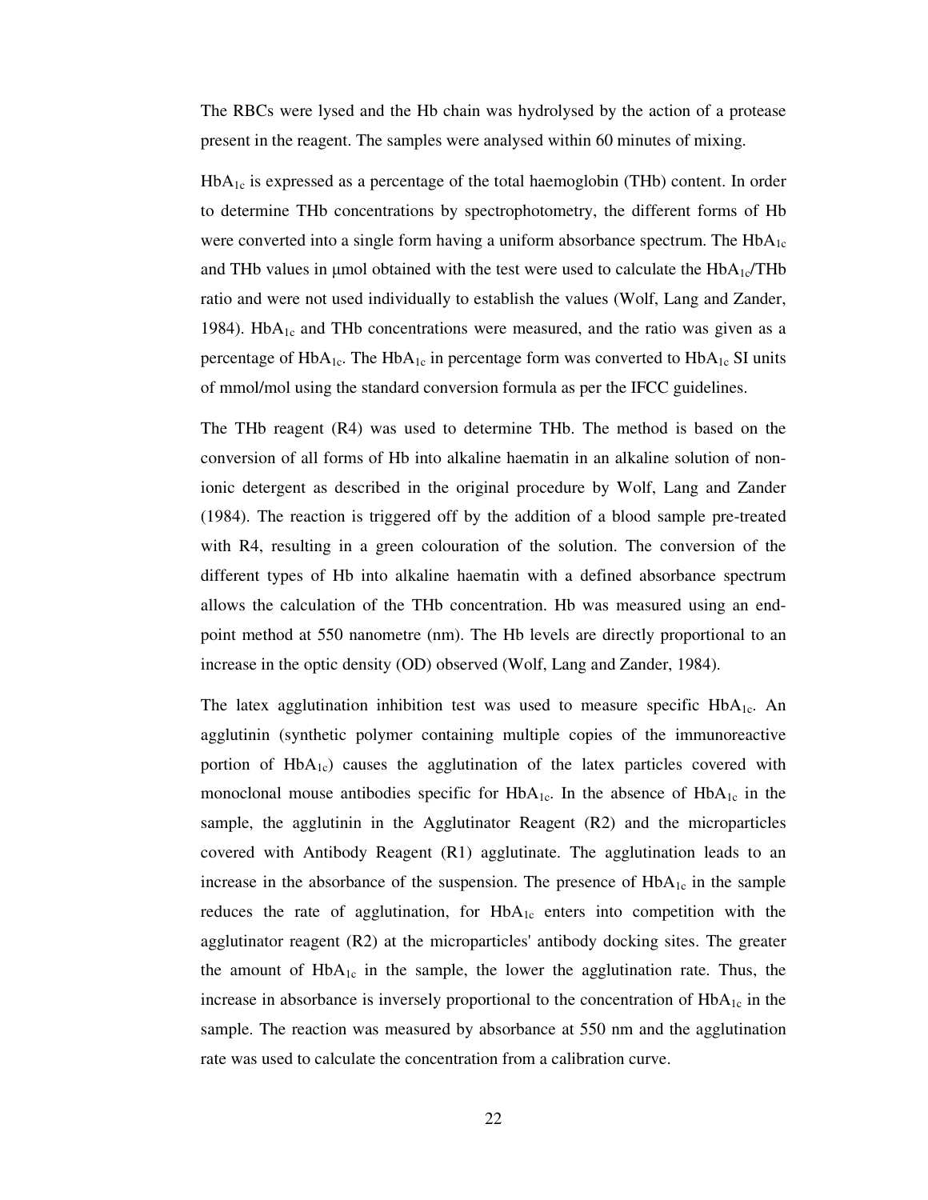The RBCs were lysed and the Hb chain was hydrolysed by the action of a protease present in the reagent. The samples were analysed within 60 minutes of mixing.

$HbA_{1c}$ is expressed as a percentage of the total haemoglobin (THb) content. In order to determine THb concentrations by spectrophotometry, the different forms of Hb were converted into a single form having a uniform absorbance spectrum. The $HbA_{1c}$ and THb values in μmol obtained with the test were used to calculate the $HbA_{1c}$/THb ratio and were not used individually to establish the values (Wolf, Lang and Zander, 1984). $HbA_{1c}$ and THb concentrations were measured, and the ratio was given as a percentage of $HbA_{1c}$. The $HbA_{1c}$ in percentage form was converted to $HbA_{1c}$ SI units of mmol/mol using the standard conversion formula as per the IFCC guidelines.

The THb reagent (R4) was used to determine THb. The method is based on the conversion of all forms of Hb into alkaline haematin in an alkaline solution of non-ionic detergent as described in the original procedure by Wolf, Lang and Zander (1984). The reaction is triggered off by the addition of a blood sample pre-treated with R4, resulting in a green colouration of the solution. The conversion of the different types of Hb into alkaline haematin with a defined absorbance spectrum allows the calculation of the THb concentration. Hb was measured using an end-point method at 550 nanometre (nm). The Hb levels are directly proportional to an increase in the optic density (OD) observed (Wolf, Lang and Zander, 1984).

The latex agglutination inhibition test was used to measure specific $HbA_{1c}$. An agglutinin (synthetic polymer containing multiple copies of the immunoreactive portion of $HbA_{1c}$) causes the agglutination of the latex particles covered with monoclonal mouse antibodies specific for $HbA_{1c}$. In the absence of $HbA_{1c}$ in the sample, the agglutinin in the Agglutinator Reagent (R2) and the microparticles covered with Antibody Reagent (R1) agglutinate. The agglutination leads to an increase in the absorbance of the suspension. The presence of $HbA_{1c}$ in the sample reduces the rate of agglutination, for $HbA_{1c}$ enters into competition with the agglutinator reagent (R2) at the microparticles' antibody docking sites. The greater the amount of $HbA_{1c}$ in the sample, the lower the agglutination rate. Thus, the increase in absorbance is inversely proportional to the concentration of $HbA_{1c}$ in the sample. The reaction was measured by absorbance at 550 nm and the agglutination rate was used to calculate the concentration from a calibration curve.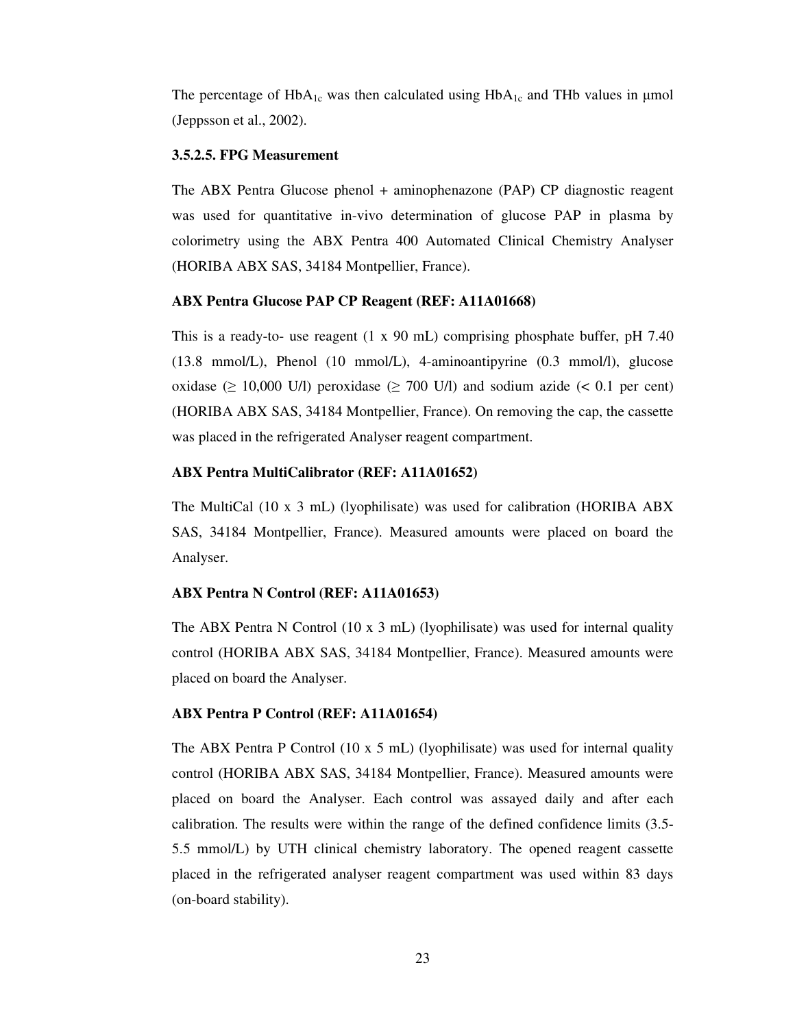The percentage of $HbA_{1c}$ was then calculated using $HbA_{1c}$ and THb values in μmol (Jeppsson et al., 2002).

### 3.5.2.5. FPG Measurement

The ABX Pentra Glucose phenol + aminophenazone (PAP) CP diagnostic reagent was used for quantitative in-vivo determination of glucose PAP in plasma by colorimetry using the ABX Pentra 400 Automated Clinical Chemistry Analyser (HORIBA ABX SAS, 34184 Montpellier, France).

**ABX Pentra Glucose PAP CP Reagent (REF: A11A01668)**

This is a ready-to- use reagent (1 x 90 mL) comprising phosphate buffer, pH 7.40 (13.8 mmol/L), Phenol (10 mmol/L), 4-aminoantipyrine (0.3 mmol/l), glucose oxidase (≥ 10,000 U/l) peroxidase (≥ 700 U/l) and sodium azide (< 0.1 per cent) (HORIBA ABX SAS, 34184 Montpellier, France). On removing the cap, the cassette was placed in the refrigerated Analyser reagent compartment.

**ABX Pentra MultiCalibrator (REF: A11A01652)**

The MultiCal (10 x 3 mL) (lyophilisate) was used for calibration (HORIBA ABX SAS, 34184 Montpellier, France). Measured amounts were placed on board the Analyser.

**ABX Pentra N Control (REF: A11A01653)**

The ABX Pentra N Control (10 x 3 mL) (lyophilisate) was used for internal quality control (HORIBA ABX SAS, 34184 Montpellier, France). Measured amounts were placed on board the Analyser.

**ABX Pentra P Control (REF: A11A01654)**

The ABX Pentra P Control (10 x 5 mL) (lyophilisate) was used for internal quality control (HORIBA ABX SAS, 34184 Montpellier, France). Measured amounts were placed on board the Analyser. Each control was assayed daily and after each calibration. The results were within the range of the defined confidence limits (3.5-5.5 mmol/L) by UTH clinical chemistry laboratory. The opened reagent cassette placed in the refrigerated analyser reagent compartment was used within 83 days (on-board stability).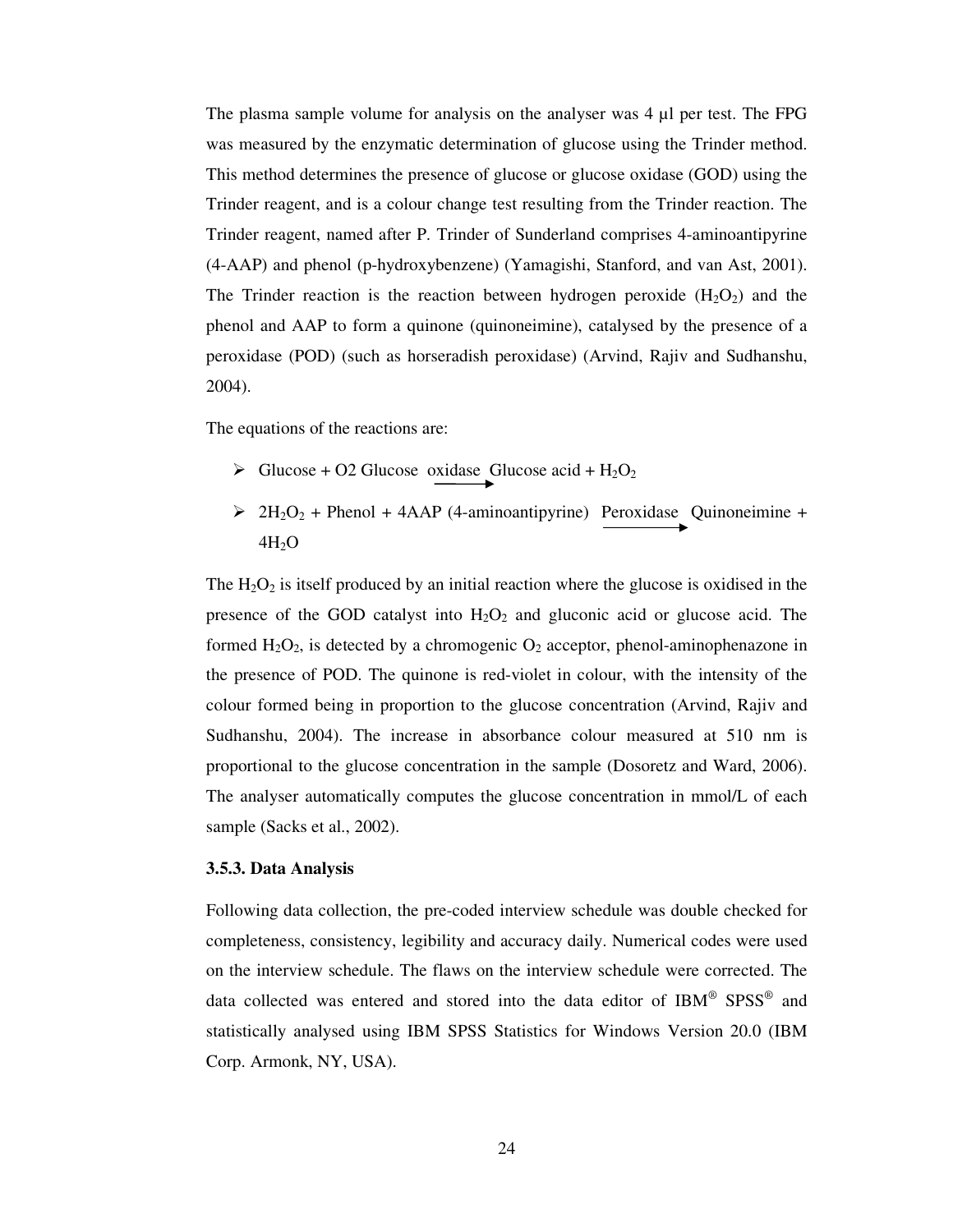The plasma sample volume for analysis on the analyser was 4 µl per test. The FPG was measured by the enzymatic determination of glucose using the Trinder method. This method determines the presence of glucose or glucose oxidase (GOD) using the Trinder reagent, and is a colour change test resulting from the Trinder reaction. The Trinder reagent, named after P. Trinder of Sunderland comprises 4-aminoantipyrine (4-AAP) and phenol (p-hydroxybenzene) (Yamagishi, Stanford, and van Ast, 2001). The Trinder reaction is the reaction between hydrogen peroxide ($H_2O_2$) and the phenol and AAP to form a quinone (quinoneimine), catalysed by the presence of a peroxidase (POD) (such as horseradish peroxidase) (Arvind, Rajiv and Sudhanshu, 2004).

The equations of the reactions are:

- Glucose + O2 $\xrightarrow{\text{Glucose oxidase}}$ Glucose acid + $H_2O_2$
- $2H_2O_2$ + Phenol + 4AAP (4-aminoantipyrine) $\xrightarrow{\text{Peroxidase}}$ Quinoneimine + $4H_2O$

The $H_2O_2$ is itself produced by an initial reaction where the glucose is oxidised in the presence of the GOD catalyst into $H_2O_2$ and gluconic acid or glucose acid. The formed $H_2O_2$, is detected by a chromogenic $O_2$ acceptor, phenol-aminophenazone in the presence of POD. The quinone is red-violet in colour, with the intensity of the colour formed being in proportion to the glucose concentration (Arvind, Rajiv and Sudhanshu, 2004). The increase in absorbance colour measured at 510 nm is proportional to the glucose concentration in the sample (Dosoretz and Ward, 2006). The analyser automatically computes the glucose concentration in mmol/L of each sample (Sacks et al., 2002).

### 3.5.3. Data Analysis

Following data collection, the pre-coded interview schedule was double checked for completeness, consistency, legibility and accuracy daily. Numerical codes were used on the interview schedule. The flaws on the interview schedule were corrected. The data collected was entered and stored into the data editor of IBM® SPSS® and statistically analysed using IBM SPSS Statistics for Windows Version 20.0 (IBM Corp. Armonk, NY, USA).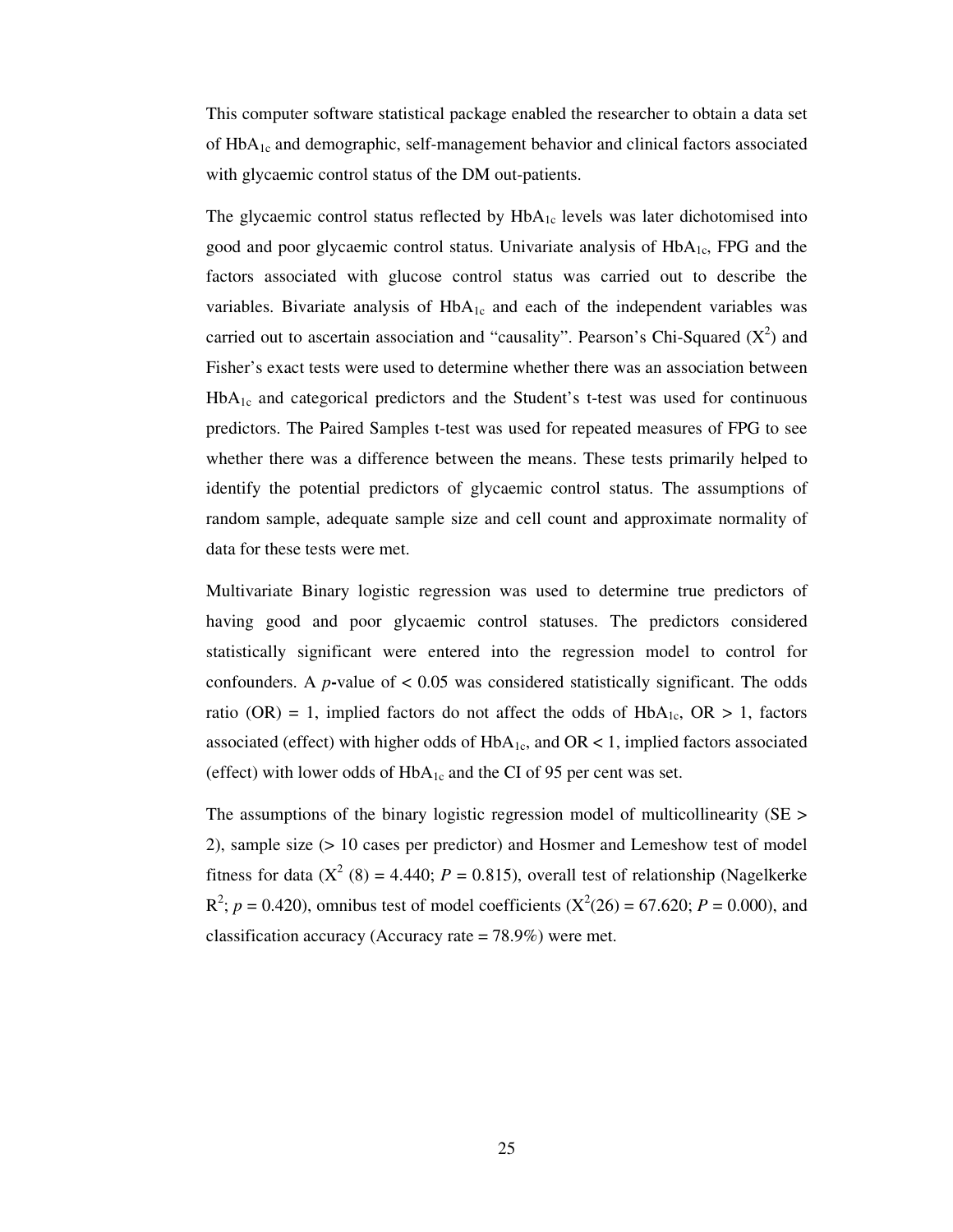This computer software statistical package enabled the researcher to obtain a data set of $HbA_{1c}$ and demographic, self-management behavior and clinical factors associated with glycaemic control status of the DM out-patients.

The glycaemic control status reflected by $HbA_{1c}$ levels was later dichotomised into good and poor glycaemic control status. Univariate analysis of $HbA_{1c}$, FPG and the factors associated with glucose control status was carried out to describe the variables. Bivariate analysis of $HbA_{1c}$ and each of the independent variables was carried out to ascertain association and "causality". Pearson's Chi-Squared ($X^2$) and Fisher's exact tests were used to determine whether there was an association between $HbA_{1c}$ and categorical predictors and the Student's t-test was used for continuous predictors. The Paired Samples t-test was used for repeated measures of FPG to see whether there was a difference between the means. These tests primarily helped to identify the potential predictors of glycaemic control status. The assumptions of random sample, adequate sample size and cell count and approximate normality of data for these tests were met.

Multivariate Binary logistic regression was used to determine true predictors of having good and poor glycaemic control statuses. The predictors considered statistically significant were entered into the regression model to control for confounders. A *p*-value of $< 0.05$ was considered statistically significant. The odds ratio (OR) = 1, implied factors do not affect the odds of $HbA_{1c}$, OR > 1, factors associated (effect) with higher odds of $HbA_{1c}$, and OR < 1, implied factors associated (effect) with lower odds of $HbA_{1c}$ and the CI of 95 per cent was set.

The assumptions of the binary logistic regression model of multicollinearity (SE > 2), sample size (> 10 cases per predictor) and Hosmer and Lemeshow test of model fitness for data ($X^2$ (8) = 4.440; $P = 0.815$), overall test of relationship (Nagelkerke $R^2$; $p = 0.420$), omnibus test of model coefficients ($X^2(26) = 67.620$; $P = 0.000$), and classification accuracy (Accuracy rate = 78.9%) were met.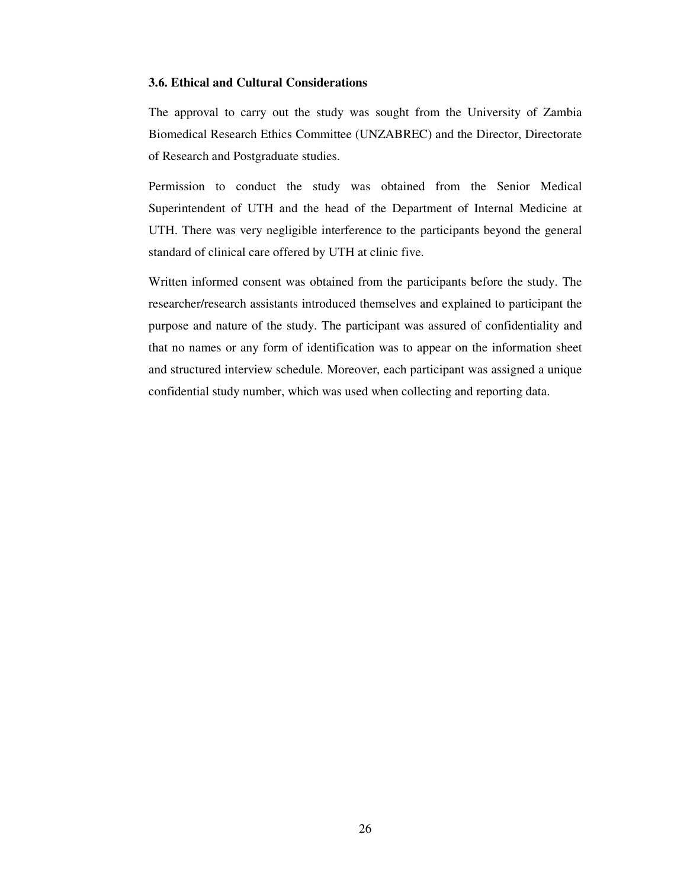### 3.6. Ethical and Cultural Considerations

The approval to carry out the study was sought from the University of Zambia Biomedical Research Ethics Committee (UNZABREC) and the Director, Directorate of Research and Postgraduate studies.

Permission to conduct the study was obtained from the Senior Medical Superintendent of UTH and the head of the Department of Internal Medicine at UTH. There was very negligible interference to the participants beyond the general standard of clinical care offered by UTH at clinic five.

Written informed consent was obtained from the participants before the study. The researcher/research assistants introduced themselves and explained to participant the purpose and nature of the study. The participant was assured of confidentiality and that no names or any form of identification was to appear on the information sheet and structured interview schedule. Moreover, each participant was assigned a unique confidential study number, which was used when collecting and reporting data.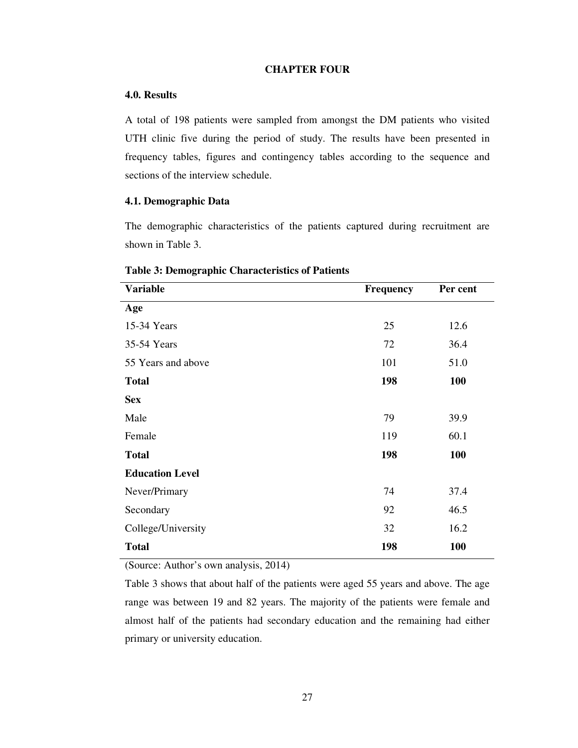# CHAPTER FOUR

## 4.0. Results

A total of 198 patients were sampled from amongst the DM patients who visited UTH clinic five during the period of study. The results have been presented in frequency tables, figures and contingency tables according to the sequence and sections of the interview schedule.

## 4.1. Demographic Data

The demographic characteristics of the patients captured during recruitment are shown in Table 3.

**Table 3: Demographic Characteristics of Patients**

| Variable | Frequency | Per cent |
|---|---|---|
| **Age** | | |
| 15-34 Years | 25 | 12.6 |
| 35-54 Years | 72 | 36.4 |
| 55 Years and above | 101 | 51.0 |
| **Total** | **198** | **100** |
| **Sex** | | |
| Male | 79 | 39.9 |
| Female | 119 | 60.1 |
| **Total** | **198** | **100** |
| **Education Level** | | |
| Never/Primary | 74 | 37.4 |
| Secondary | 92 | 46.5 |
| College/University | 32 | 16.2 |
| **Total** | **198** | **100** |

(Source: Author's own analysis, 2014)

Table 3 shows that about half of the patients were aged 55 years and above. The age range was between 19 and 82 years. The majority of the patients were female and almost half of the patients had secondary education and the remaining had either primary or university education.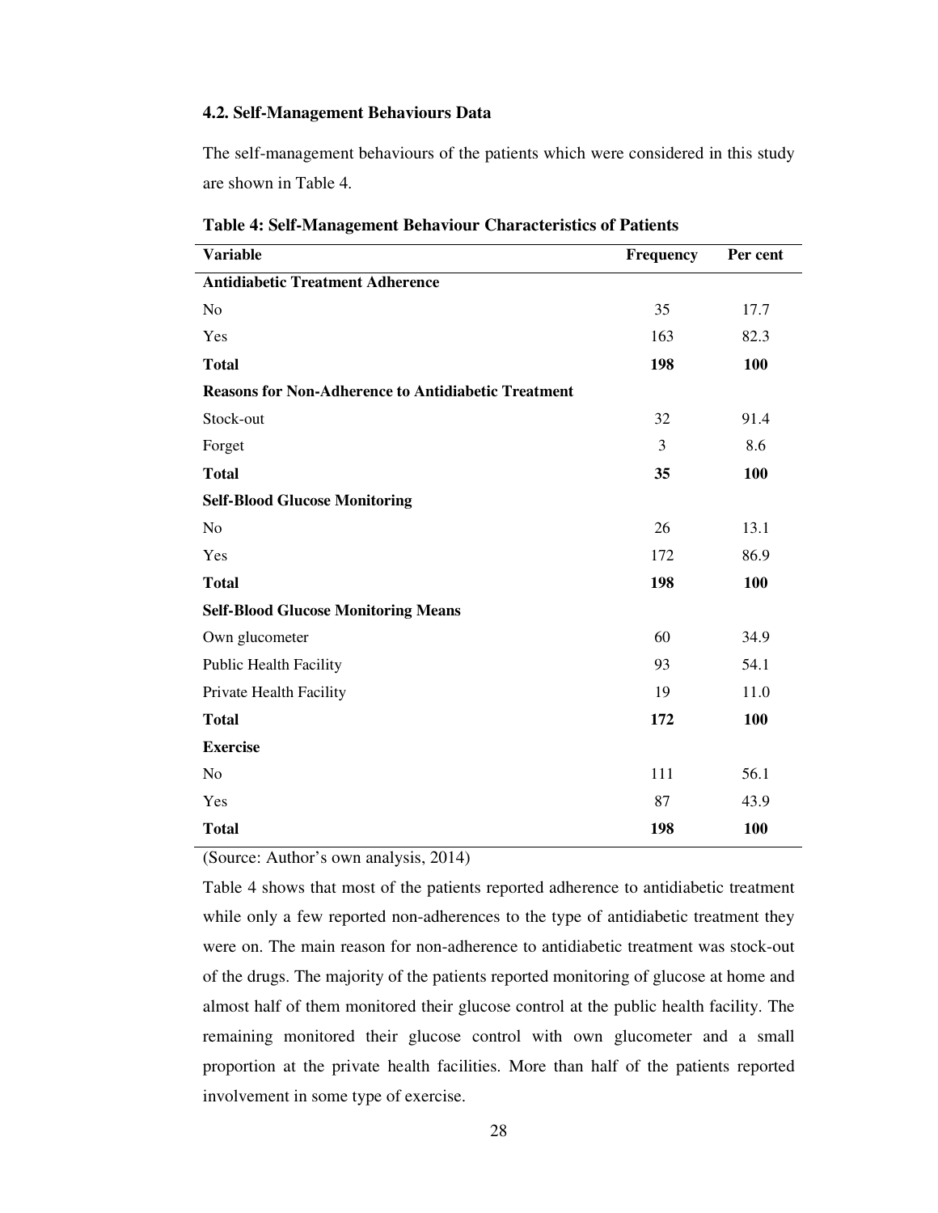### 4.2. Self-Management Behaviours Data

The self-management behaviours of the patients which were considered in this study are shown in Table 4.

**Table 4: Self-Management Behaviour Characteristics of Patients**

| Variable | Frequency | Per cent |
|---|---|---|
| **Antidiabetic Treatment Adherence** | | |
| No | 35 | 17.7 |
| Yes | 163 | 82.3 |
| **Total** | **198** | **100** |
| **Reasons for Non-Adherence to Antidiabetic Treatment** | | |
| Stock-out | 32 | 91.4 |
| Forget | 3 | 8.6 |
| **Total** | **35** | **100** |
| **Self-Blood Glucose Monitoring** | | |
| No | 26 | 13.1 |
| Yes | 172 | 86.9 |
| **Total** | **198** | **100** |
| **Self-Blood Glucose Monitoring Means** | | |
| Own glucometer | 60 | 34.9 |
| Public Health Facility | 93 | 54.1 |
| Private Health Facility | 19 | 11.0 |
| **Total** | **172** | **100** |
| **Exercise** | | |
| No | 111 | 56.1 |
| Yes | 87 | 43.9 |
| **Total** | **198** | **100** |

(Source: Author's own analysis, 2014)

Table 4 shows that most of the patients reported adherence to antidiabetic treatment while only a few reported non-adherences to the type of antidiabetic treatment they were on. The main reason for non-adherence to antidiabetic treatment was stock-out of the drugs. The majority of the patients reported monitoring of glucose at home and almost half of them monitored their glucose control at the public health facility. The remaining monitored their glucose control with own glucometer and a small proportion at the private health facilities. More than half of the patients reported involvement in some type of exercise.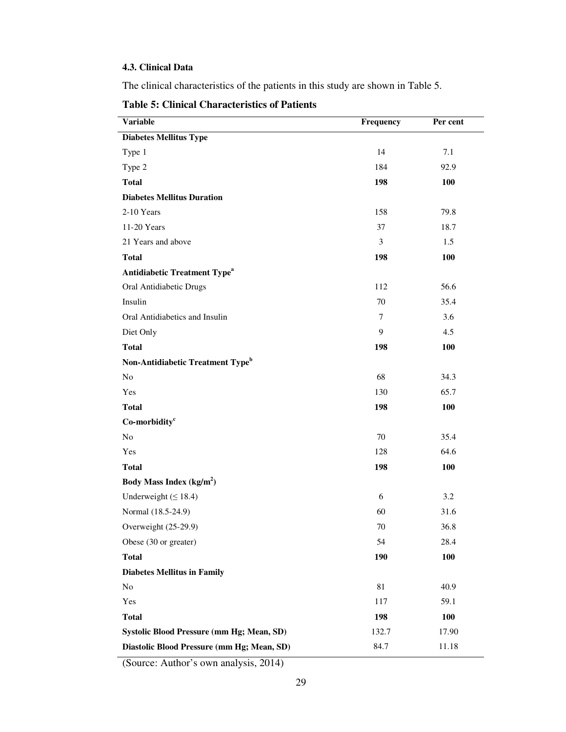### 4.3. Clinical Data

The clinical characteristics of the patients in this study are shown in Table 5.

**Table 5: Clinical Characteristics of Patients**

| Variable | Frequency | Per cent |
|---|---|---|
| **Diabetes Mellitus Type** | | |
| Type 1 | 14 | 7.1 |
| Type 2 | 184 | 92.9 |
| **Total** | **198** | **100** |
| **Diabetes Mellitus Duration** | | |
| 2-10 Years | 158 | 79.8 |
| 11-20 Years | 37 | 18.7 |
| 21 Years and above | 3 | 1.5 |
| **Total** | **198** | **100** |
| **Antidiabetic Treatment Type[a]** | | |
| Oral Antidiabetic Drugs | 112 | 56.6 |
| Insulin | 70 | 35.4 |
| Oral Antidiabetics and Insulin | 7 | 3.6 |
| Diet Only | 9 | 4.5 |
| **Total** | **198** | **100** |
| **Non-Antidiabetic Treatment Type[b]** | | |
| No | 68 | 34.3 |
| Yes | 130 | 65.7 |
| **Total** | **198** | **100** |
| **Co-morbidity[c]** | | |
| No | 70 | 35.4 |
| Yes | 128 | 64.6 |
| **Total** | **198** | **100** |
| **Body Mass Index ($kg/m^2$)** | | |
| Underweight (≤ 18.4) | 6 | 3.2 |
| Normal (18.5-24.9) | 60 | 31.6 |
| Overweight (25-29.9) | 70 | 36.8 |
| Obese (30 or greater) | 54 | 28.4 |
| **Total** | **190** | **100** |
| **Diabetes Mellitus in Family** | | |
| No | 81 | 40.9 |
| Yes | 117 | 59.1 |
| **Total** | **198** | **100** |
| **Systolic Blood Pressure (mm Hg; Mean, SD)** | 132.7 | 17.90 |
| **Diastolic Blood Pressure (mm Hg; Mean, SD)** | 84.7 | 11.18 |

(Source: Author's own analysis, 2014)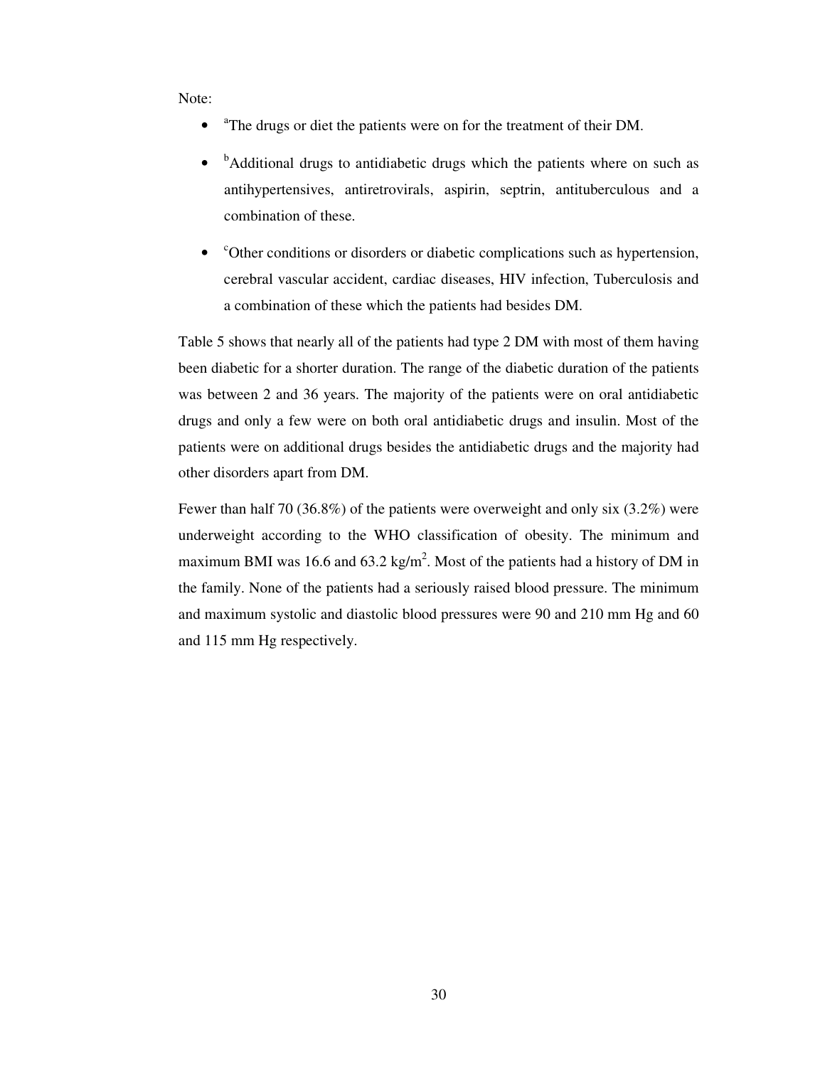Note:

- [a]The drugs or diet the patients were on for the treatment of their DM.
- [b]Additional drugs to antidiabetic drugs which the patients where on such as antihypertensives, antiretrovirals, aspirin, septrin, antituberculous and a combination of these.
- [c]Other conditions or disorders or diabetic complications such as hypertension, cerebral vascular accident, cardiac diseases, HIV infection, Tuberculosis and a combination of these which the patients had besides DM.

Table 5 shows that nearly all of the patients had type 2 DM with most of them having been diabetic for a shorter duration. The range of the diabetic duration of the patients was between 2 and 36 years. The majority of the patients were on oral antidiabetic drugs and only a few were on both oral antidiabetic drugs and insulin. Most of the patients were on additional drugs besides the antidiabetic drugs and the majority had other disorders apart from DM.

Fewer than half 70 (36.8%) of the patients were overweight and only six (3.2%) were underweight according to the WHO classification of obesity. The minimum and maximum BMI was 16.6 and 63.2 kg/m$^2$. Most of the patients had a history of DM in the family. None of the patients had a seriously raised blood pressure. The minimum and maximum systolic and diastolic blood pressures were 90 and 210 mm Hg and 60 and 115 mm Hg respectively.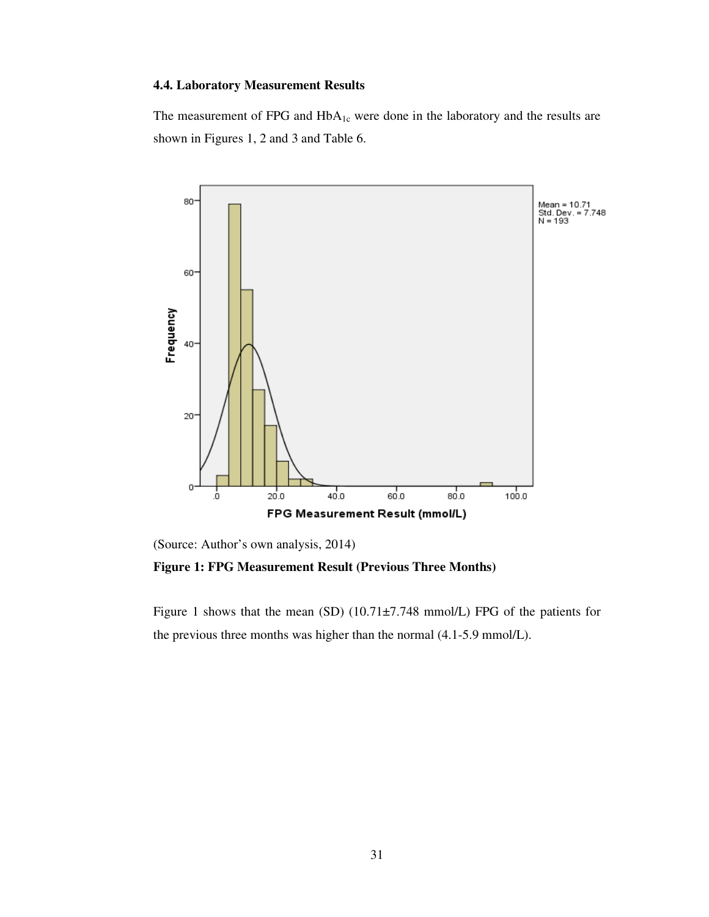### 4.4. Laboratory Measurement Results

The measurement of FPG and $HbA_{1c}$ were done in the laboratory and the results are shown in Figures 1, 2 and 3 and Table 6.

(Source: Author's own analysis, 2014)

**Figure 1: FPG Measurement Result (Previous Three Months)**

Figure 1 shows that the mean (SD) (10.71±7.748 mmol/L) FPG of the patients for the previous three months was higher than the normal (4.1-5.9 mmol/L).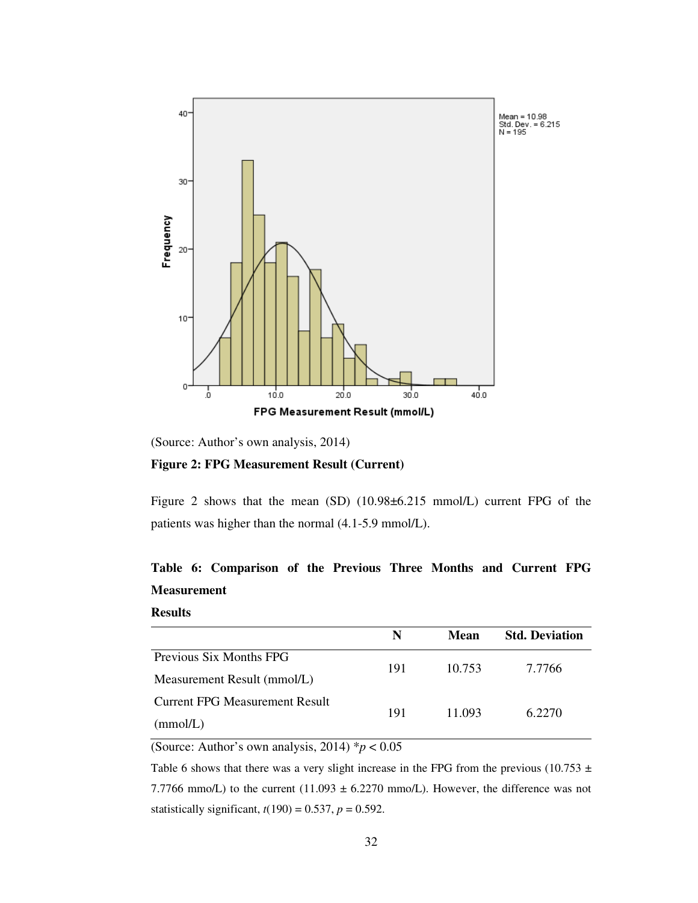(Source: Author's own analysis, 2014)

**Figure 2: FPG Measurement Result (Current)**

Figure 2 shows that the mean (SD) (10.98±6.215 mmol/L) current FPG of the patients was higher than the normal (4.1-5.9 mmol/L).

**Table 6: Comparison of the Previous Three Months and Current FPG Measurement Results**

| | N | Mean | Std. Deviation |
|---|---|---|---|
| Previous Six Months FPG Measurement Result (mmol/L) | 191 | 10.753 | 7.7766 |
| Current FPG Measurement Result (mmol/L) | 191 | 11.093 | 6.2270 |

(Source: Author's own analysis, 2014) *$p < 0.05$

Table 6 shows that there was a very slight increase in the FPG from the previous (10.753 ± 7.7766 mmo/L) to the current (11.093 ± 6.2270 mmo/L). However, the difference was not statistically significant, $t(190) = 0.537$, $p = 0.592$.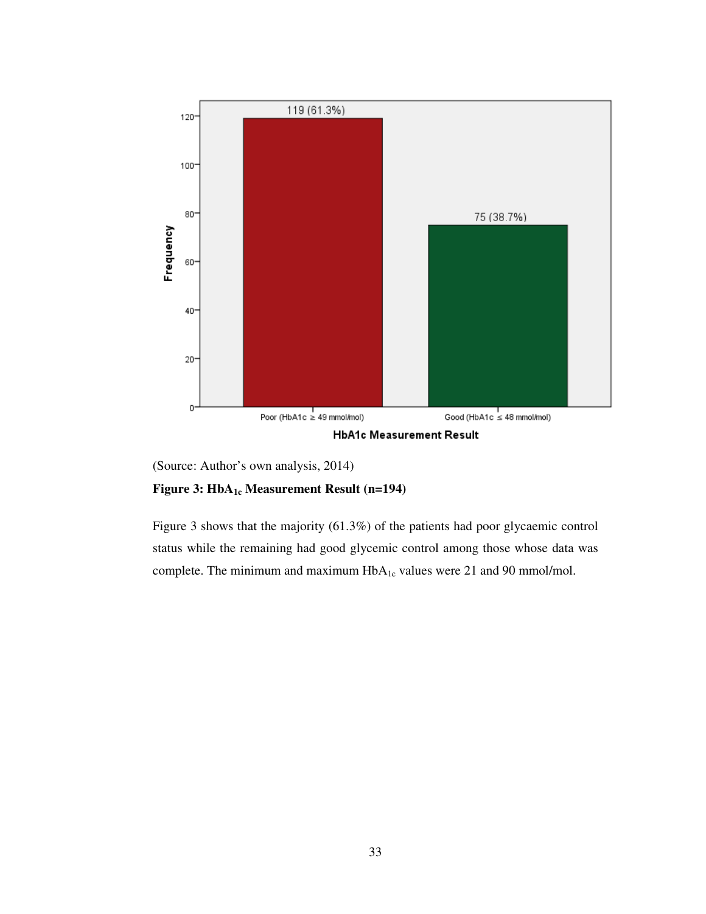(Source: Author's own analysis, 2014)

**Figure 3: $HbA_{1c}$ Measurement Result (n=194)**

Figure 3 shows that the majority (61.3%) of the patients had poor glycaemic control status while the remaining had good glycemic control among those whose data was complete. The minimum and maximum $HbA_{1c}$ values were 21 and 90 mmol/mol.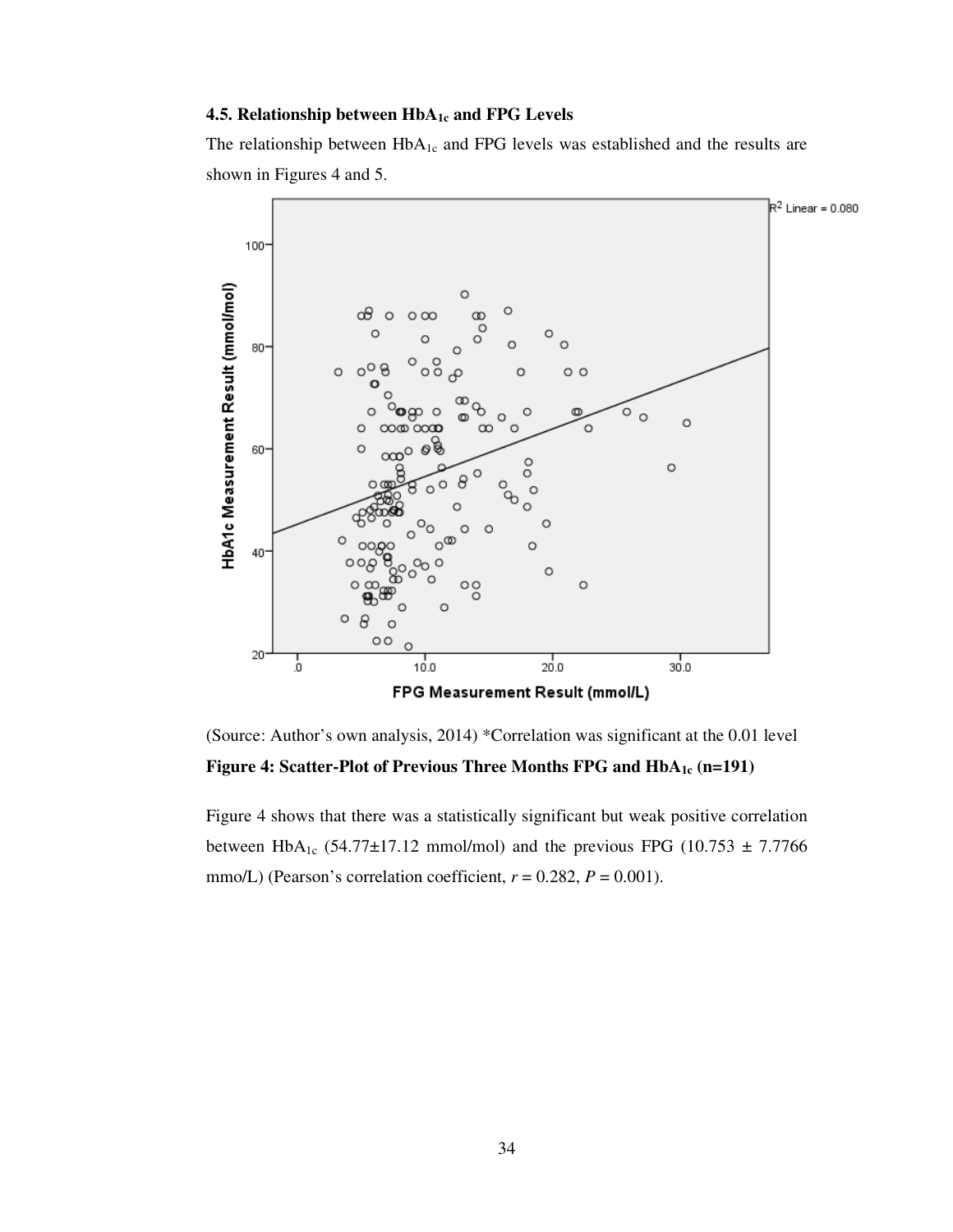### 4.5. Relationship between $HbA_{1c}$ and FPG Levels

The relationship between $HbA_{1c}$ and FPG levels was established and the results are shown in Figures 4 and 5.

(Source: Author's own analysis, 2014) *Correlation was significant at the 0.01 level

**Figure 4: Scatter-Plot of Previous Three Months FPG and $HbA_{1c}$ (n=191)**

Figure 4 shows that there was a statistically significant but weak positive correlation between $HbA_{1c}$ (54.77±17.12 mmol/mol) and the previous FPG (10.753 ± 7.7766 mmo/L) (Pearson's correlation coefficient, $r = 0.282$, $P = 0.001$).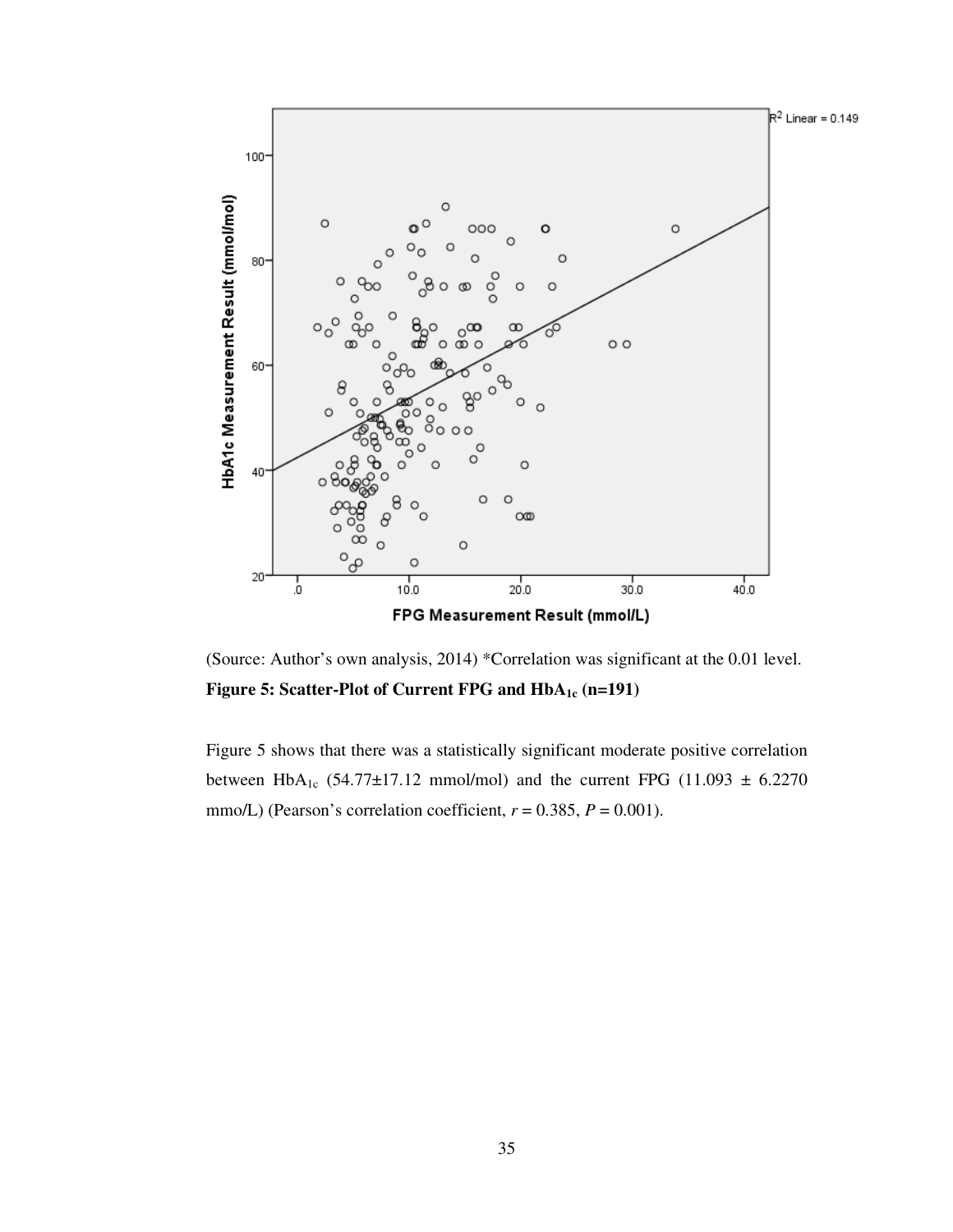(Source: Author's own analysis, 2014) *Correlation was significant at the 0.01 level.

**Figure 5: Scatter-Plot of Current FPG and $HbA_{1c}$ (n=191)**

Figure 5 shows that there was a statistically significant moderate positive correlation between $HbA_{1c}$ (54.77±17.12 mmol/mol) and the current FPG (11.093 ± 6.2270 mmo/L) (Pearson's correlation coefficient, $r = 0.385$, $P = 0.001$).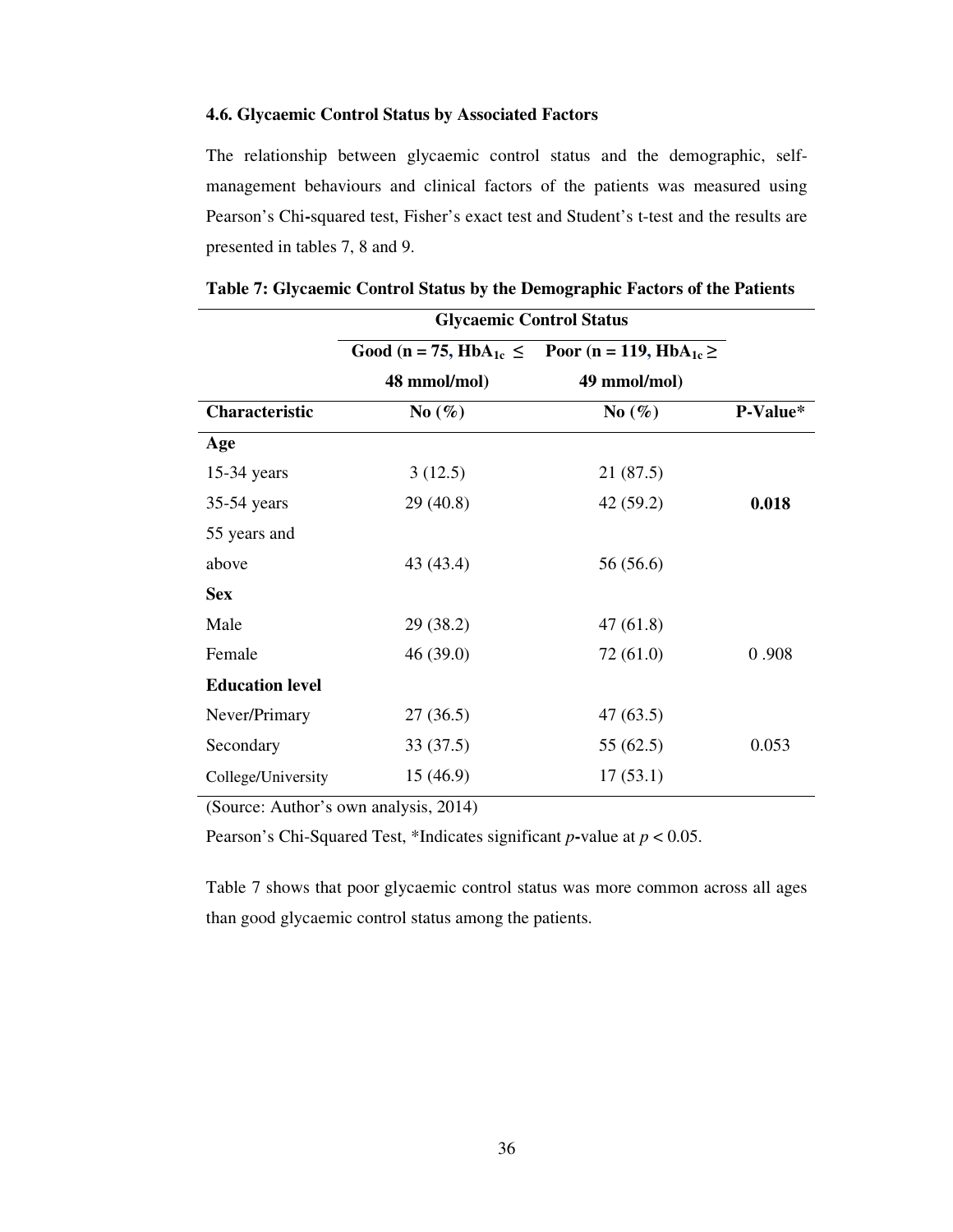### 4.6. Glycaemic Control Status by Associated Factors

The relationship between glycaemic control status and the demographic, self-management behaviours and clinical factors of the patients was measured using Pearson's Chi-squared test, Fisher's exact test and Student's t-test and the results are presented in tables 7, 8 and 9.

**Table 7: Glycaemic Control Status by the Demographic Factors of the Patients**

| | **Glycaemic Control Status** | | |
|---|---|---|---|
| | **Good (n = 75, $HbA_{1c}$ ≤ 48 mmol/mol)** | **Poor (n = 119, $HbA_{1c}$ ≥ 49 mmol/mol)** | |
| **Characteristic** | **No (%)** | **No (%)** | **P-Value*** |
| **Age** | | | |
| 15-34 years | 3 (12.5) | 21 (87.5) | |
| 35-54 years | 29 (40.8) | 42 (59.2) | **0.018** |
| 55 years and above | 43 (43.4) | 56 (56.6) | |
| **Sex** | | | |
| Male | 29 (38.2) | 47 (61.8) | |
| Female | 46 (39.0) | 72 (61.0) | 0 .908 |
| **Education level** | | | |
| Never/Primary | 27 (36.5) | 47 (63.5) | |
| Secondary | 33 (37.5) | 55 (62.5) | 0.053 |
| College/University | 15 (46.9) | 17 (53.1) | |

(Source: Author's own analysis, 2014)

Pearson's Chi-Squared Test, *Indicates significant *p*-value at $p < 0.05$.

Table 7 shows that poor glycaemic control status was more common across all ages than good glycaemic control status among the patients.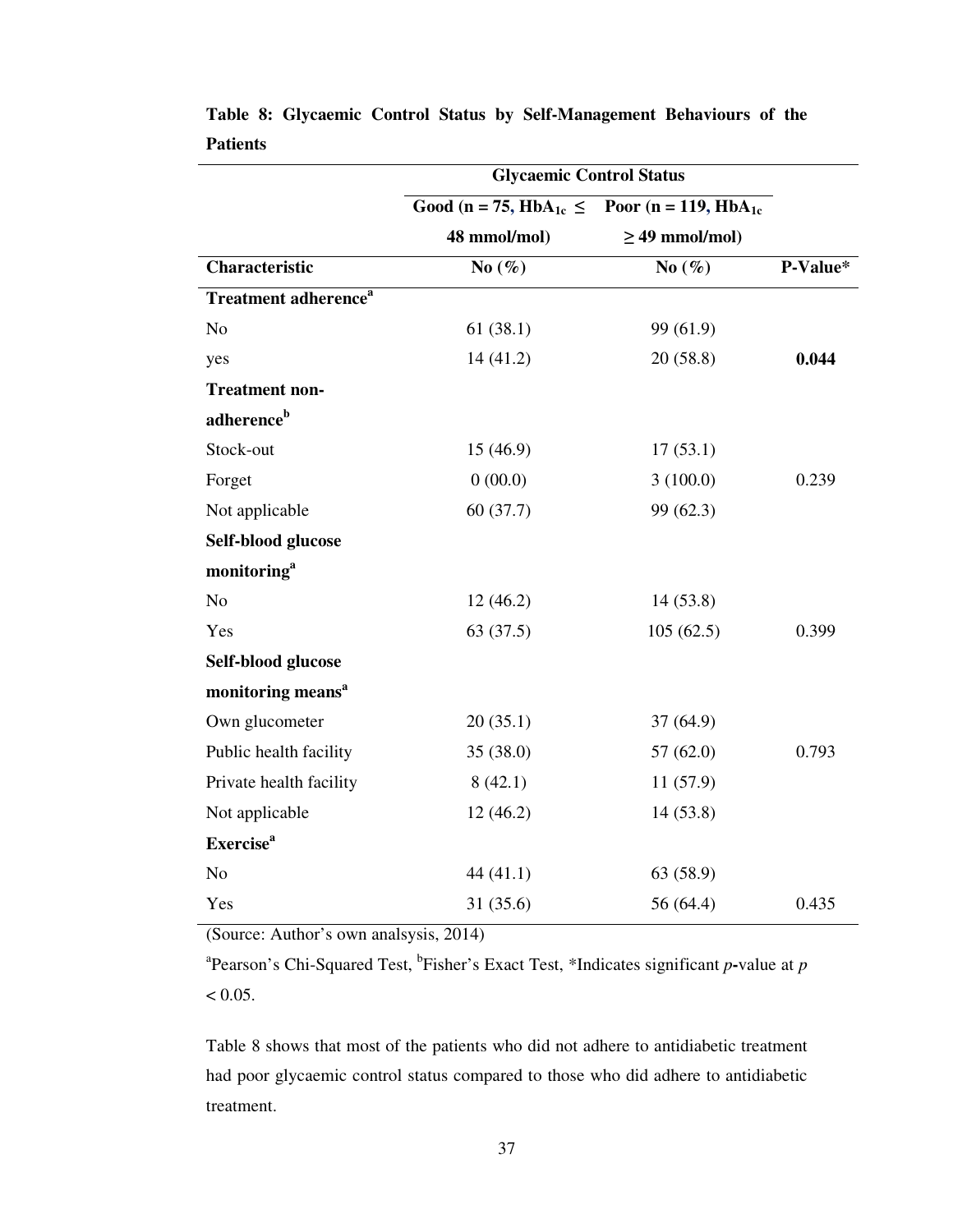**Table 8: Glycaemic Control Status by Self-Management Behaviours of the Patients**

| | Glycaemic Control Status | | |
|---|---|---|---|
| | Good (n = 75, $HbA_{1c} \leq$ 48 mmol/mol) | Poor (n = 119, $HbA_{1c}$ $\geq$ 49 mmol/mol) | |
| **Characteristic** | **No (%)** | **No (%)** | **P-Value*** |
| **Treatment adherence[a]** | | | |
| No | 61 (38.1) | 99 (61.9) | |
| yes | 14 (41.2) | 20 (58.8) | **0.044** |
| **Treatment non-adherence[b]** | | | |
| Stock-out | 15 (46.9) | 17 (53.1) | |
| Forget | 0 (00.0) | 3 (100.0) | 0.239 |
| Not applicable | 60 (37.7) | 99 (62.3) | |
| **Self-blood glucose monitoring[a]** | | | |
| No | 12 (46.2) | 14 (53.8) | |
| Yes | 63 (37.5) | 105 (62.5) | 0.399 |
| **Self-blood glucose monitoring means[a]** | | | |
| Own glucometer | 20 (35.1) | 37 (64.9) | |
| Public health facility | 35 (38.0) | 57 (62.0) | 0.793 |
| Private health facility | 8 (42.1) | 11 (57.9) | |
| Not applicable | 12 (46.2) | 14 (53.8) | |
| **Exercise[a]** | | | |
| No | 44 (41.1) | 63 (58.9) | |
| Yes | 31 (35.6) | 56 (64.4) | 0.435 |

(Source: Author's own analsysis, 2014)

[a]Pearson's Chi-Squared Test, [b]Fisher's Exact Test, *Indicates significant *p*-value at $p < 0.05$.

Table 8 shows that most of the patients who did not adhere to antidiabetic treatment had poor glycaemic control status compared to those who did adhere to antidiabetic treatment.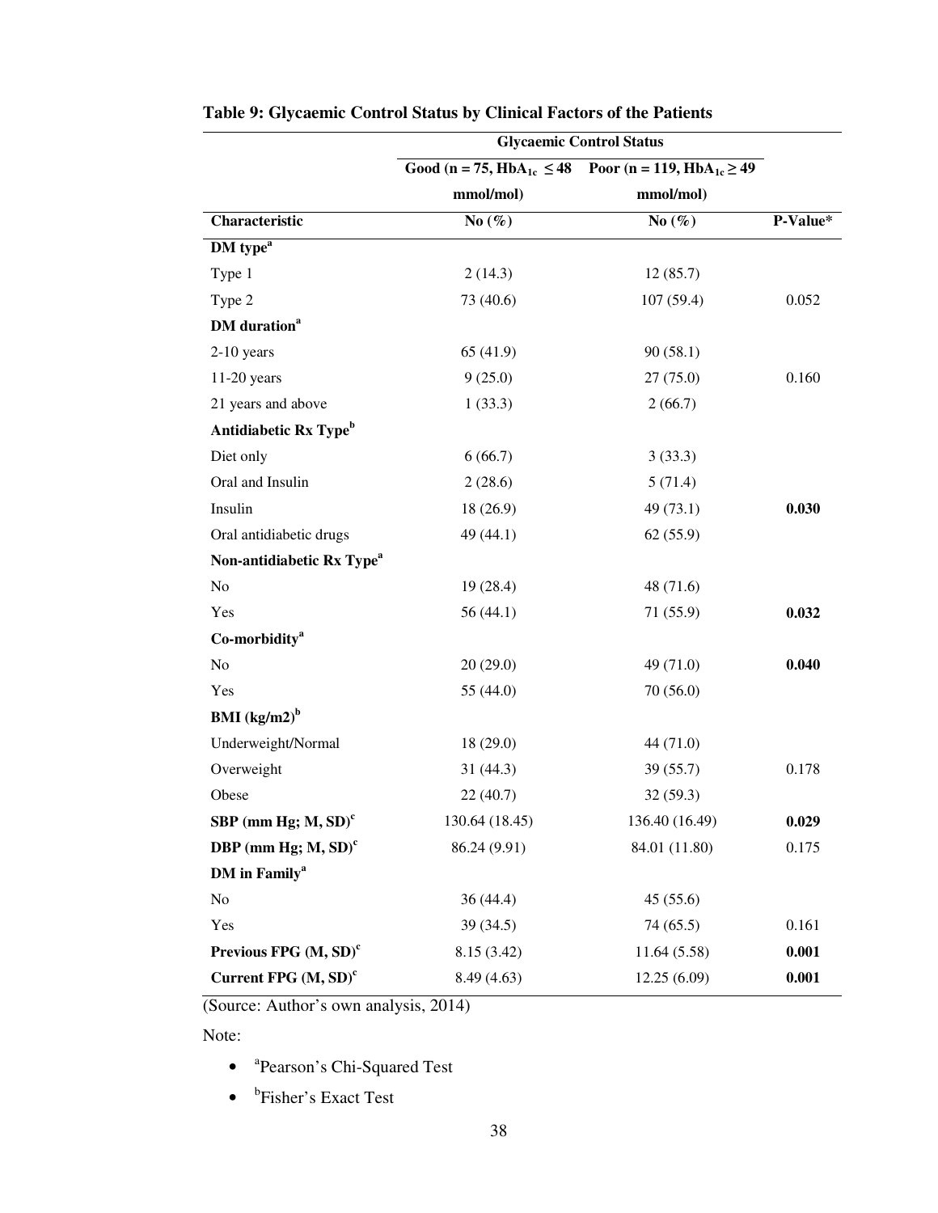**Table 9: Glycaemic Control Status by Clinical Factors of the Patients**

| | Glycaemic Control Status | | |
|---|---|---|---|
| | Good (n = 75, $HbA_{1c}$ ≤ 48 mmol/mol) | Poor (n = 119, $HbA_{1c}$ ≥ 49 mmol/mol) | |
| **Characteristic** | **No (%)** | **No (%)** | **P-Value*** |
| **DM type[a]** | | | |
| Type 1 | 2 (14.3) | 12 (85.7) | |
| Type 2 | 73 (40.6) | 107 (59.4) | 0.052 |
| **DM duration[a]** | | | |
| 2-10 years | 65 (41.9) | 90 (58.1) | |
| 11-20 years | 9 (25.0) | 27 (75.0) | 0.160 |
| 21 years and above | 1 (33.3) | 2 (66.7) | |
| **Antidiabetic Rx Type[b]** | | | |
| Diet only | 6 (66.7) | 3 (33.3) | |
| Oral and Insulin | 2 (28.6) | 5 (71.4) | |
| Insulin | 18 (26.9) | 49 (73.1) | **0.030** |
| Oral antidiabetic drugs | 49 (44.1) | 62 (55.9) | |
| **Non-antidiabetic Rx Type[a]** | | | |
| No | 19 (28.4) | 48 (71.6) | |
| Yes | 56 (44.1) | 71 (55.9) | **0.032** |
| **Co-morbidity[a]** | | | |
| No | 20 (29.0) | 49 (71.0) | **0.040** |
| Yes | 55 (44.0) | 70 (56.0) | |
| **BMI (kg/m2)[b]** | | | |
| Underweight/Normal | 18 (29.0) | 44 (71.0) | |
| Overweight | 31 (44.3) | 39 (55.7) | 0.178 |
| Obese | 22 (40.7) | 32 (59.3) | |
| **SBP (mm Hg; M, SD)[c]** | 130.64 (18.45) | 136.40 (16.49) | **0.029** |
| **DBP (mm Hg; M, SD)[c]** | 86.24 (9.91) | 84.01 (11.80) | 0.175 |
| **DM in Family[a]** | | | |
| No | 36 (44.4) | 45 (55.6) | |
| Yes | 39 (34.5) | 74 (65.5) | 0.161 |
| **Previous FPG (M, SD)[c]** | 8.15 (3.42) | 11.64 (5.58) | **0.001** |
| **Current FPG (M, SD)[c]** | 8.49 (4.63) | 12.25 (6.09) | **0.001** |

(Source: Author's own analysis, 2014)

Note:

- [a]Pearson's Chi-Squared Test
- [b]Fisher's Exact Test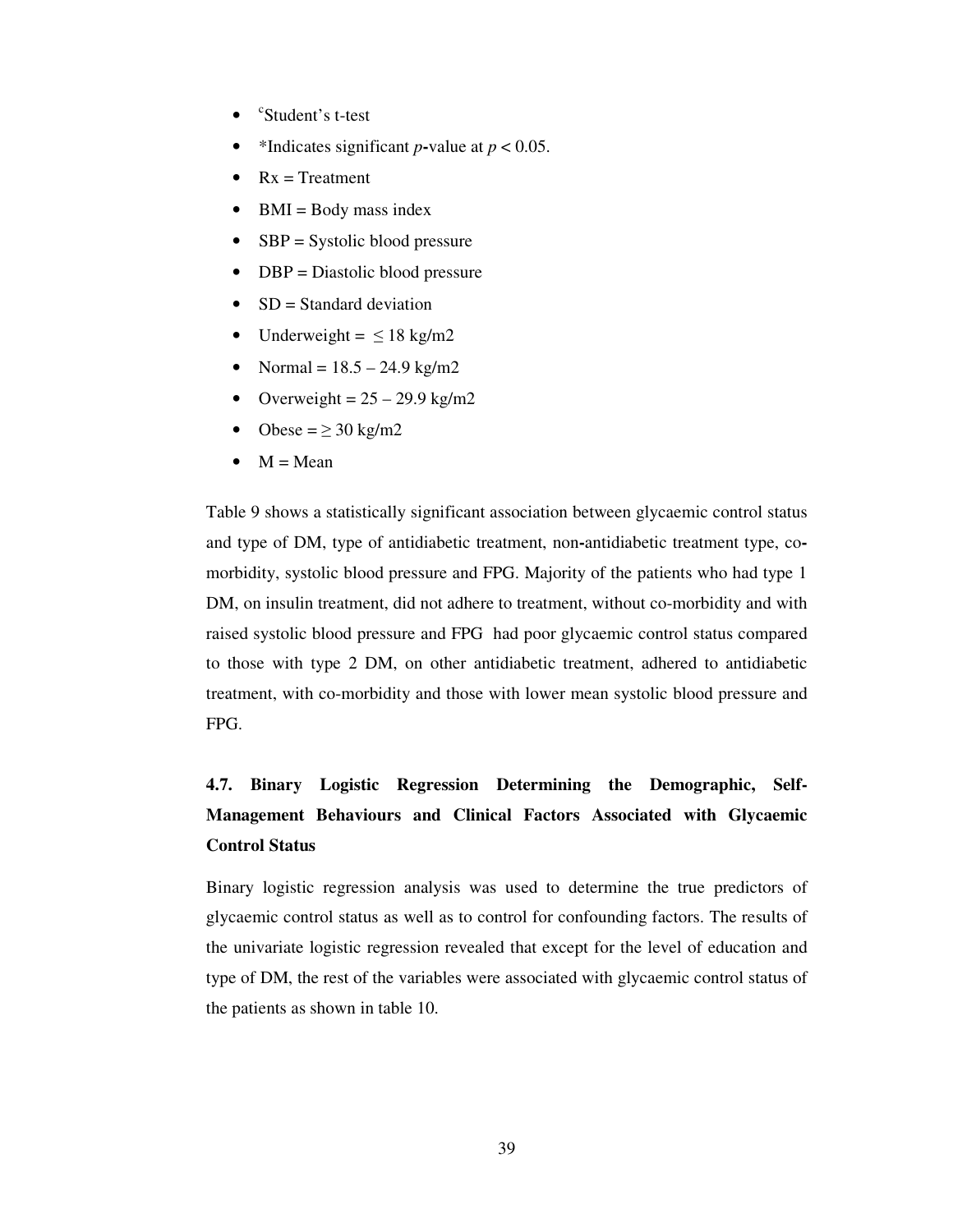- [c]Student's t-test
- *Indicates significant *p*-value at $p < 0.05$.
- Rx = Treatment
- BMI = Body mass index
- SBP = Systolic blood pressure
- DBP = Diastolic blood pressure
- SD = Standard deviation
- Underweight = $\leq 18$ kg/m2
- Normal = 18.5 – 24.9 kg/m2
- Overweight = 25 – 29.9 kg/m2
- Obese = $\geq 30$ kg/m2
- M = Mean

Table 9 shows a statistically significant association between glycaemic control status and type of DM, type of antidiabetic treatment, non-antidiabetic treatment type, co-morbidity, systolic blood pressure and FPG. Majority of the patients who had type 1 DM, on insulin treatment, did not adhere to treatment, without co-morbidity and with raised systolic blood pressure and FPG had poor glycaemic control status compared to those with type 2 DM, on other antidiabetic treatment, adhered to antidiabetic treatment, with co-morbidity and those with lower mean systolic blood pressure and FPG.

### 4.7. Binary Logistic Regression Determining the Demographic, Self-Management Behaviours and Clinical Factors Associated with Glycaemic Control Status

Binary logistic regression analysis was used to determine the true predictors of glycaemic control status as well as to control for confounding factors. The results of the univariate logistic regression revealed that except for the level of education and type of DM, the rest of the variables were associated with glycaemic control status of the patients as shown in table 10.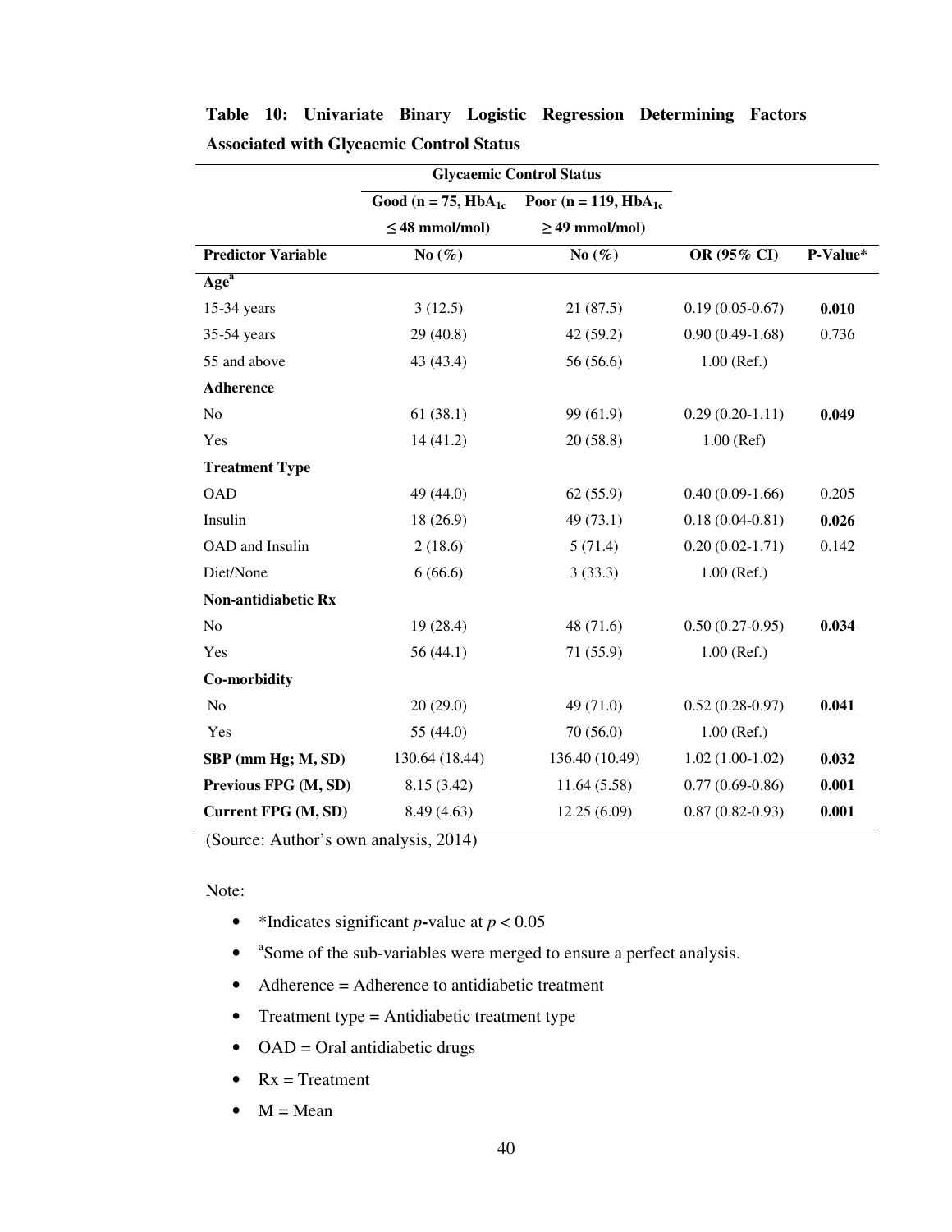**Table 10: Univariate Binary Logistic Regression Determining Factors Associated with Glycaemic Control Status**

| | Glycaemic Control Status | | | |
|---|---|---|---|---|
| | Good (n = 75, $HbA_{1c}$ ≤ 48 mmol/mol) | Poor (n = 119, $HbA_{1c}$ ≥ 49 mmol/mol) | | |
| **Predictor Variable** | **No (%)** | **No (%)** | **OR (95% CI)** | **P-Value*** |
| **Age**[a] | | | | |
| 15-34 years | 3 (12.5) | 21 (87.5) | 0.19 (0.05-0.67) | **0.010** |
| 35-54 years | 29 (40.8) | 42 (59.2) | 0.90 (0.49-1.68) | 0.736 |
| 55 and above | 43 (43.4) | 56 (56.6) | 1.00 (Ref.) | |
| **Adherence** | | | | |
| No | 61 (38.1) | 99 (61.9) | 0.29 (0.20-1.11) | **0.049** |
| Yes | 14 (41.2) | 20 (58.8) | 1.00 (Ref) | |
| **Treatment Type** | | | | |
| OAD | 49 (44.0) | 62 (55.9) | 0.40 (0.09-1.66) | 0.205 |
| Insulin | 18 (26.9) | 49 (73.1) | 0.18 (0.04-0.81) | **0.026** |
| OAD and Insulin | 2 (18.6) | 5 (71.4) | 0.20 (0.02-1.71) | 0.142 |
| Diet/None | 6 (66.6) | 3 (33.3) | 1.00 (Ref.) | |
| **Non-antidiabetic Rx** | | | | |
| No | 19 (28.4) | 48 (71.6) | 0.50 (0.27-0.95) | **0.034** |
| Yes | 56 (44.1) | 71 (55.9) | 1.00 (Ref.) | |
| **Co-morbidity** | | | | |
| No | 20 (29.0) | 49 (71.0) | 0.52 (0.28-0.97) | **0.041** |
| Yes | 55 (44.0) | 70 (56.0) | 1.00 (Ref.) | |
| **SBP (mm Hg; M, SD)** | 130.64 (18.44) | 136.40 (10.49) | 1.02 (1.00-1.02) | **0.032** |
| **Previous FPG (M, SD)** | 8.15 (3.42) | 11.64 (5.58) | 0.77 (0.69-0.86) | **0.001** |
| **Current FPG (M, SD)** | 8.49 (4.63) | 12.25 (6.09) | 0.87 (0.82-0.93) | **0.001** |

(Source: Author's own analysis, 2014)

Note:

- *Indicates significant *p*-value at $p < 0.05$
- [a]Some of the sub-variables were merged to ensure a perfect analysis.
- Adherence = Adherence to antidiabetic treatment
- Treatment type = Antidiabetic treatment type
- OAD = Oral antidiabetic drugs
- Rx = Treatment
- M = Mean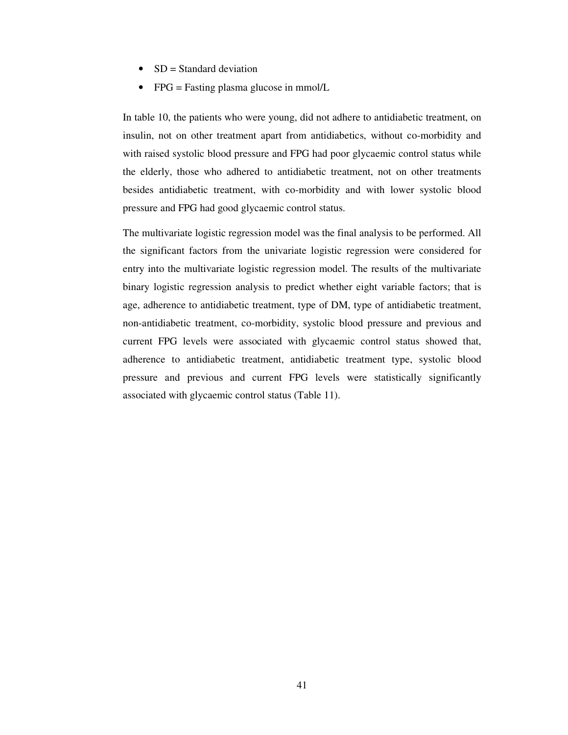- SD = Standard deviation
- FPG = Fasting plasma glucose in mmol/L

In table 10, the patients who were young, did not adhere to antidiabetic treatment, on insulin, not on other treatment apart from antidiabetics, without co-morbidity and with raised systolic blood pressure and FPG had poor glycaemic control status while the elderly, those who adhered to antidiabetic treatment, not on other treatments besides antidiabetic treatment, with co-morbidity and with lower systolic blood pressure and FPG had good glycaemic control status.

The multivariate logistic regression model was the final analysis to be performed. All the significant factors from the univariate logistic regression were considered for entry into the multivariate logistic regression model. The results of the multivariate binary logistic regression analysis to predict whether eight variable factors; that is age, adherence to antidiabetic treatment, type of DM, type of antidiabetic treatment, non-antidiabetic treatment, co-morbidity, systolic blood pressure and previous and current FPG levels were associated with glycaemic control status showed that, adherence to antidiabetic treatment, antidiabetic treatment type, systolic blood pressure and previous and current FPG levels were statistically significantly associated with glycaemic control status (Table 11).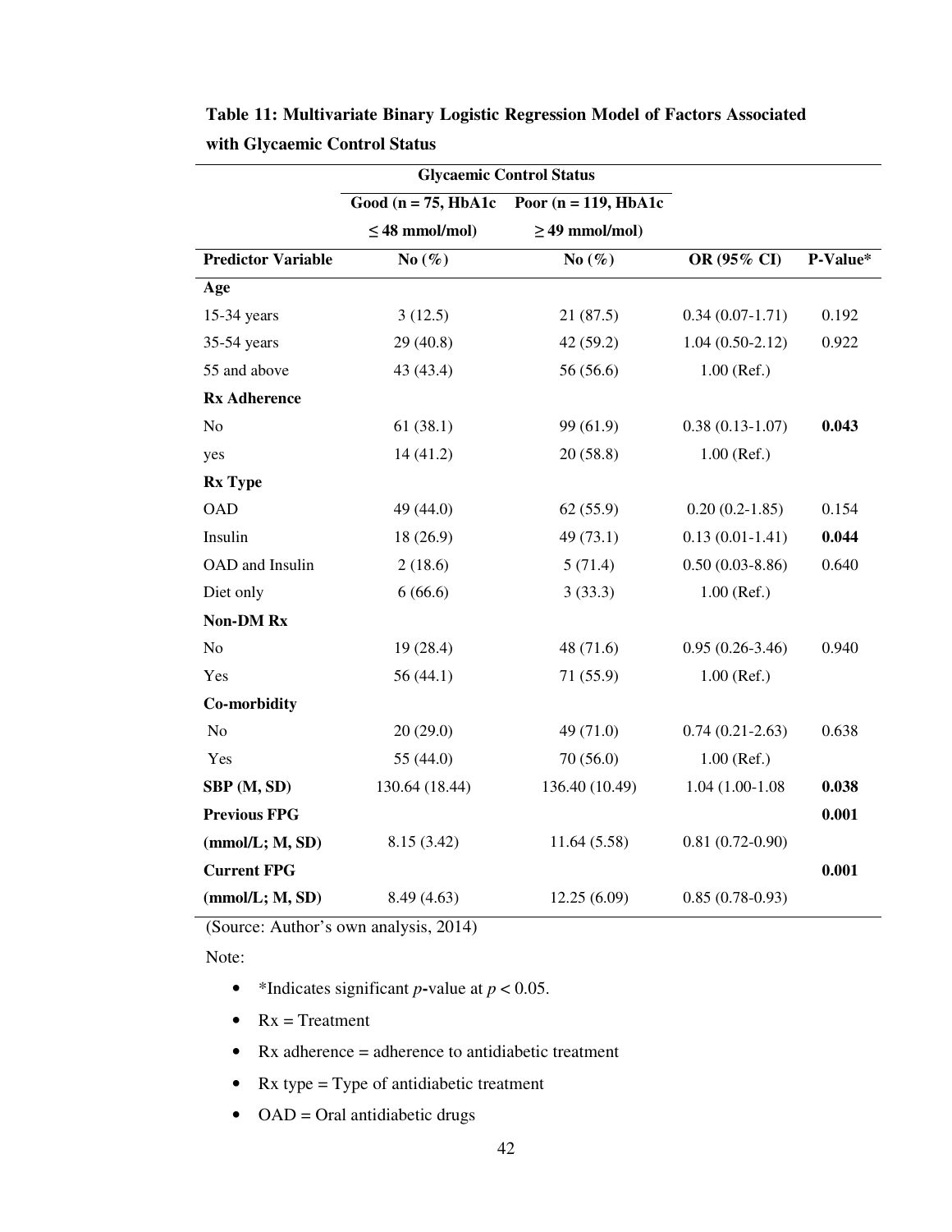**Table 11: Multivariate Binary Logistic Regression Model of Factors Associated with Glycaemic Control Status**

| | Glycaemic Control Status | | | |
|---|---|---|---|---|
| | Good (n = 75, HbA1c ≤ 48 mmol/mol) | Poor (n = 119, HbA1c ≥ 49 mmol/mol) | | |
| **Predictor Variable** | **No (%)** | **No (%)** | **OR (95% CI)** | **P-Value*** |
| **Age** | | | | |
| 15-34 years | 3 (12.5) | 21 (87.5) | 0.34 (0.07-1.71) | 0.192 |
| 35-54 years | 29 (40.8) | 42 (59.2) | 1.04 (0.50-2.12) | 0.922 |
| 55 and above | 43 (43.4) | 56 (56.6) | 1.00 (Ref.) | |
| **Rx Adherence** | | | | |
| No | 61 (38.1) | 99 (61.9) | 0.38 (0.13-1.07) | **0.043** |
| yes | 14 (41.2) | 20 (58.8) | 1.00 (Ref.) | |
| **Rx Type** | | | | |
| OAD | 49 (44.0) | 62 (55.9) | 0.20 (0.2-1.85) | 0.154 |
| Insulin | 18 (26.9) | 49 (73.1) | 0.13 (0.01-1.41) | **0.044** |
| OAD and Insulin | 2 (18.6) | 5 (71.4) | 0.50 (0.03-8.86) | 0.640 |
| Diet only | 6 (66.6) | 3 (33.3) | 1.00 (Ref.) | |
| **Non-DM Rx** | | | | |
| No | 19 (28.4) | 48 (71.6) | 0.95 (0.26-3.46) | 0.940 |
| Yes | 56 (44.1) | 71 (55.9) | 1.00 (Ref.) | |
| **Co-morbidity** | | | | |
| No | 20 (29.0) | 49 (71.0) | 0.74 (0.21-2.63) | 0.638 |
| Yes | 55 (44.0) | 70 (56.0) | 1.00 (Ref.) | |
| **SBP (M, SD)** | 130.64 (18.44) | 136.40 (10.49) | 1.04 (1.00-1.08 | **0.038** |
| **Previous FPG (mmol/L; M, SD)** | 8.15 (3.42) | 11.64 (5.58) | 0.81 (0.72-0.90) | **0.001** |
| **Current FPG (mmol/L; M, SD)** | 8.49 (4.63) | 12.25 (6.09) | 0.85 (0.78-0.93) | **0.001** |

(Source: Author's own analysis, 2014)

Note:

- *Indicates significant *p*-value at $p < 0.05$.
- Rx = Treatment
- Rx adherence = adherence to antidiabetic treatment
- Rx type = Type of antidiabetic treatment
- OAD = Oral antidiabetic drugs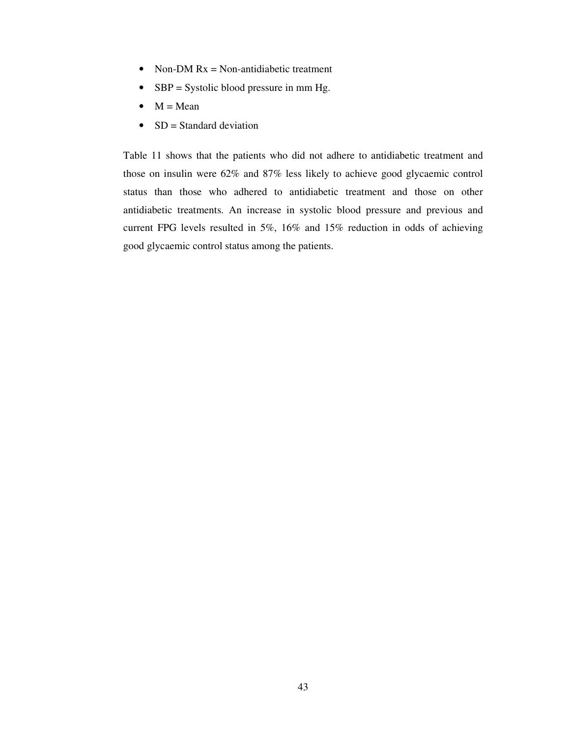- Non-DM Rx = Non-antidiabetic treatment
- SBP = Systolic blood pressure in mm Hg.
- M = Mean
- SD = Standard deviation

Table 11 shows that the patients who did not adhere to antidiabetic treatment and those on insulin were 62% and 87% less likely to achieve good glycaemic control status than those who adhered to antidiabetic treatment and those on other antidiabetic treatments. An increase in systolic blood pressure and previous and current FPG levels resulted in 5%, 16% and 15% reduction in odds of achieving good glycaemic control status among the patients.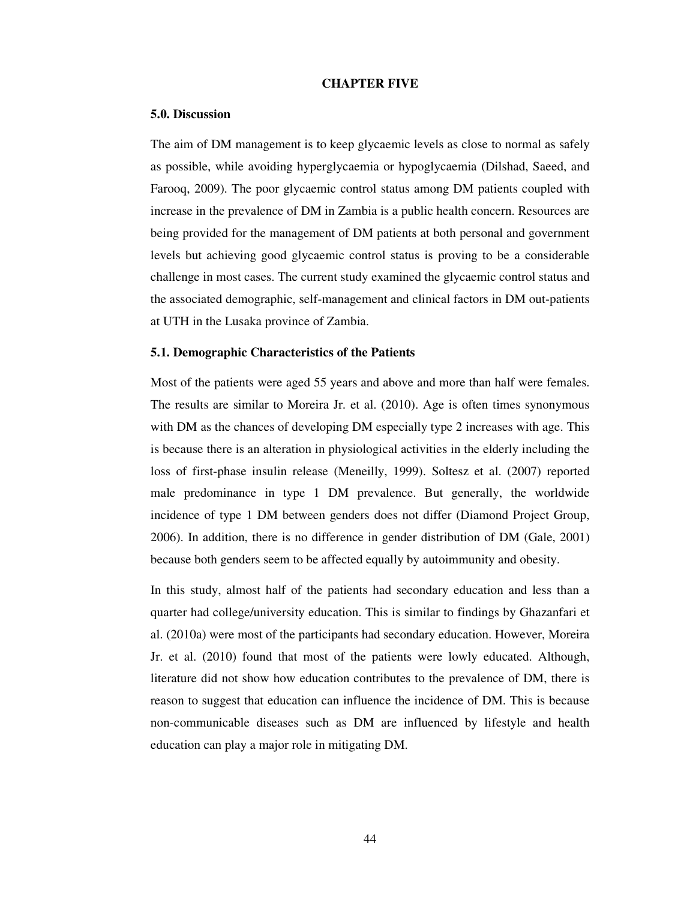# CHAPTER FIVE

## 5.0. Discussion

The aim of DM management is to keep glycaemic levels as close to normal as safely as possible, while avoiding hyperglycaemia or hypoglycaemia (Dilshad, Saeed, and Farooq, 2009). The poor glycaemic control status among DM patients coupled with increase in the prevalence of DM in Zambia is a public health concern. Resources are being provided for the management of DM patients at both personal and government levels but achieving good glycaemic control status is proving to be a considerable challenge in most cases. The current study examined the glycaemic control status and the associated demographic, self-management and clinical factors in DM out-patients at UTH in the Lusaka province of Zambia.

### 5.1. Demographic Characteristics of the Patients

Most of the patients were aged 55 years and above and more than half were females. The results are similar to Moreira Jr. et al. (2010). Age is often times synonymous with DM as the chances of developing DM especially type 2 increases with age. This is because there is an alteration in physiological activities in the elderly including the loss of first-phase insulin release (Meneilly, 1999). Soltesz et al. (2007) reported male predominance in type 1 DM prevalence. But generally, the worldwide incidence of type 1 DM between genders does not differ (Diamond Project Group, 2006). In addition, there is no difference in gender distribution of DM (Gale, 2001) because both genders seem to be affected equally by autoimmunity and obesity.

In this study, almost half of the patients had secondary education and less than a quarter had college/university education. This is similar to findings by Ghazanfari et al. (2010a) were most of the participants had secondary education. However, Moreira Jr. et al. (2010) found that most of the patients were lowly educated. Although, literature did not show how education contributes to the prevalence of DM, there is reason to suggest that education can influence the incidence of DM. This is because non-communicable diseases such as DM are influenced by lifestyle and health education can play a major role in mitigating DM.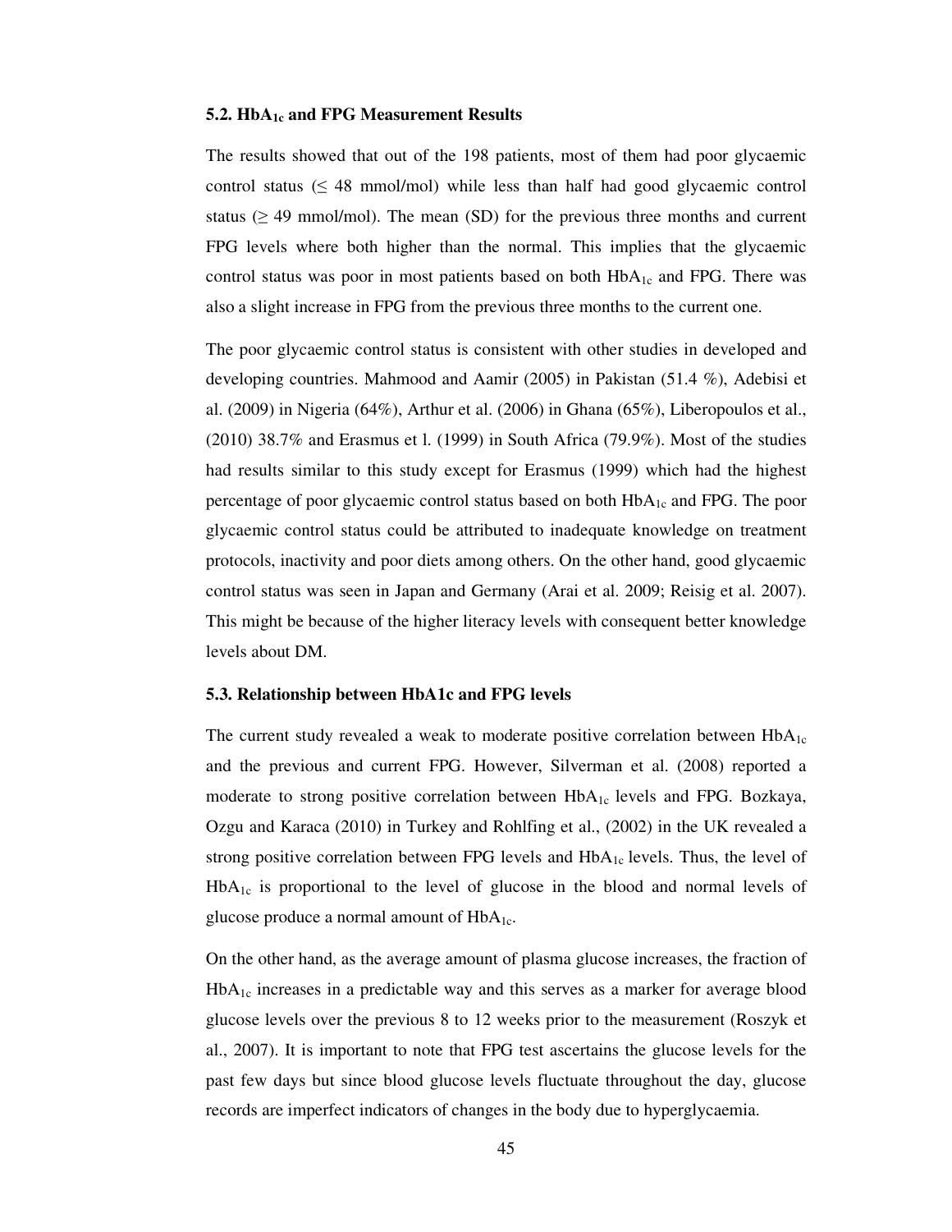### 5.2. $HbA_{1c}$ and FPG Measurement Results

The results showed that out of the 198 patients, most of them had poor glycaemic control status (≤ 48 mmol/mol) while less than half had good glycaemic control status (≥ 49 mmol/mol). The mean (SD) for the previous three months and current FPG levels where both higher than the normal. This implies that the glycaemic control status was poor in most patients based on both $HbA_{1c}$ and FPG. There was also a slight increase in FPG from the previous three months to the current one.

The poor glycaemic control status is consistent with other studies in developed and developing countries. Mahmood and Aamir (2005) in Pakistan (51.4 %), Adebisi et al. (2009) in Nigeria (64%), Arthur et al. (2006) in Ghana (65%), Liberopoulos et al., (2010) 38.7% and Erasmus et l. (1999) in South Africa (79.9%). Most of the studies had results similar to this study except for Erasmus (1999) which had the highest percentage of poor glycaemic control status based on both $HbA_{1c}$ and FPG. The poor glycaemic control status could be attributed to inadequate knowledge on treatment protocols, inactivity and poor diets among others. On the other hand, good glycaemic control status was seen in Japan and Germany (Arai et al. 2009; Reisig et al. 2007). This might be because of the higher literacy levels with consequent better knowledge levels about DM.

### 5.3. Relationship between HbA1c and FPG levels

The current study revealed a weak to moderate positive correlation between $HbA_{1c}$ and the previous and current FPG. However, Silverman et al. (2008) reported a moderate to strong positive correlation between $HbA_{1c}$ levels and FPG. Bozkaya, Ozgu and Karaca (2010) in Turkey and Rohlfing et al., (2002) in the UK revealed a strong positive correlation between FPG levels and $HbA_{1c}$ levels. Thus, the level of $HbA_{1c}$ is proportional to the level of glucose in the blood and normal levels of glucose produce a normal amount of $HbA_{1c}$.

On the other hand, as the average amount of plasma glucose increases, the fraction of $HbA_{1c}$ increases in a predictable way and this serves as a marker for average blood glucose levels over the previous 8 to 12 weeks prior to the measurement (Roszyk et al., 2007). It is important to note that FPG test ascertains the glucose levels for the past few days but since blood glucose levels fluctuate throughout the day, glucose records are imperfect indicators of changes in the body due to hyperglycaemia.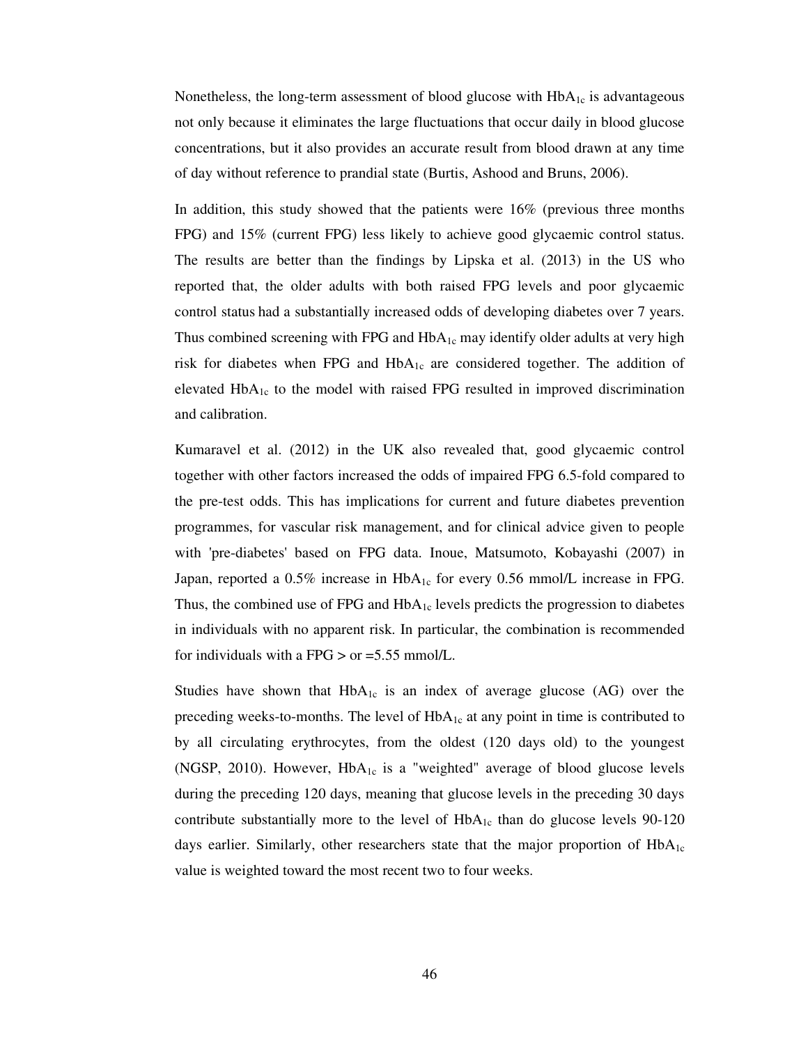Nonetheless, the long-term assessment of blood glucose with $HbA_{1c}$ is advantageous not only because it eliminates the large fluctuations that occur daily in blood glucose concentrations, but it also provides an accurate result from blood drawn at any time of day without reference to prandial state (Burtis, Ashood and Bruns, 2006).

In addition, this study showed that the patients were 16% (previous three months FPG) and 15% (current FPG) less likely to achieve good glycaemic control status. The results are better than the findings by Lipska et al. (2013) in the US who reported that, the older adults with both raised FPG levels and poor glycaemic control status had a substantially increased odds of developing diabetes over 7 years. Thus combined screening with FPG and $HbA_{1c}$ may identify older adults at very high risk for diabetes when FPG and $HbA_{1c}$ are considered together. The addition of elevated $HbA_{1c}$ to the model with raised FPG resulted in improved discrimination and calibration.

Kumaravel et al. (2012) in the UK also revealed that, good glycaemic control together with other factors increased the odds of impaired FPG 6.5-fold compared to the pre-test odds. This has implications for current and future diabetes prevention programmes, for vascular risk management, and for clinical advice given to people with 'pre-diabetes' based on FPG data. Inoue, Matsumoto, Kobayashi (2007) in Japan, reported a 0.5% increase in $HbA_{1c}$ for every 0.56 mmol/L increase in FPG. Thus, the combined use of FPG and $HbA_{1c}$ levels predicts the progression to diabetes in individuals with no apparent risk. In particular, the combination is recommended for individuals with a FPG > or =5.55 mmol/L.

Studies have shown that $HbA_{1c}$ is an index of average glucose (AG) over the preceding weeks-to-months. The level of $HbA_{1c}$ at any point in time is contributed to by all circulating erythrocytes, from the oldest (120 days old) to the youngest (NGSP, 2010). However, $HbA_{1c}$ is a "weighted" average of blood glucose levels during the preceding 120 days, meaning that glucose levels in the preceding 30 days contribute substantially more to the level of $HbA_{1c}$ than do glucose levels 90-120 days earlier. Similarly, other researchers state that the major proportion of $HbA_{1c}$ value is weighted toward the most recent two to four weeks.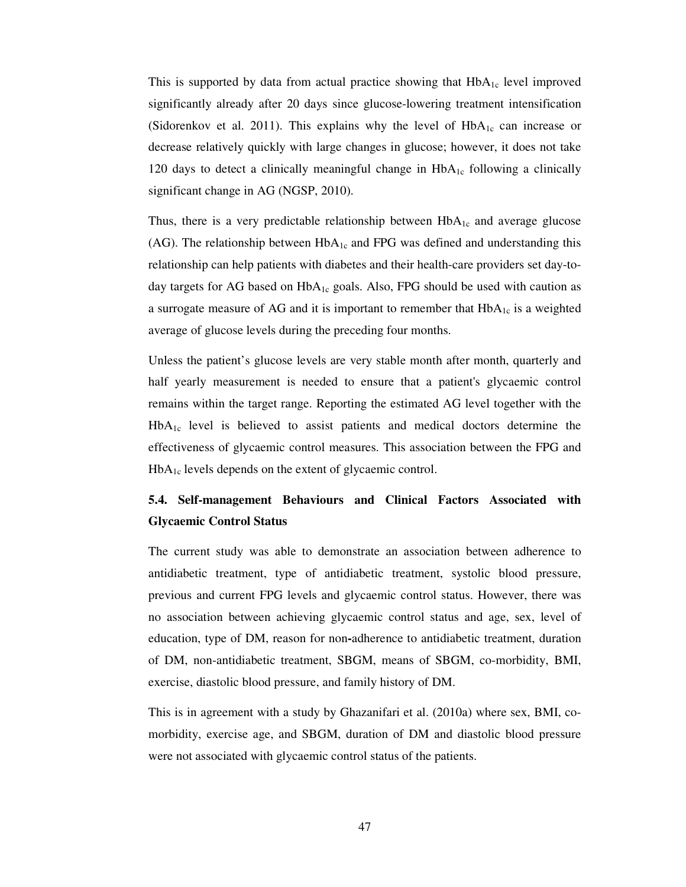This is supported by data from actual practice showing that $HbA_{1c}$ level improved significantly already after 20 days since glucose-lowering treatment intensification (Sidorenkov et al. 2011). This explains why the level of $HbA_{1c}$ can increase or decrease relatively quickly with large changes in glucose; however, it does not take 120 days to detect a clinically meaningful change in $HbA_{1c}$ following a clinically significant change in AG (NGSP, 2010).

Thus, there is a very predictable relationship between $HbA_{1c}$ and average glucose (AG). The relationship between $HbA_{1c}$ and FPG was defined and understanding this relationship can help patients with diabetes and their health-care providers set day-to-day targets for AG based on $HbA_{1c}$ goals. Also, FPG should be used with caution as a surrogate measure of AG and it is important to remember that $HbA_{1c}$ is a weighted average of glucose levels during the preceding four months.

Unless the patient's glucose levels are very stable month after month, quarterly and half yearly measurement is needed to ensure that a patient's glycaemic control remains within the target range. Reporting the estimated AG level together with the $HbA_{1c}$ level is believed to assist patients and medical doctors determine the effectiveness of glycaemic control measures. This association between the FPG and $HbA_{1c}$ levels depends on the extent of glycaemic control.

## 5.4. Self-management Behaviours and Clinical Factors Associated with Glycaemic Control Status

The current study was able to demonstrate an association between adherence to antidiabetic treatment, type of antidiabetic treatment, systolic blood pressure, previous and current FPG levels and glycaemic control status. However, there was no association between achieving glycaemic control status and age, sex, level of education, type of DM, reason for non-adherence to antidiabetic treatment, duration of DM, non-antidiabetic treatment, SBGM, means of SBGM, co-morbidity, BMI, exercise, diastolic blood pressure, and family history of DM.

This is in agreement with a study by Ghazanifari et al. (2010a) where sex, BMI, co-morbidity, exercise age, and SBGM, duration of DM and diastolic blood pressure were not associated with glycaemic control status of the patients.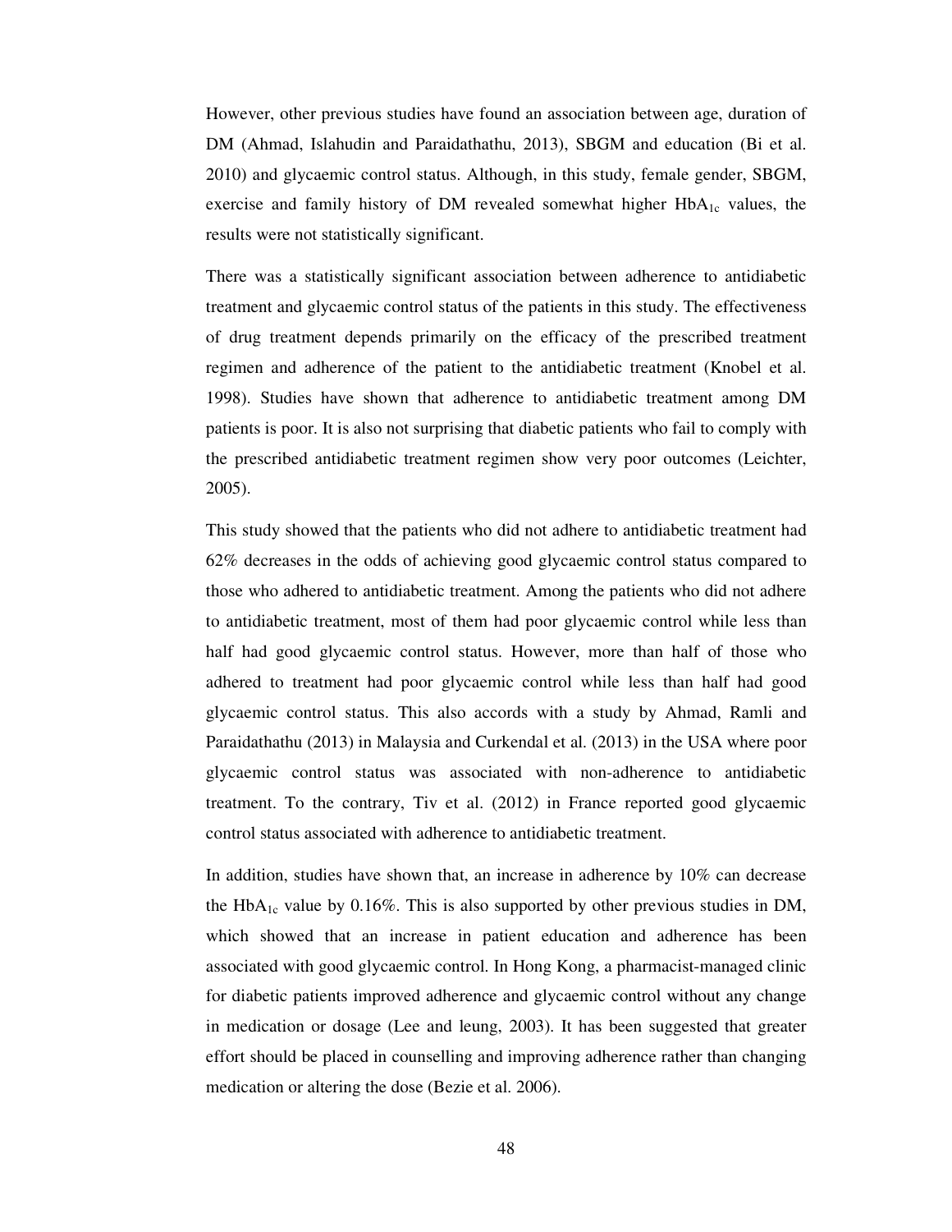However, other previous studies have found an association between age, duration of DM (Ahmad, Islahudin and Paraidathathu, 2013), SBGM and education (Bi et al. 2010) and glycaemic control status. Although, in this study, female gender, SBGM, exercise and family history of DM revealed somewhat higher $HbA_{1c}$ values, the results were not statistically significant.

There was a statistically significant association between adherence to antidiabetic treatment and glycaemic control status of the patients in this study. The effectiveness of drug treatment depends primarily on the efficacy of the prescribed treatment regimen and adherence of the patient to the antidiabetic treatment (Knobel et al. 1998). Studies have shown that adherence to antidiabetic treatment among DM patients is poor. It is also not surprising that diabetic patients who fail to comply with the prescribed antidiabetic treatment regimen show very poor outcomes (Leichter, 2005).

This study showed that the patients who did not adhere to antidiabetic treatment had 62% decreases in the odds of achieving good glycaemic control status compared to those who adhered to antidiabetic treatment. Among the patients who did not adhere to antidiabetic treatment, most of them had poor glycaemic control while less than half had good glycaemic control status. However, more than half of those who adhered to treatment had poor glycaemic control while less than half had good glycaemic control status. This also accords with a study by Ahmad, Ramli and Paraidathathu (2013) in Malaysia and Curkendal et al. (2013) in the USA where poor glycaemic control status was associated with non-adherence to antidiabetic treatment. To the contrary, Tiv et al. (2012) in France reported good glycaemic control status associated with adherence to antidiabetic treatment.

In addition, studies have shown that, an increase in adherence by 10% can decrease the $HbA_{1c}$ value by 0.16%. This is also supported by other previous studies in DM, which showed that an increase in patient education and adherence has been associated with good glycaemic control. In Hong Kong, a pharmacist-managed clinic for diabetic patients improved adherence and glycaemic control without any change in medication or dosage (Lee and leung, 2003). It has been suggested that greater effort should be placed in counselling and improving adherence rather than changing medication or altering the dose (Bezie et al. 2006).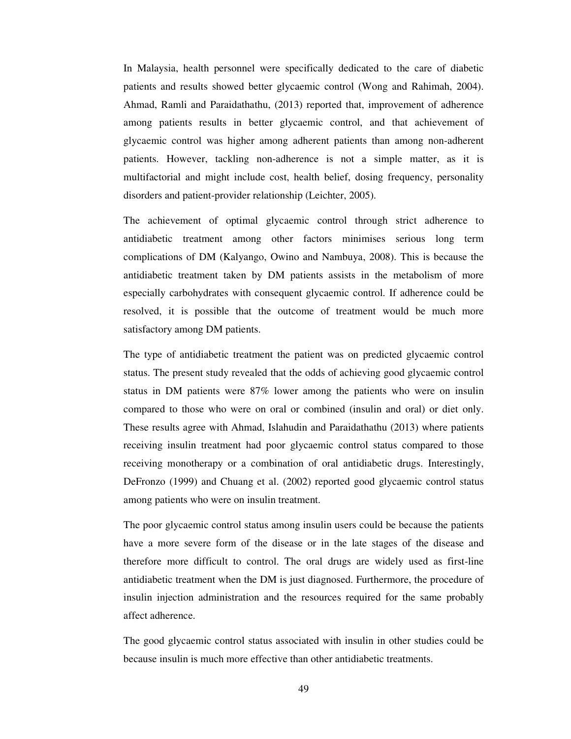In Malaysia, health personnel were specifically dedicated to the care of diabetic patients and results showed better glycaemic control (Wong and Rahimah, 2004). Ahmad, Ramli and Paraidathathu, (2013) reported that, improvement of adherence among patients results in better glycaemic control, and that achievement of glycaemic control was higher among adherent patients than among non-adherent patients. However, tackling non-adherence is not a simple matter, as it is multifactorial and might include cost, health belief, dosing frequency, personality disorders and patient-provider relationship (Leichter, 2005).

The achievement of optimal glycaemic control through strict adherence to antidiabetic treatment among other factors minimises serious long term complications of DM (Kalyango, Owino and Nambuya, 2008). This is because the antidiabetic treatment taken by DM patients assists in the metabolism of more especially carbohydrates with consequent glycaemic control. If adherence could be resolved, it is possible that the outcome of treatment would be much more satisfactory among DM patients.

The type of antidiabetic treatment the patient was on predicted glycaemic control status. The present study revealed that the odds of achieving good glycaemic control status in DM patients were 87% lower among the patients who were on insulin compared to those who were on oral or combined (insulin and oral) or diet only. These results agree with Ahmad, Islahudin and Paraidathathu (2013) where patients receiving insulin treatment had poor glycaemic control status compared to those receiving monotherapy or a combination of oral antidiabetic drugs. Interestingly, DeFronzo (1999) and Chuang et al. (2002) reported good glycaemic control status among patients who were on insulin treatment.

The poor glycaemic control status among insulin users could be because the patients have a more severe form of the disease or in the late stages of the disease and therefore more difficult to control. The oral drugs are widely used as first-line antidiabetic treatment when the DM is just diagnosed. Furthermore, the procedure of insulin injection administration and the resources required for the same probably affect adherence.

The good glycaemic control status associated with insulin in other studies could be because insulin is much more effective than other antidiabetic treatments.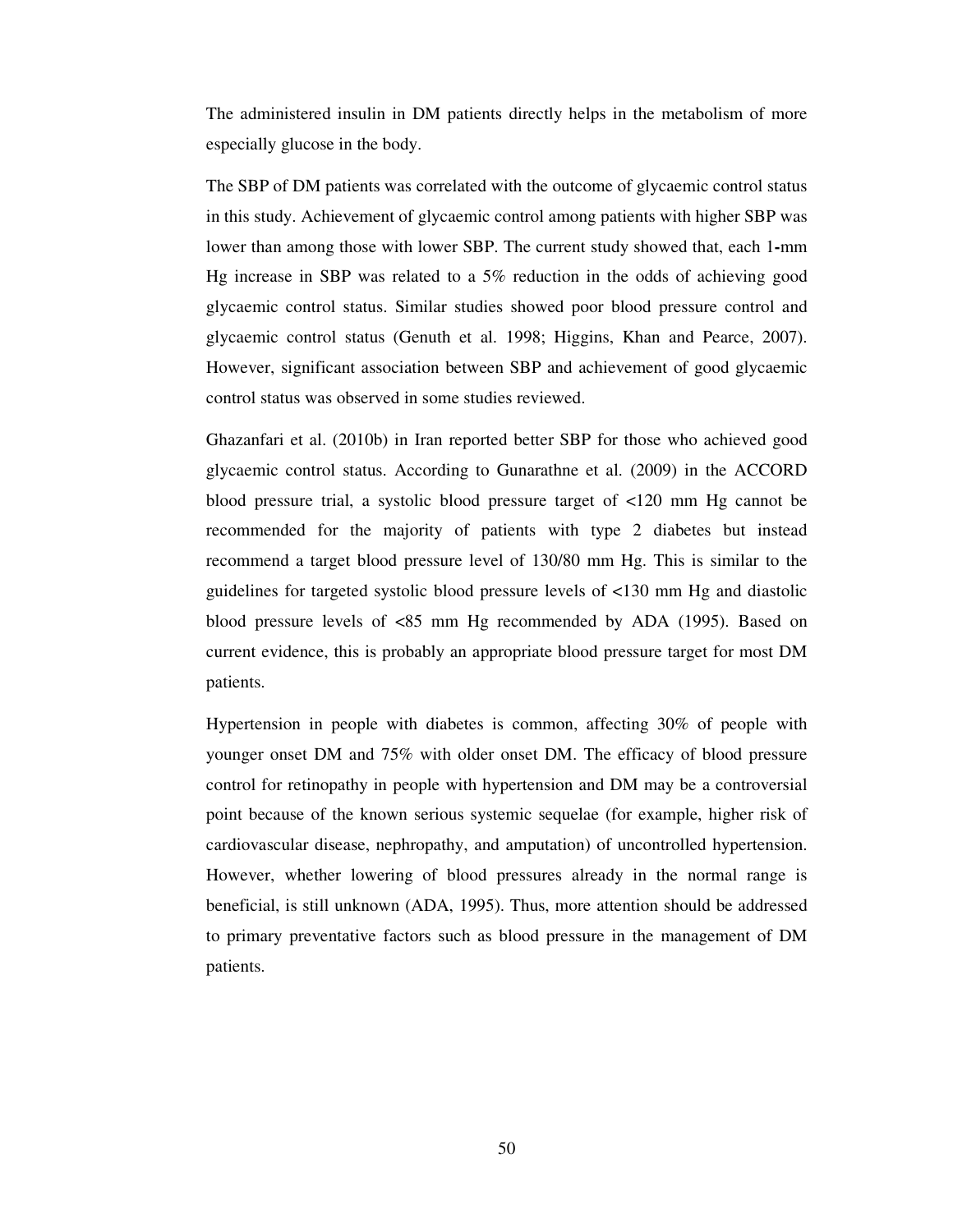The administered insulin in DM patients directly helps in the metabolism of more especially glucose in the body.

The SBP of DM patients was correlated with the outcome of glycaemic control status in this study. Achievement of glycaemic control among patients with higher SBP was lower than among those with lower SBP. The current study showed that, each 1-mm Hg increase in SBP was related to a 5% reduction in the odds of achieving good glycaemic control status. Similar studies showed poor blood pressure control and glycaemic control status (Genuth et al. 1998; Higgins, Khan and Pearce, 2007). However, significant association between SBP and achievement of good glycaemic control status was observed in some studies reviewed.

Ghazanfari et al. (2010b) in Iran reported better SBP for those who achieved good glycaemic control status. According to Gunarathne et al. (2009) in the ACCORD blood pressure trial, a systolic blood pressure target of <120 mm Hg cannot be recommended for the majority of patients with type 2 diabetes but instead recommend a target blood pressure level of 130/80 mm Hg. This is similar to the guidelines for targeted systolic blood pressure levels of <130 mm Hg and diastolic blood pressure levels of <85 mm Hg recommended by ADA (1995). Based on current evidence, this is probably an appropriate blood pressure target for most DM patients.

Hypertension in people with diabetes is common, affecting 30% of people with younger onset DM and 75% with older onset DM. The efficacy of blood pressure control for retinopathy in people with hypertension and DM may be a controversial point because of the known serious systemic sequelae (for example, higher risk of cardiovascular disease, nephropathy, and amputation) of uncontrolled hypertension. However, whether lowering of blood pressures already in the normal range is beneficial, is still unknown (ADA, 1995). Thus, more attention should be addressed to primary preventative factors such as blood pressure in the management of DM patients.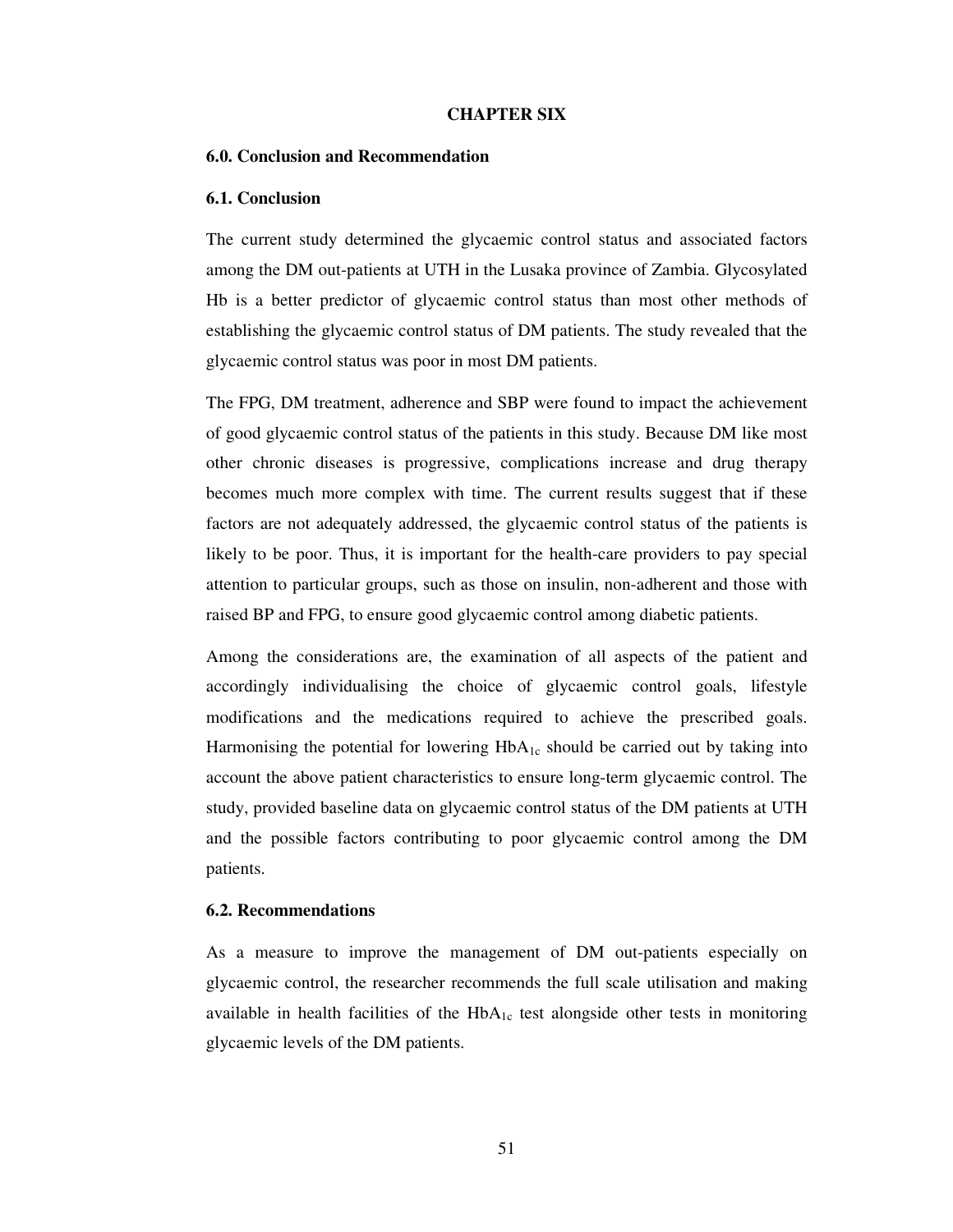# CHAPTER SIX

## 6.0. Conclusion and Recommendation

### 6.1. Conclusion

The current study determined the glycaemic control status and associated factors among the DM out-patients at UTH in the Lusaka province of Zambia. Glycosylated Hb is a better predictor of glycaemic control status than most other methods of establishing the glycaemic control status of DM patients. The study revealed that the glycaemic control status was poor in most DM patients.

The FPG, DM treatment, adherence and SBP were found to impact the achievement of good glycaemic control status of the patients in this study. Because DM like most other chronic diseases is progressive, complications increase and drug therapy becomes much more complex with time. The current results suggest that if these factors are not adequately addressed, the glycaemic control status of the patients is likely to be poor. Thus, it is important for the health-care providers to pay special attention to particular groups, such as those on insulin, non-adherent and those with raised BP and FPG, to ensure good glycaemic control among diabetic patients.

Among the considerations are, the examination of all aspects of the patient and accordingly individualising the choice of glycaemic control goals, lifestyle modifications and the medications required to achieve the prescribed goals. Harmonising the potential for lowering $HbA_{1c}$ should be carried out by taking into account the above patient characteristics to ensure long-term glycaemic control. The study, provided baseline data on glycaemic control status of the DM patients at UTH and the possible factors contributing to poor glycaemic control among the DM patients.

### 6.2. Recommendations

As a measure to improve the management of DM out-patients especially on glycaemic control, the researcher recommends the full scale utilisation and making available in health facilities of the $HbA_{1c}$ test alongside other tests in monitoring glycaemic levels of the DM patients.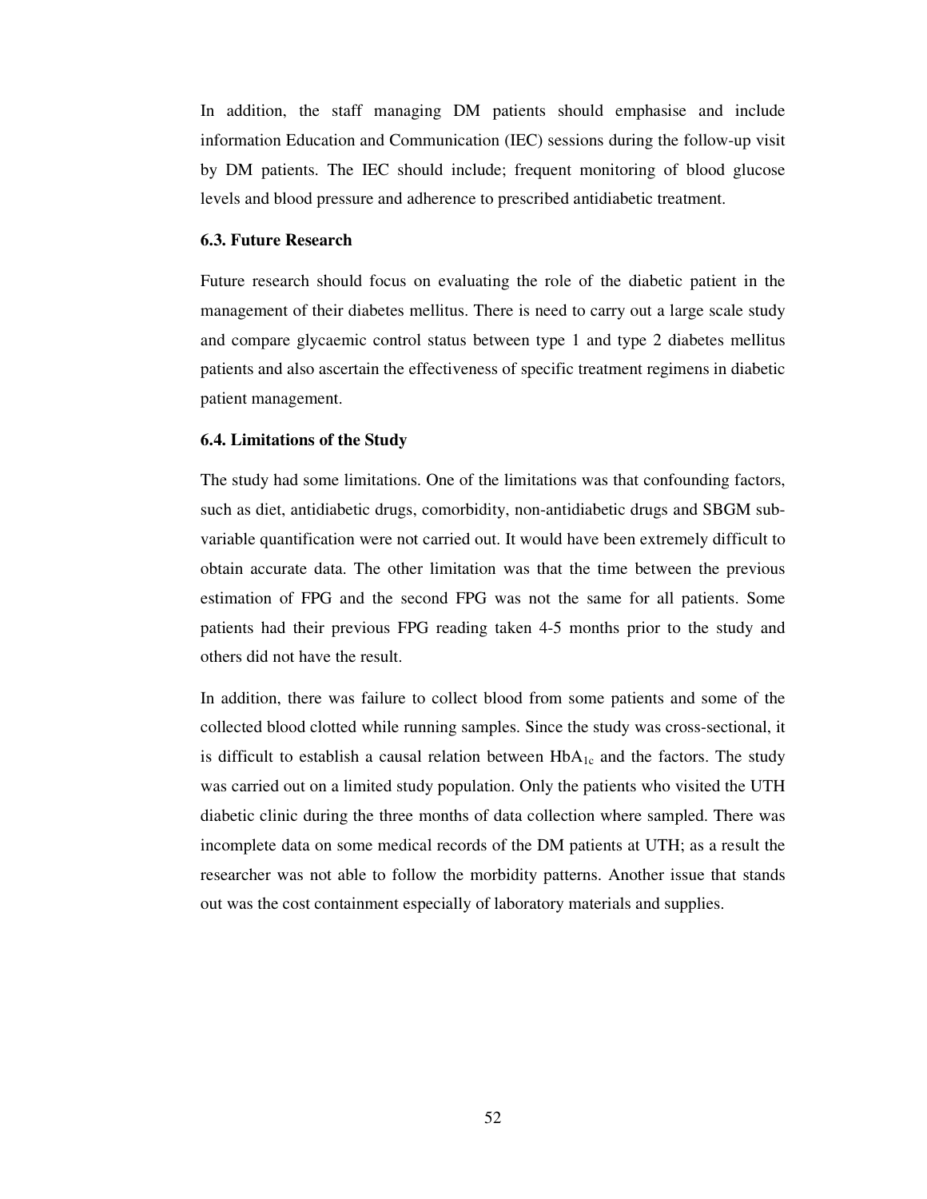In addition, the staff managing DM patients should emphasise and include information Education and Communication (IEC) sessions during the follow-up visit by DM patients. The IEC should include; frequent monitoring of blood glucose levels and blood pressure and adherence to prescribed antidiabetic treatment.

### 6.3. Future Research

Future research should focus on evaluating the role of the diabetic patient in the management of their diabetes mellitus. There is need to carry out a large scale study and compare glycaemic control status between type 1 and type 2 diabetes mellitus patients and also ascertain the effectiveness of specific treatment regimens in diabetic patient management.

### 6.4. Limitations of the Study

The study had some limitations. One of the limitations was that confounding factors, such as diet, antidiabetic drugs, comorbidity, non-antidiabetic drugs and SBGM sub-variable quantification were not carried out. It would have been extremely difficult to obtain accurate data. The other limitation was that the time between the previous estimation of FPG and the second FPG was not the same for all patients. Some patients had their previous FPG reading taken 4-5 months prior to the study and others did not have the result.

In addition, there was failure to collect blood from some patients and some of the collected blood clotted while running samples. Since the study was cross-sectional, it is difficult to establish a causal relation between $HbA_{1c}$ and the factors. The study was carried out on a limited study population. Only the patients who visited the UTH diabetic clinic during the three months of data collection where sampled. There was incomplete data on some medical records of the DM patients at UTH; as a result the researcher was not able to follow the morbidity patterns. Another issue that stands out was the cost containment especially of laboratory materials and supplies.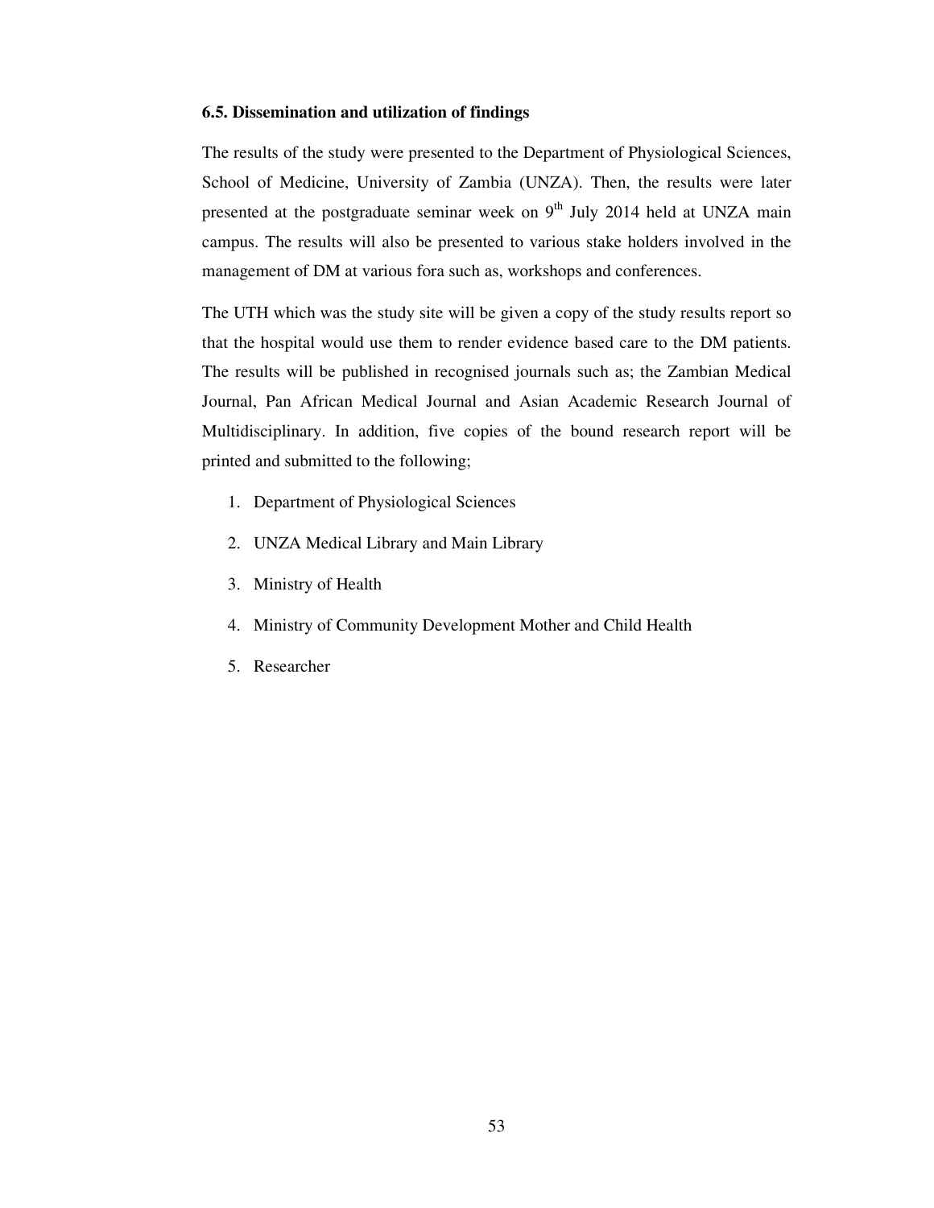### 6.5. Dissemination and utilization of findings

The results of the study were presented to the Department of Physiological Sciences, School of Medicine, University of Zambia (UNZA). Then, the results were later presented at the postgraduate seminar week on $9^{th}$ July 2014 held at UNZA main campus. The results will also be presented to various stake holders involved in the management of DM at various fora such as, workshops and conferences.

The UTH which was the study site will be given a copy of the study results report so that the hospital would use them to render evidence based care to the DM patients. The results will be published in recognised journals such as; the Zambian Medical Journal, Pan African Medical Journal and Asian Academic Research Journal of Multidisciplinary. In addition, five copies of the bound research report will be printed and submitted to the following;

1. Department of Physiological Sciences
2. UNZA Medical Library and Main Library
3. Ministry of Health
4. Ministry of Community Development Mother and Child Health
5. Researcher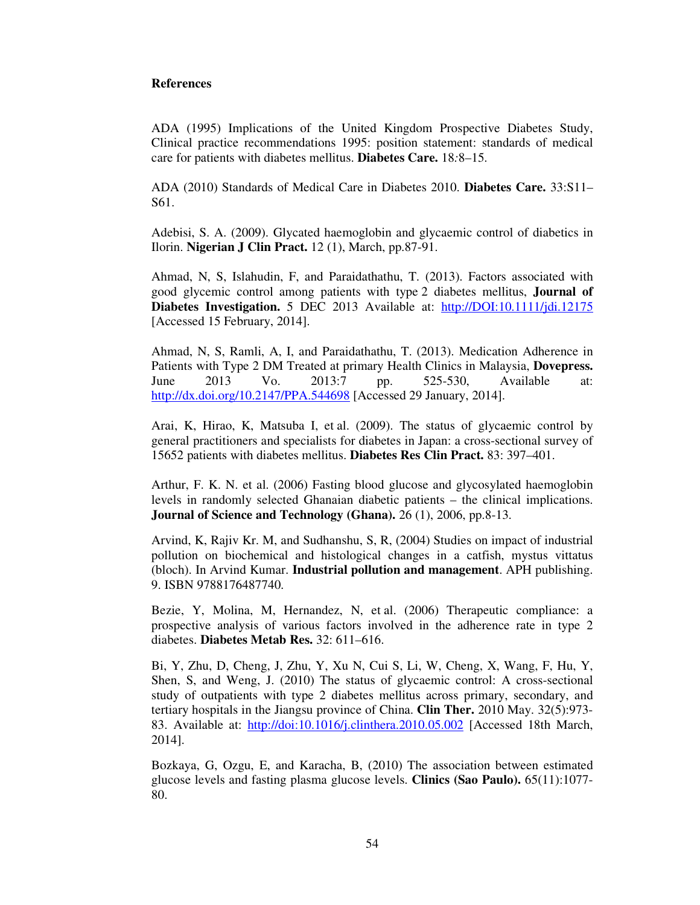**References**

ADA (1995) Implications of the United Kingdom Prospective Diabetes Study, Clinical practice recommendations 1995: position statement: standards of medical care for patients with diabetes mellitus. **Diabetes Care.** 18*:*8–15.

ADA (2010) Standards of Medical Care in Diabetes 2010. **Diabetes Care.** 33:S11–S61.

Adebisi, S. A. (2009). Glycated haemoglobin and glycaemic control of diabetics in Ilorin. **Nigerian J Clin Pract.** 12 (1), March, pp.87-91.

Ahmad, N, S, Islahudin, F, and Paraidathathu, T. (2013). Factors associated with good glycemic control among patients with type 2 diabetes mellitus, **Journal of Diabetes Investigation.** 5 DEC 2013 Available at: http://DOI:10.1111/jdi.12175 [Accessed 15 February, 2014].

Ahmad, N, S, Ramli, A, I, and Paraidathathu, T. (2013). Medication Adherence in Patients with Type 2 DM Treated at primary Health Clinics in Malaysia, **Dovepress.** June 2013 Vo. 2013:7 pp. 525-530, Available at: http://dx.doi.org/10.2147/PPA.544698 [Accessed 29 January, 2014].

Arai, K, Hirao, K, Matsuba I, et al. (2009). The status of glycaemic control by general practitioners and specialists for diabetes in Japan: a cross-sectional survey of 15652 patients with diabetes mellitus. **Diabetes Res Clin Pract.** 83: 397–401.

Arthur, F. K. N. et al. (2006) Fasting blood glucose and glycosylated haemoglobin levels in randomly selected Ghanaian diabetic patients – the clinical implications. **Journal of Science and Technology (Ghana).** 26 (1), 2006, pp.8-13.

Arvind, K, Rajiv Kr. M, and Sudhanshu, S, R, (2004) Studies on impact of industrial pollution on biochemical and histological changes in a catfish, mystus vittatus (bloch). In Arvind Kumar. **Industrial pollution and management**. APH publishing. 9. ISBN 9788176487740*.*

Bezie, Y, Molina, M, Hernandez, N, et al. (2006) Therapeutic compliance: a prospective analysis of various factors involved in the adherence rate in type 2 diabetes. **Diabetes Metab Res.** 32: 611–616.

Bi, Y, Zhu, D, Cheng, J, Zhu, Y, Xu N, Cui S, Li, W, Cheng, X, Wang, F, Hu, Y, Shen, S, and Weng, J. (2010) The status of glycaemic control: A cross-sectional study of outpatients with type 2 diabetes mellitus across primary, secondary, and tertiary hospitals in the Jiangsu province of China. **Clin Ther.** 2010 May. 32(5):973-83. Available at: http://doi:10.1016/j.clinthera.2010.05.002 [Accessed 18th March, 2014].

Bozkaya, G, Ozgu, E, and Karacha, B, (2010) The association between estimated glucose levels and fasting plasma glucose levels. **Clinics (Sao Paulo).** 65(11):1077-80.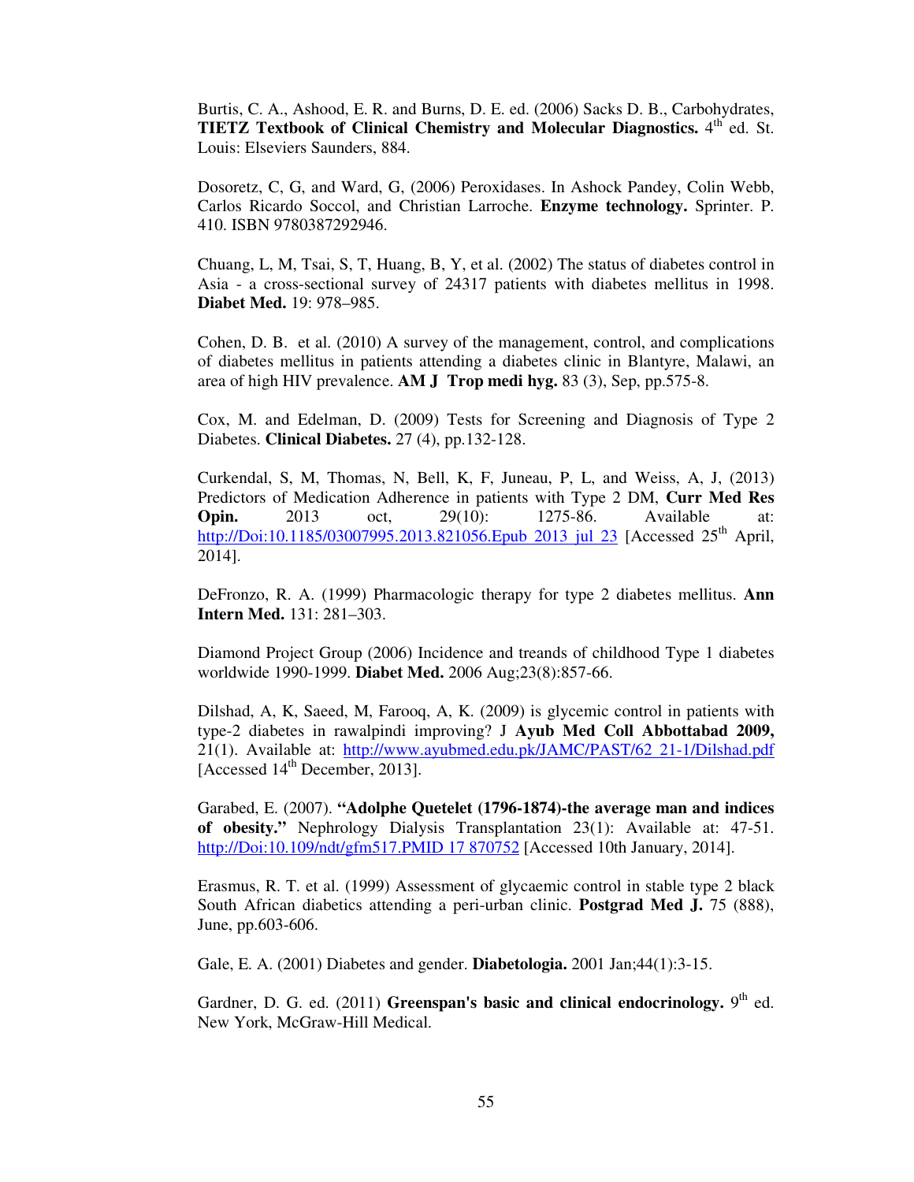Burtis, C. A., Ashood, E. R. and Burns, D. E. ed. (2006) Sacks D. B., Carbohydrates, **TIETZ Textbook of Clinical Chemistry and Molecular Diagnostics.** 4th ed. St. Louis: Elseviers Saunders, 884.

Dosoretz, C, G, and Ward, G, (2006) Peroxidases. In Ashock Pandey, Colin Webb, Carlos Ricardo Soccol, and Christian Larroche. **Enzyme technology.** Sprinter. P. 410. ISBN 9780387292946.

Chuang, L, M, Tsai, S, T, Huang, B, Y, et al. (2002) The status of diabetes control in Asia - a cross-sectional survey of 24317 patients with diabetes mellitus in 1998. **Diabet Med.** 19: 978–985.

Cohen, D. B. et al. (2010) A survey of the management, control, and complications of diabetes mellitus in patients attending a diabetes clinic in Blantyre, Malawi, an area of high HIV prevalence. **AM J Trop medi hyg.** 83 (3), Sep, pp.575-8.

Cox, M. and Edelman, D. (2009) Tests for Screening and Diagnosis of Type 2 Diabetes. **Clinical Diabetes.** 27 (4), pp.132-128.

Curkendal, S, M, Thomas, N, Bell, K, F, Juneau, P, L, and Weiss, A, J, (2013) Predictors of Medication Adherence in patients with Type 2 DM, **Curr Med Res Opin.** 2013 oct, 29(10): 1275-86. Available at: http://Doi:10.1185/03007995.2013.821056.Epub 2013 jul 23 [Accessed 25th April, 2014].

DeFronzo, R. A. (1999) Pharmacologic therapy for type 2 diabetes mellitus. **Ann Intern Med.** 131: 281–303.

Diamond Project Group (2006) Incidence and treands of childhood Type 1 diabetes worldwide 1990-1999. **Diabet Med.** 2006 Aug;23(8):857-66.

Dilshad, A, K, Saeed, M, Farooq, A, K. (2009) is glycemic control in patients with type-2 diabetes in rawalpindi improving? J **Ayub Med Coll Abbottabad 2009,** 21(1). Available at: http://www.ayubmed.edu.pk/JAMC/PAST/62 21-1/Dilshad.pdf [Accessed 14th December, 2013].

Garabed, E. (2007). **"Adolphe Quetelet (1796-1874)-the average man and indices of obesity."** Nephrology Dialysis Transplantation 23(1): Available at: 47-51. http://Doi:10.109/ndt/gfm517.PMID 17 870752 [Accessed 10th January, 2014].

Erasmus, R. T. et al. (1999) Assessment of glycaemic control in stable type 2 black South African diabetics attending a peri-urban clinic. **Postgrad Med J.** 75 (888), June, pp.603-606.

Gale, E. A. (2001) Diabetes and gender. **Diabetologia.** 2001 Jan;44(1):3-15.

Gardner, D. G. ed. (2011) **Greenspan's basic and clinical endocrinology.** 9th ed. New York, McGraw-Hill Medical.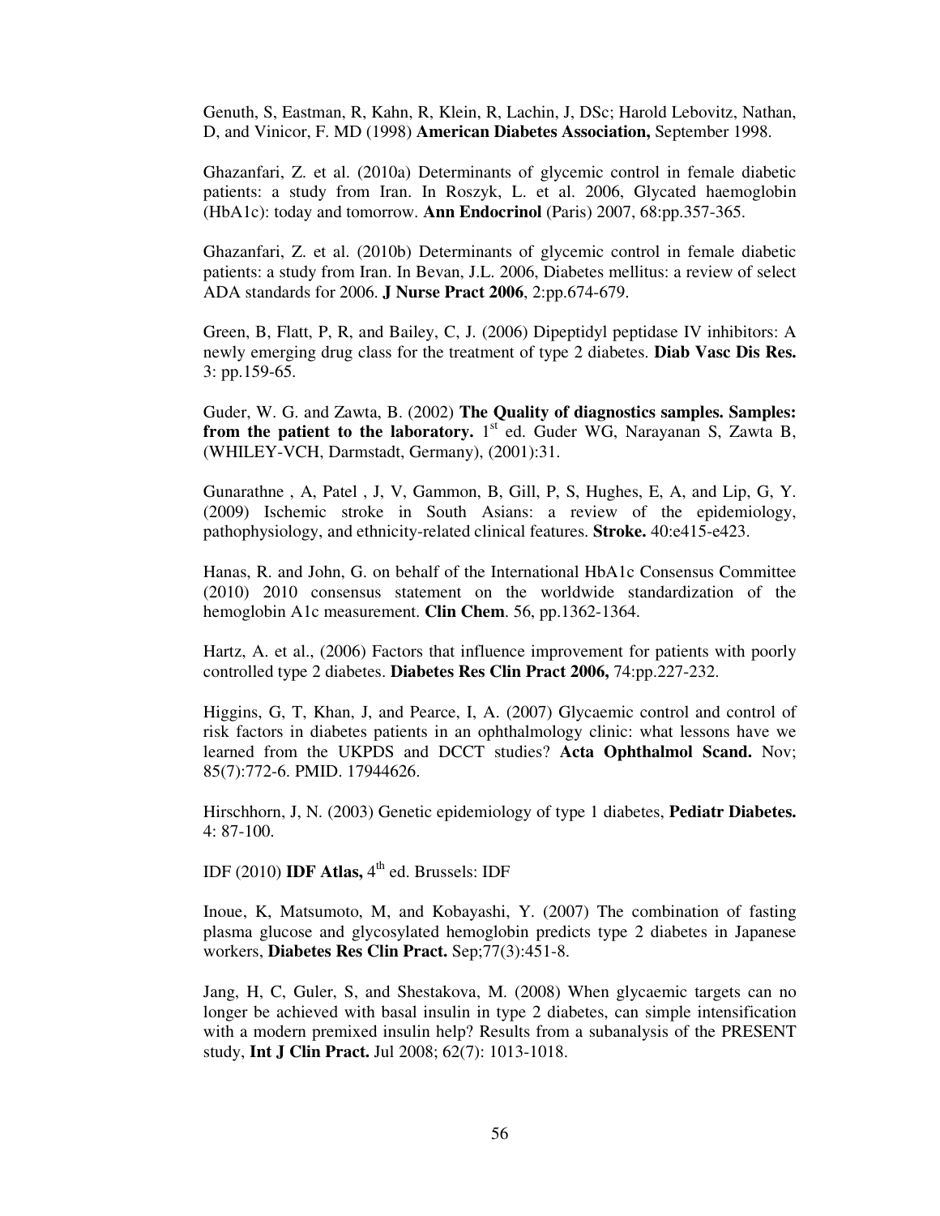Genuth, S, Eastman, R, Kahn, R, Klein, R, Lachin, J, DSc; Harold Lebovitz, Nathan, D, and Vinicor, F. MD (1998) **American Diabetes Association,** September 1998.

Ghazanfari, Z. et al. (2010a) Determinants of glycemic control in female diabetic patients: a study from Iran. In Roszyk, L. et al. 2006, Glycated haemoglobin (HbA1c): today and tomorrow. **Ann Endocrinol** (Paris) 2007, 68:pp.357-365.

Ghazanfari, Z. et al. (2010b) Determinants of glycemic control in female diabetic patients: a study from Iran. In Bevan, J.L. 2006, Diabetes mellitus: a review of select ADA standards for 2006. **J Nurse Pract 2006**, 2:pp.674-679.

Green, B, Flatt, P, R, and Bailey, C, J. (2006) Dipeptidyl peptidase IV inhibitors: A newly emerging drug class for the treatment of type 2 diabetes. **Diab Vasc Dis Res.** 3: pp.159-65.

Guder, W. G. and Zawta, B. (2002) **The Quality of diagnostics samples. Samples: from the patient to the laboratory.** 1st ed. Guder WG, Narayanan S, Zawta B, (WHILEY-VCH, Darmstadt, Germany), (2001):31.

Gunarathne , A, Patel , J, V, Gammon, B, Gill, P, S, Hughes, E, A, and Lip, G, Y. (2009) Ischemic stroke in South Asians: a review of the epidemiology, pathophysiology, and ethnicity-related clinical features. **Stroke.** 40:e415-e423.

Hanas, R. and John, G. on behalf of the International HbA1c Consensus Committee (2010) 2010 consensus statement on the worldwide standardization of the hemoglobin A1c measurement. **Clin Chem**. 56, pp.1362-1364.

Hartz, A. et al., (2006) Factors that influence improvement for patients with poorly controlled type 2 diabetes. **Diabetes Res Clin Pract 2006,** 74:pp.227-232.

Higgins, G, T, Khan, J, and Pearce, I, A. (2007) Glycaemic control and control of risk factors in diabetes patients in an ophthalmology clinic: what lessons have we learned from the UKPDS and DCCT studies? **Acta Ophthalmol Scand.** Nov; 85(7):772-6. PMID. 17944626.

Hirschhorn, J, N. (2003) Genetic epidemiology of type 1 diabetes, **Pediatr Diabetes.** 4: 87-100.

IDF (2010) **IDF Atlas,** 4th ed. Brussels: IDF

Inoue, K, Matsumoto, M, and Kobayashi, Y. (2007) The combination of fasting plasma glucose and glycosylated hemoglobin predicts type 2 diabetes in Japanese workers, **Diabetes Res Clin Pract.** Sep;77(3):451-8.

Jang, H, C, Guler, S, and Shestakova, M. (2008) When glycaemic targets can no longer be achieved with basal insulin in type 2 diabetes, can simple intensification with a modern premixed insulin help? Results from a subanalysis of the PRESENT study, **Int J Clin Pract.** Jul 2008; 62(7): 1013-1018.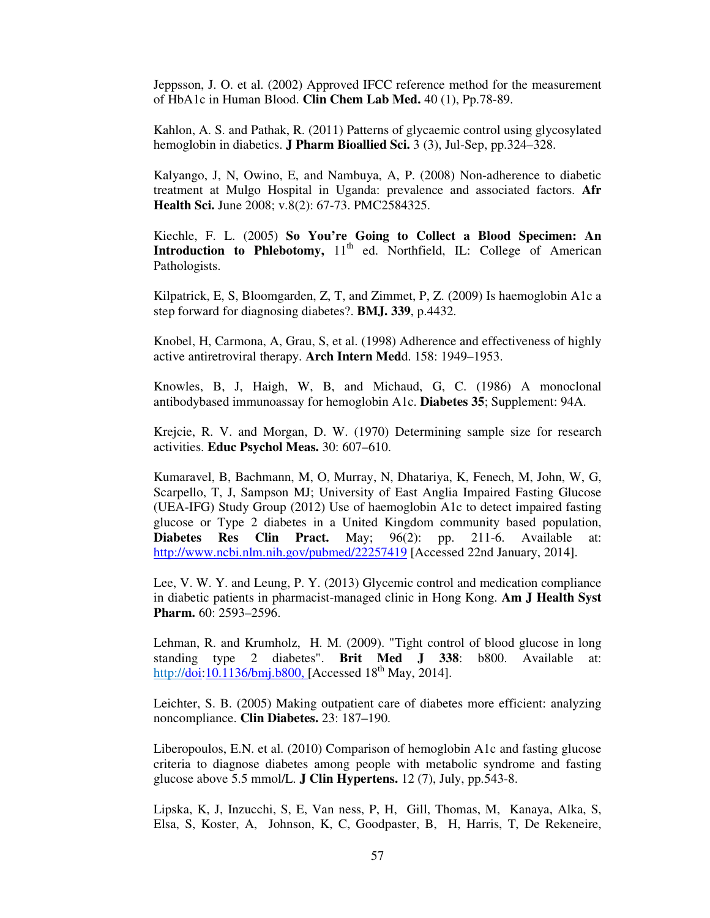Jeppsson, J. O. et al. (2002) Approved IFCC reference method for the measurement of HbA1c in Human Blood. **Clin Chem Lab Med.** 40 (1), Pp.78-89.

Kahlon, A. S. and Pathak, R. (2011) Patterns of glycaemic control using glycosylated hemoglobin in diabetics. **J Pharm Bioallied Sci.** 3 (3), Jul-Sep, pp.324–328.

Kalyango, J, N, Owino, E, and Nambuya, A, P. (2008) Non-adherence to diabetic treatment at Mulgo Hospital in Uganda: prevalence and associated factors. **Afr Health Sci.** June 2008; v.8(2): 67-73. PMC2584325.

Kiechle, F. L. (2005) **So You're Going to Collect a Blood Specimen: An Introduction to Phlebotomy,** 11th ed. Northfield, IL: College of American Pathologists.

Kilpatrick, E, S, Bloomgarden, Z, T, and Zimmet, P, Z. (2009) Is haemoglobin A1c a step forward for diagnosing diabetes?. **BMJ. 339**, p.4432.

Knobel, H, Carmona, A, Grau, S, et al. (1998) Adherence and effectiveness of highly active antiretroviral therapy. **Arch Intern Med**d. 158: 1949–1953.

Knowles, B, J, Haigh, W, B, and Michaud, G, C. (1986) A monoclonal antibodybased immunoassay for hemoglobin A1c. **Diabetes 35**; Supplement: 94A.

Krejcie, R. V. and Morgan, D. W. (1970) Determining sample size for research activities. **Educ Psychol Meas.** 30: 607–610.

Kumaravel, B, Bachmann, M, O, Murray, N, Dhatariya, K, Fenech, M, John, W, G, Scarpello, T, J, Sampson MJ; University of East Anglia Impaired Fasting Glucose (UEA-IFG) Study Group (2012) Use of haemoglobin A1c to detect impaired fasting glucose or Type 2 diabetes in a United Kingdom community based population, **Diabetes Res Clin Pract.** May; 96(2): pp. 211-6. Available at: http://www.ncbi.nlm.nih.gov/pubmed/22257419 [Accessed 22nd January, 2014].

Lee, V. W. Y. and Leung, P. Y. (2013) Glycemic control and medication compliance in diabetic patients in pharmacist-managed clinic in Hong Kong. **Am J Health Syst Pharm.** 60: 2593–2596.

Lehman, R. and Krumholz, H. M. (2009). "Tight control of blood glucose in long standing type 2 diabetes". **Brit Med J 338**: b800. Available at: http://doi:10.1136/bmj.b800, [Accessed 18th May, 2014].

Leichter, S. B. (2005) Making outpatient care of diabetes more efficient: analyzing noncompliance. **Clin Diabetes.** 23: 187–190.

Liberopoulos, E.N. et al. (2010) Comparison of hemoglobin A1c and fasting glucose criteria to diagnose diabetes among people with metabolic syndrome and fasting glucose above 5.5 mmol/L. **J Clin Hypertens.** 12 (7), July, pp.543-8.

Lipska, K, J, Inzucchi, S, E, Van ness, P, H, Gill, Thomas, M, Kanaya, Alka, S, Elsa, S, Koster, A, Johnson, K, C, Goodpaster, B, H, Harris, T, De Rekeneire,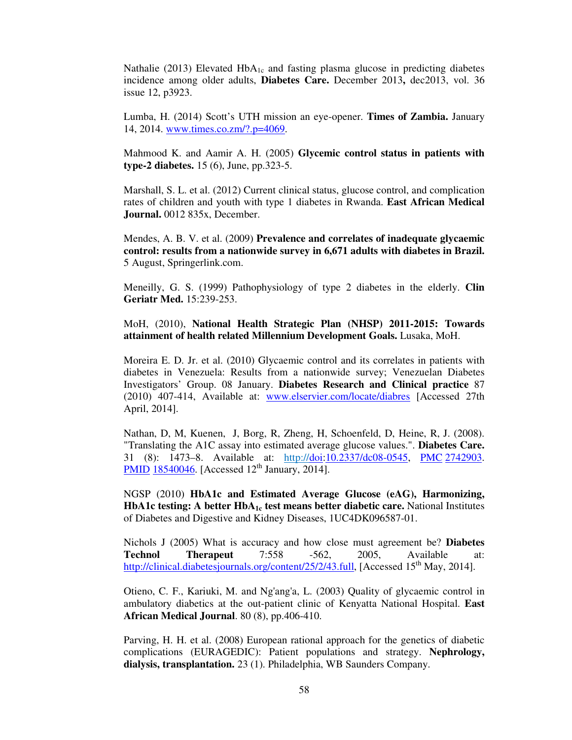Nathalie (2013) Elevated $HbA_{1c}$ and fasting plasma glucose in predicting diabetes incidence among older adults, **Diabetes Care.** December 2013**,** dec2013, vol. 36 issue 12, p3923.

Lumba, H. (2014) Scott's UTH mission an eye-opener. **Times of Zambia.** January 14, 2014. www.times.co.zm/?.p=4069.

Mahmood K. and Aamir A. H. (2005) **Glycemic control status in patients with type-2 diabetes.** 15 (6), June, pp.323-5.

Marshall, S. L. et al. (2012) Current clinical status, glucose control, and complication rates of children and youth with type 1 diabetes in Rwanda. **East African Medical Journal.** 0012 835x, December.

Mendes, A. B. V. et al. (2009) **Prevalence and correlates of inadequate glycaemic control: results from a nationwide survey in 6,671 adults with diabetes in Brazil.** 5 August, Springerlink.com.

Meneilly, G. S. (1999) Pathophysiology of type 2 diabetes in the elderly. **Clin Geriatr Med.** 15:239-253.

MoH, (2010), **National Health Strategic Plan (NHSP) 2011-2015: Towards attainment of health related Millennium Development Goals.** Lusaka, MoH.

Moreira E. D. Jr. et al. (2010) Glycaemic control and its correlates in patients with diabetes in Venezuela: Results from a nationwide survey; Venezuelan Diabetes Investigators' Group. 08 January. **Diabetes Research and Clinical practice** 87 (2010) 407-414, Available at: www.elservier.com/locate/diabres [Accessed 27th April, 2014].

Nathan, D, M, Kuenen, J, Borg, R, Zheng, H, Schoenfeld, D, Heine, R, J. (2008). "Translating the A1C assay into estimated average glucose values.". **Diabetes Care.** 31 (8): 1473–8. Available at: http://doi:10.2337/dc08-0545, PMC 2742903. PMID 18540046. [Accessed 12th January, 2014].

NGSP (2010) **HbA1c and Estimated Average Glucose (eAG), Harmonizing, HbA1c testing: A better $HbA_{1c}$ test means better diabetic care.** National Institutes of Diabetes and Digestive and Kidney Diseases, 1UC4DK096587-01.

Nichols J (2005) What is accuracy and how close must agreement be? **Diabetes Technol Therapeut** 7:558 -562, 2005, Available at: http://clinical.diabetesjournals.org/content/25/2/43.full, [Accessed 15th May, 2014].

Otieno, C. F., Kariuki, M. and Ng'ang'a, L. (2003) Quality of glycaemic control in ambulatory diabetics at the out-patient clinic of Kenyatta National Hospital. **East African Medical Journal**. 80 (8), pp.406-410.

Parving, H. H. et al. (2008) European rational approach for the genetics of diabetic complications (EURAGEDIC): Patient populations and strategy. **Nephrology, dialysis, transplantation.** 23 (1). Philadelphia, WB Saunders Company.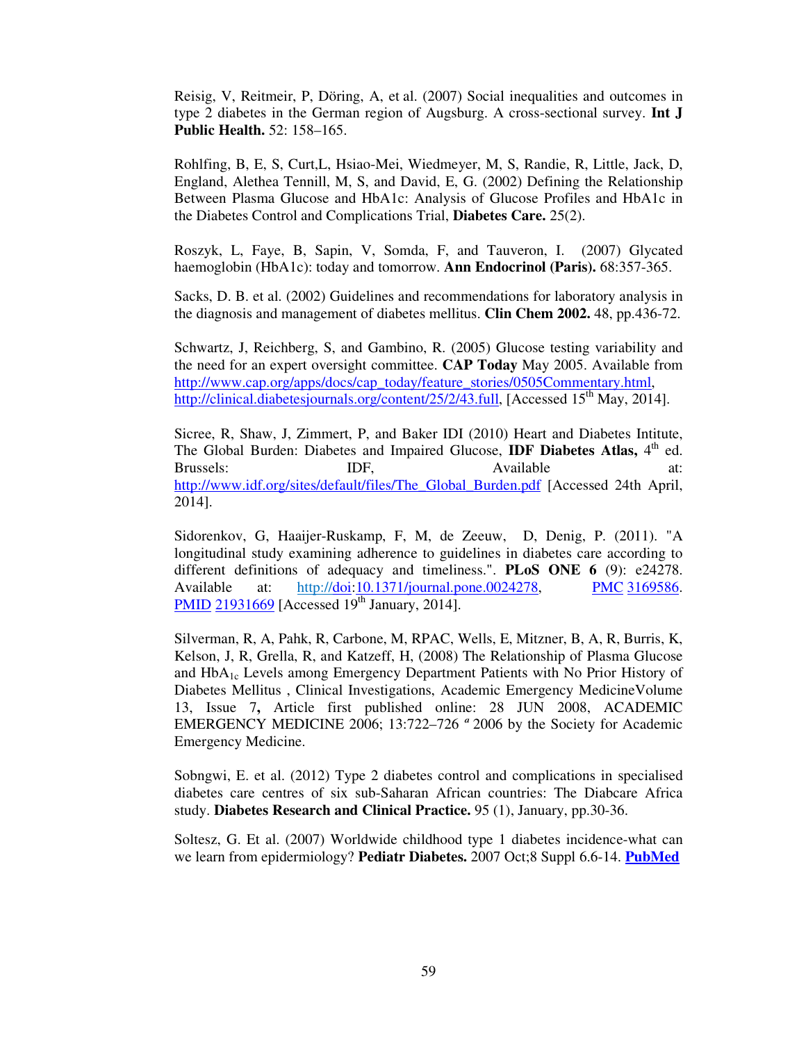Reisig, V, Reitmeir, P, Döring, A, et al. (2007) Social inequalities and outcomes in type 2 diabetes in the German region of Augsburg. A cross-sectional survey. **Int J Public Health.** 52: 158–165.

Rohlfing, B, E, S, Curt,L, Hsiao-Mei, Wiedmeyer, M, S, Randie, R, Little, Jack, D, England, Alethea Tennill, M, S, and David, E, G. (2002) Defining the Relationship Between Plasma Glucose and HbA1c: Analysis of Glucose Profiles and HbA1c in the Diabetes Control and Complications Trial, **Diabetes Care.** 25(2).

Roszyk, L, Faye, B, Sapin, V, Somda, F, and Tauveron, I. (2007) Glycated haemoglobin (HbA1c): today and tomorrow. **Ann Endocrinol (Paris).** 68:357-365.

Sacks, D. B. et al. (2002) Guidelines and recommendations for laboratory analysis in the diagnosis and management of diabetes mellitus. **Clin Chem 2002.** 48, pp.436-72.

Schwartz, J, Reichberg, S, and Gambino, R. (2005) Glucose testing variability and the need for an expert oversight committee. **CAP Today** May 2005. Available from http://www.cap.org/apps/docs/cap_today/feature_stories/0505Commentary.html, http://clinical.diabetesjournals.org/content/25/2/43.full, [Accessed 15th May, 2014].

Sicree, R, Shaw, J, Zimmert, P, and Baker IDI (2010) Heart and Diabetes Intitute, The Global Burden: Diabetes and Impaired Glucose, **IDF Diabetes Atlas,** 4th ed. Brussels: IDF, Available at: http://www.idf.org/sites/default/files/The_Global_Burden.pdf [Accessed 24th April, 2014].

Sidorenkov, G, Haaijer-Ruskamp, F, M, de Zeeuw, D, Denig, P. (2011). "A longitudinal study examining adherence to guidelines in diabetes care according to different definitions of adequacy and timeliness.". **PLoS ONE 6** (9): e24278. Available at: http://doi:10.1371/journal.pone.0024278, PMC 3169586. PMID 21931669 [Accessed 19th January, 2014].

Silverman, R, A, Pahk, R, Carbone, M, RPAC, Wells, E, Mitzner, B, A, R, Burris, K, Kelson, J, R, Grella, R, and Katzeff, H, (2008) The Relationship of Plasma Glucose and $HbA_{1c}$ Levels among Emergency Department Patients with No Prior History of Diabetes Mellitus , Clinical Investigations, Academic Emergency MedicineVolume 13, Issue 7**,** Article first published online: 28 JUN 2008, ACADEMIC EMERGENCY MEDICINE 2006; 13:722–726 ª 2006 by the Society for Academic Emergency Medicine.

Sobngwi, E. et al. (2012) Type 2 diabetes control and complications in specialised diabetes care centres of six sub-Saharan African countries: The Diabcare Africa study. **Diabetes Research and Clinical Practice.** 95 (1), January, pp.30-36.

Soltesz, G. Et al. (2007) Worldwide childhood type 1 diabetes incidence-what can we learn from epidemiology? **Pediatr Diabetes.** 2007 Oct;8 Suppl 6.6-14. **PubMed**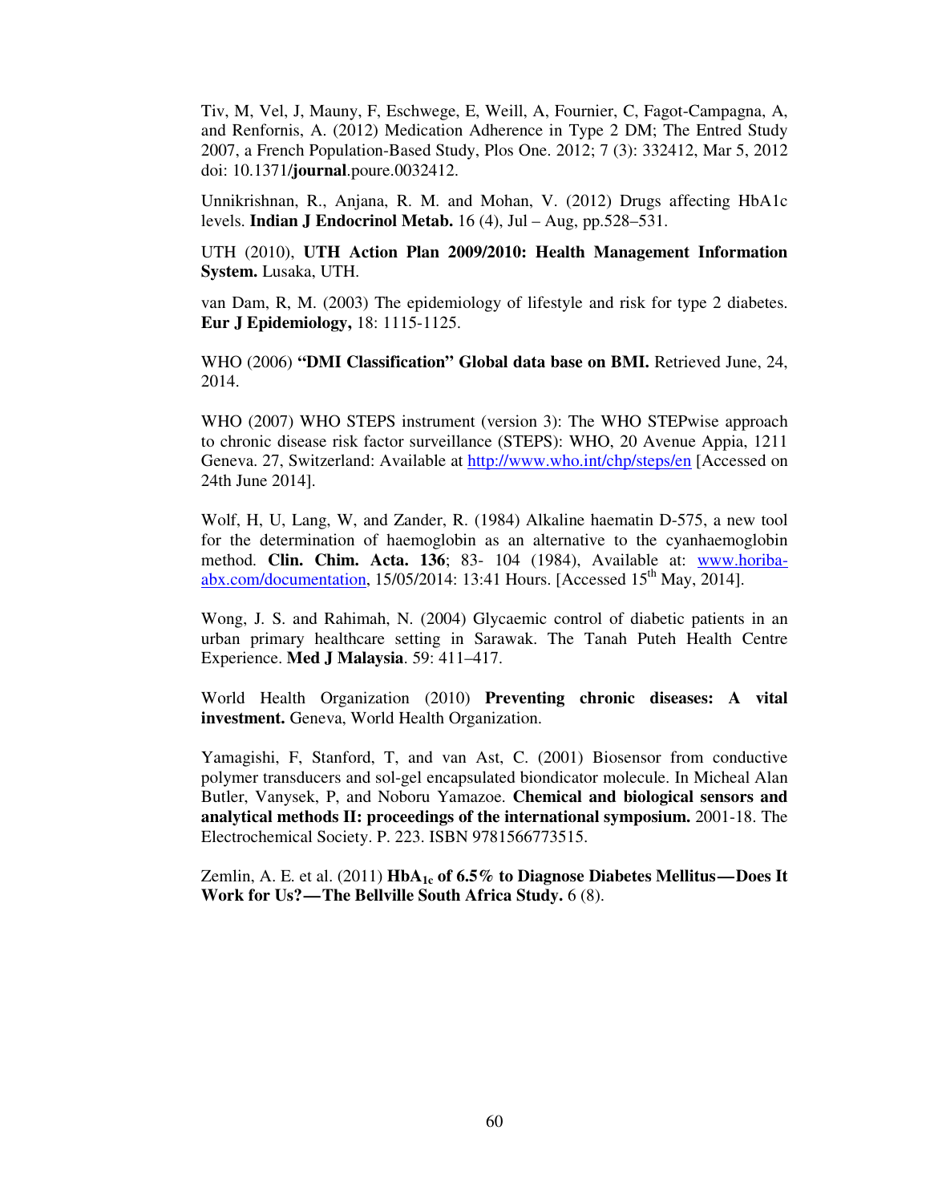Tiv, M, Vel, J, Mauny, F, Eschwege, E, Weill, A, Fournier, C, Fagot-Campagna, A, and Renfornis, A. (2012) Medication Adherence in Type 2 DM; The Entred Study 2007, a French Population-Based Study, Plos One. 2012; 7 (3): 332412, Mar 5, 2012 doi: 10.1371/**journal**.poure.0032412.

Unnikrishnan, R., Anjana, R. M. and Mohan, V. (2012) Drugs affecting HbA1c levels. **Indian J Endocrinol Metab.** 16 (4), Jul – Aug, pp.528–531.

UTH (2010), **UTH Action Plan 2009/2010: Health Management Information System.** Lusaka, UTH.

van Dam, R, M. (2003) The epidemiology of lifestyle and risk for type 2 diabetes. **Eur J Epidemiology,** 18: 1115-1125.

WHO (2006) **"DMI Classification" Global data base on BMI.** Retrieved June, 24, 2014.

WHO (2007) WHO STEPS instrument (version 3): The WHO STEPwise approach to chronic disease risk factor surveillance (STEPS): WHO, 20 Avenue Appia, 1211 Geneva. 27, Switzerland: Available at http://www.who.int/chp/steps/en [Accessed on 24th June 2014].

Wolf, H, U, Lang, W, and Zander, R. (1984) Alkaline haematin D-575, a new tool for the determination of haemoglobin as an alternative to the cyanhaemoglobin method. **Clin. Chim. Acta. 136**; 83- 104 (1984), Available at: www.horiba-abx.com/documentation, 15/05/2014: 13:41 Hours. [Accessed 15th May, 2014].

Wong, J. S. and Rahimah, N. (2004) Glycaemic control of diabetic patients in an urban primary healthcare setting in Sarawak. The Tanah Puteh Health Centre Experience. **Med J Malaysia**. 59: 411–417.

World Health Organization (2010) **Preventing chronic diseases: A vital investment.** Geneva, World Health Organization.

Yamagishi, F, Stanford, T, and van Ast, C. (2001) Biosensor from conductive polymer transducers and sol-gel encapsulated biondicator molecule. In Micheal Alan Butler, Vanysek, P, and Noboru Yamazoe. **Chemical and biological sensors and analytical methods II: proceedings of the international symposium.** 2001-18. The Electrochemical Society. P. 223. ISBN 9781566773515.

Zemlin, A. E. et al. (2011) **$HbA_{1c}$ of 6.5% to Diagnose Diabetes Mellitus—Does It Work for Us?—The Bellville South Africa Study.** 6 (8).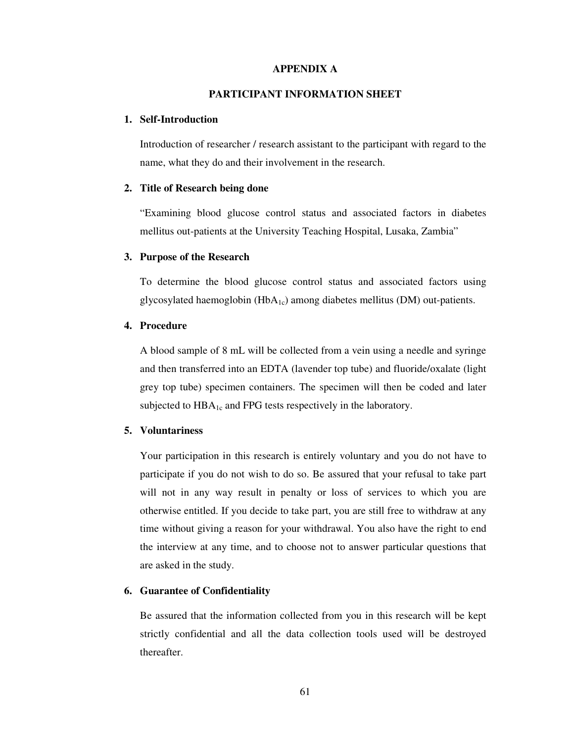# APPENDIX A

## PARTICIPANT INFORMATION SHEET

### 1. Self-Introduction

Introduction of researcher / research assistant to the participant with regard to the name, what they do and their involvement in the research.

### 2. Title of Research being done

"Examining blood glucose control status and associated factors in diabetes mellitus out-patients at the University Teaching Hospital, Lusaka, Zambia"

### 3. Purpose of the Research

To determine the blood glucose control status and associated factors using glycosylated haemoglobin ($HbA_{1c}$) among diabetes mellitus (DM) out-patients.

### 4. Procedure

A blood sample of 8 mL will be collected from a vein using a needle and syringe and then transferred into an EDTA (lavender top tube) and fluoride/oxalate (light grey top tube) specimen containers. The specimen will then be coded and later subjected to $HBA_{1c}$ and FPG tests respectively in the laboratory.

### 5. Voluntariness

Your participation in this research is entirely voluntary and you do not have to participate if you do not wish to do so. Be assured that your refusal to take part will not in any way result in penalty or loss of services to which you are otherwise entitled. If you decide to take part, you are still free to withdraw at any time without giving a reason for your withdrawal. You also have the right to end the interview at any time, and to choose not to answer particular questions that are asked in the study.

### 6. Guarantee of Confidentiality

Be assured that the information collected from you in this research will be kept strictly confidential and all the data collection tools used will be destroyed thereafter.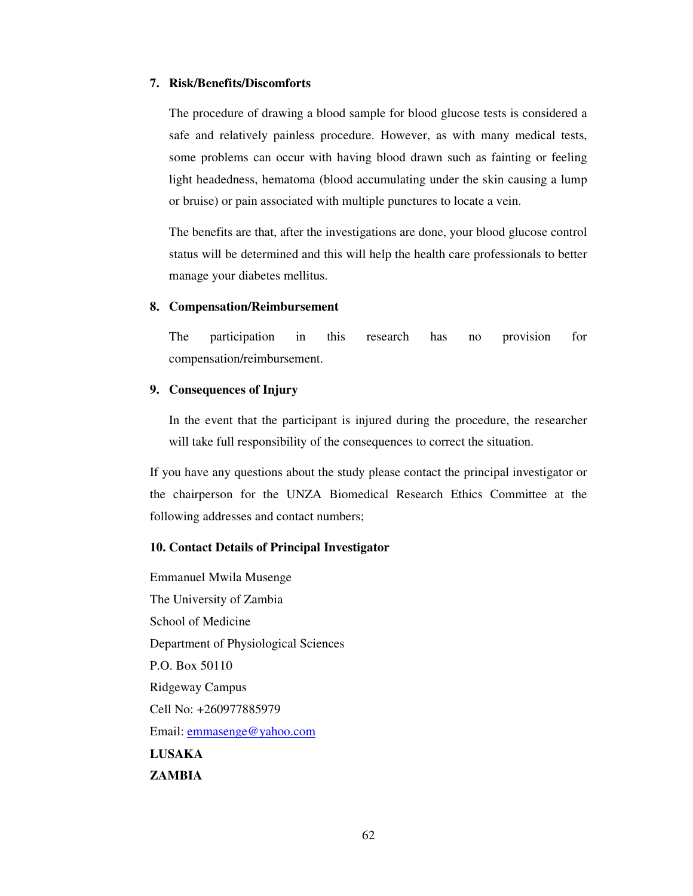**7. Risk/Benefits/Discomforts**

The procedure of drawing a blood sample for blood glucose tests is considered a safe and relatively painless procedure. However, as with many medical tests, some problems can occur with having blood drawn such as fainting or feeling light headedness, hematoma (blood accumulating under the skin causing a lump or bruise) or pain associated with multiple punctures to locate a vein.

The benefits are that, after the investigations are done, your blood glucose control status will be determined and this will help the health care professionals to better manage your diabetes mellitus.

**8. Compensation/Reimbursement**

The participation in this research has no provision for compensation/reimbursement.

**9. Consequences of Injury**

In the event that the participant is injured during the procedure, the researcher will take full responsibility of the consequences to correct the situation.

If you have any questions about the study please contact the principal investigator or the chairperson for the UNZA Biomedical Research Ethics Committee at the following addresses and contact numbers;

**10. Contact Details of Principal Investigator**

Emmanuel Mwila Musenge  
The University of Zambia  
School of Medicine  
Department of Physiological Sciences  
P.O. Box 50110  
Ridgeway Campus  
Cell No: +260977885979  
Email: emmasenge@yahoo.com  
**LUSAKA**  
**ZAMBIA**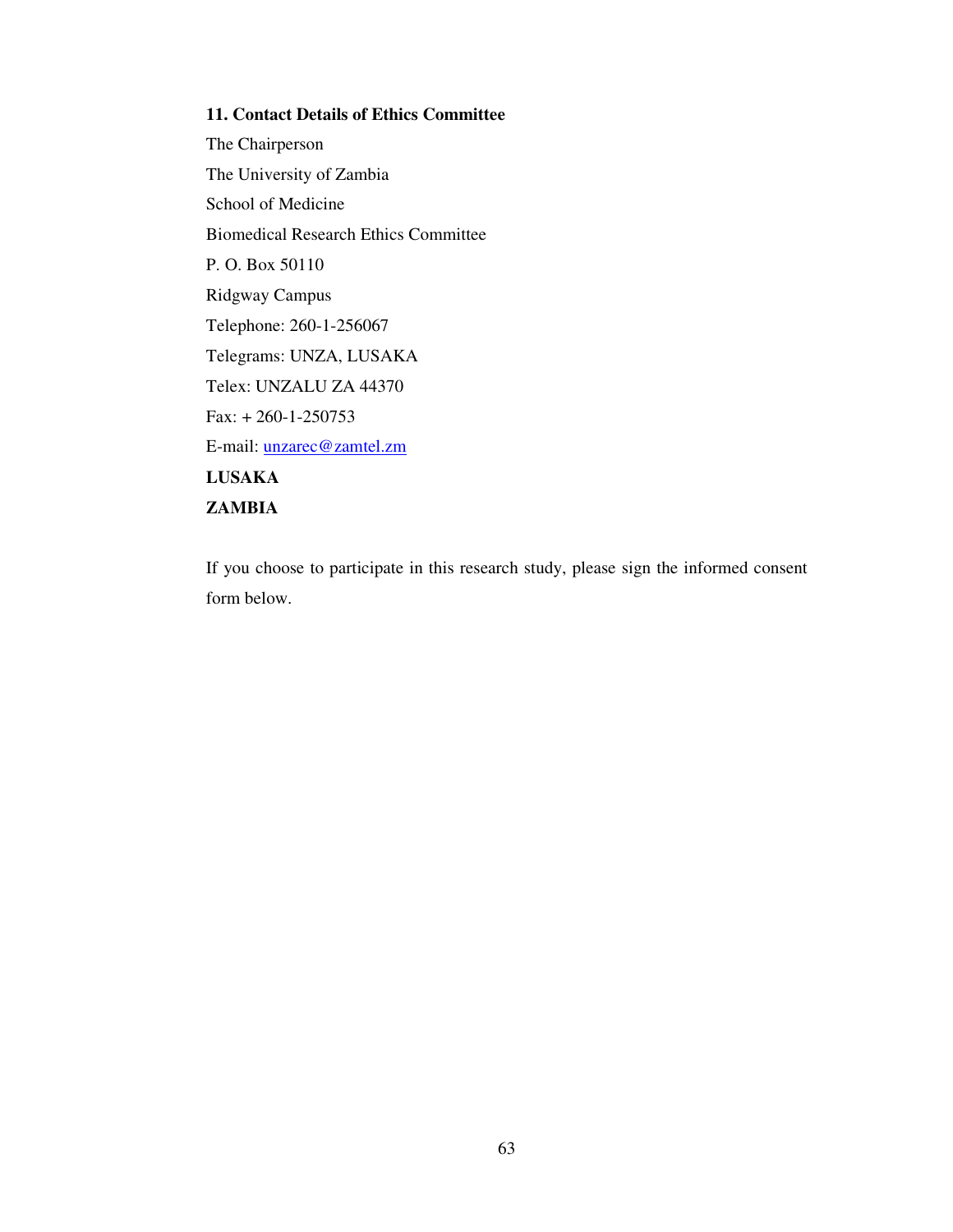**11. Contact Details of Ethics Committee**

The Chairperson

The University of Zambia

School of Medicine

Biomedical Research Ethics Committee

P. O. Box 50110

Ridgway Campus

Telephone: 260-1-256067

Telegrams: UNZA, LUSAKA

Telex: UNZALU ZA 44370

Fax: + 260-1-250753

E-mail: unzarec@zamtel.zm

**LUSAKA**

**ZAMBIA**

If you choose to participate in this research study, please sign the informed consent form below.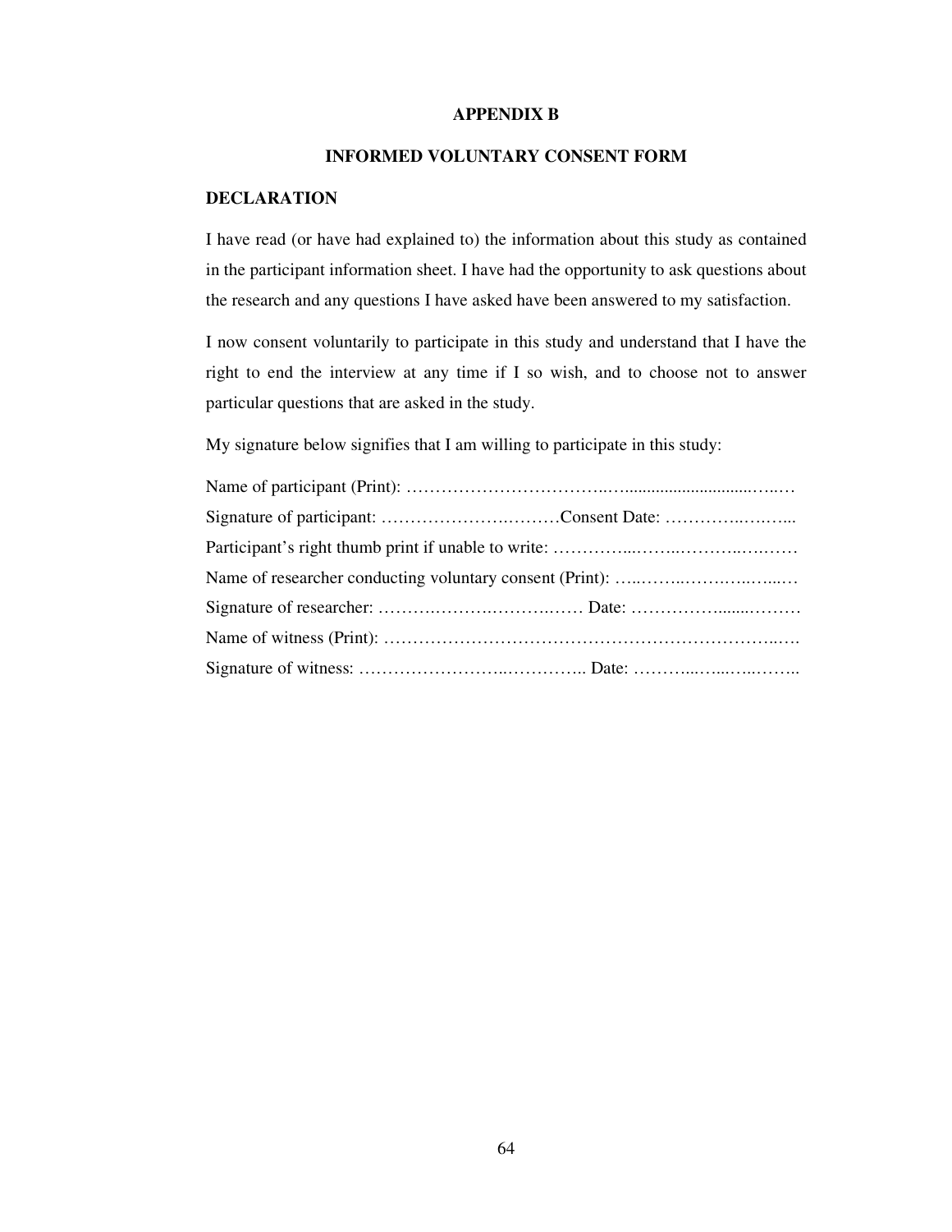# APPENDIX B

## INFORMED VOLUNTARY CONSENT FORM

### DECLARATION

I have read (or have had explained to) the information about this study as contained in the participant information sheet. I have had the opportunity to ask questions about the research and any questions I have asked have been answered to my satisfaction.

I now consent voluntarily to participate in this study and understand that I have the right to end the interview at any time if I so wish, and to choose not to answer particular questions that are asked in the study.

My signature below signifies that I am willing to participate in this study:

Name of participant (Print): ……………………………..….............................…..…

Signature of participant: ……………………..………Consent Date: …………..…..…...

Participant's right thumb print if unable to write: …………...……..………..….……

Name of researcher conducting voluntary consent (Print): …..……..……….…...…

Signature of researcher: ……….……….……….…… Date: …………….......………

Name of witness (Print): …………………………………………………………..….

Signature of witness: …………………….………….. Date: ………..…...…..……..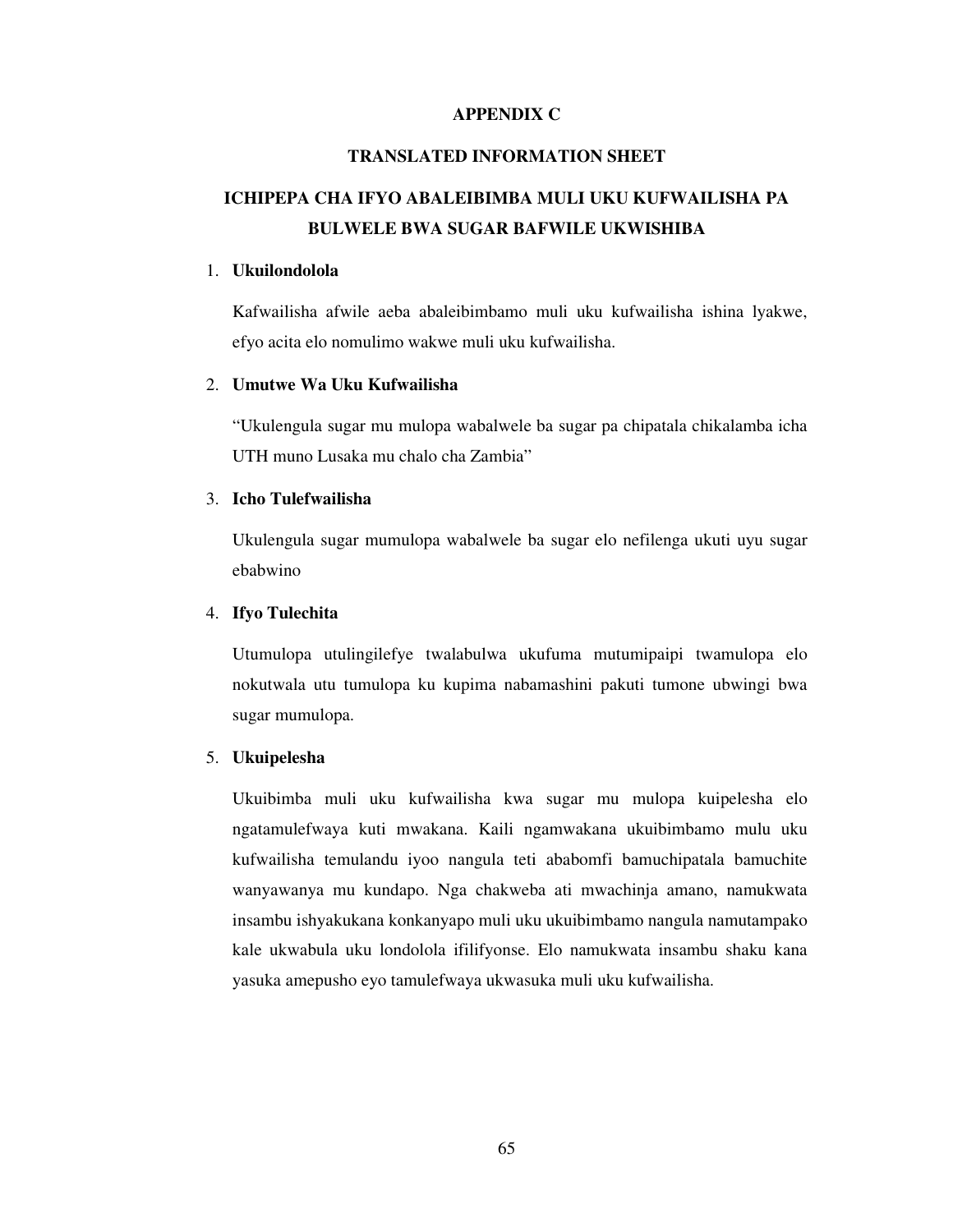# APPENDIX C

## TRANSLATED INFORMATION SHEET

## ICHIPEPA CHA IFYO ABALEIBIMBA MULI UKU KUFWAILISHA PA BULWELE BWA SUGAR BAFWILE UKWISHIBA

1. **Ukuilondolola**

   Kafwailisha afwile aeba abaleibimbamo muli uku kufwailisha ishina lyakwe, efyo acita elo nomulimo wakwe muli uku kufwailisha.

2. **Umutwe Wa Uku Kufwailisha**

   "Ukulengula sugar mu mulopa wabalwele ba sugar pa chipatala chikalamba icha UTH muno Lusaka mu chalo cha Zambia"

3. **Icho Tulefwailisha**

   Ukulengula sugar mumulopa wabalwele ba sugar elo nefilenga ukuti uyu sugar ebabwino

4. **Ifyo Tulechita**

   Utumulopa utulingilefye twalabulwa ukufuma mutumipaipi twamulopa elo nokutwala utu tumulopa ku kupima nabamashini pakuti tumone ubwingi bwa sugar mumulopa.

5. **Ukuipelesha**

   Ukuibimba muli uku kufwailisha kwa sugar mu mulopa kuipelesha elo ngatamulefwaya kuti mwakana. Kaili ngamwakana ukuibimbamo mulu uku kufwailisha temulandu iyoo nangula teti ababomfi bamuchipatala bamuchite wanyawanya mu kundapo. Nga chakweba ati mwachinja amano, namukwata insambu ishyakukana konkanyapo muli uku ukuibimbamo nangula namutampako kale ukwabula uku londolola ifilifyonse. Elo namukwata insambu shaku kana yasuka amepusho eyo tamulefwaya ukwasuka muli uku kufwailisha.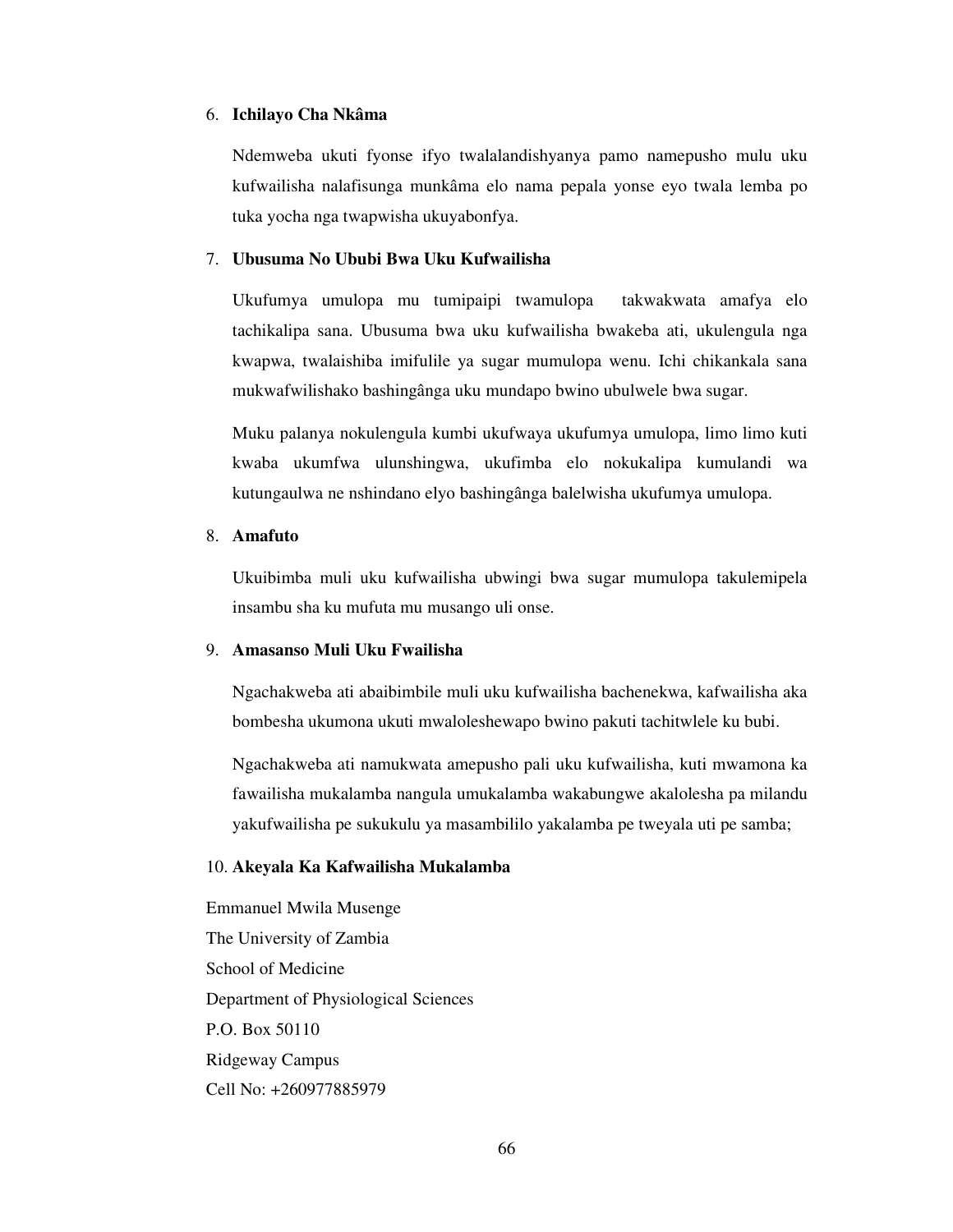6. **Ichilayo Cha Nkâma**

   Ndemweba ukuti fyonse ifyo twalalandishyanya pamo namepusho mulu uku kufwailisha nalafisunga munkâma elo nama pepala yonse eyo twala lemba po tuka yocha nga twapwisha ukuyabonfya.

7. **Ubusuma No Ububi Bwa Uku Kufwailisha**

   Ukufumya umulopa mu tumipaipi twamulopa takwakwata amafya elo tachikalipa sana. Ubusuma bwa uku kufwailisha bwakeba ati, ukulengula nga kwapwa, twalaishiba imifulile ya sugar mumulopa wenu. Ichi chikankala sana mukwafwilishako bashingânga uku mundapo bwino ubulwele bwa sugar.

   Muku palanya nokulengula kumbi ukufwaya ukufumya umulopa, limo limo kuti kwaba ukumfwa ulunshingwa, ukufimba elo nokukalipa kumulandi wa kutungaulwa ne nshindano elyo bashingânga balelwisha ukufumya umulopa.

8. **Amafuto**

   Ukuibimba muli uku kufwailisha ubwingi bwa sugar mumulopa takulemipela insambu sha ku mufuta mu musango uli onse.

9. **Amasanso Muli Uku Fwailisha**

   Ngachakweba ati abaibimbile muli uku kufwailisha bachenekwa, kafwailisha aka bombesha ukumona ukuti mwaloleshewapo bwino pakuti tachitwlele ku bubi.

   Ngachakweba ati namukwata amepusho pali uku kufwailisha, kuti mwamona ka fawailisha mukalamba nangula umukalamba wakabungwe akalolesha pa milandu yakufwailisha pe sukukulu ya masambililo yakalamba pe tweyala uti pe samba;

10. **Akeyala Ka Kafwailisha Mukalamba**

Emmanuel Mwila Musenge  
The University of Zambia  
School of Medicine  
Department of Physiological Sciences  
P.O. Box 50110  
Ridgeway Campus  
Cell No: +260977885979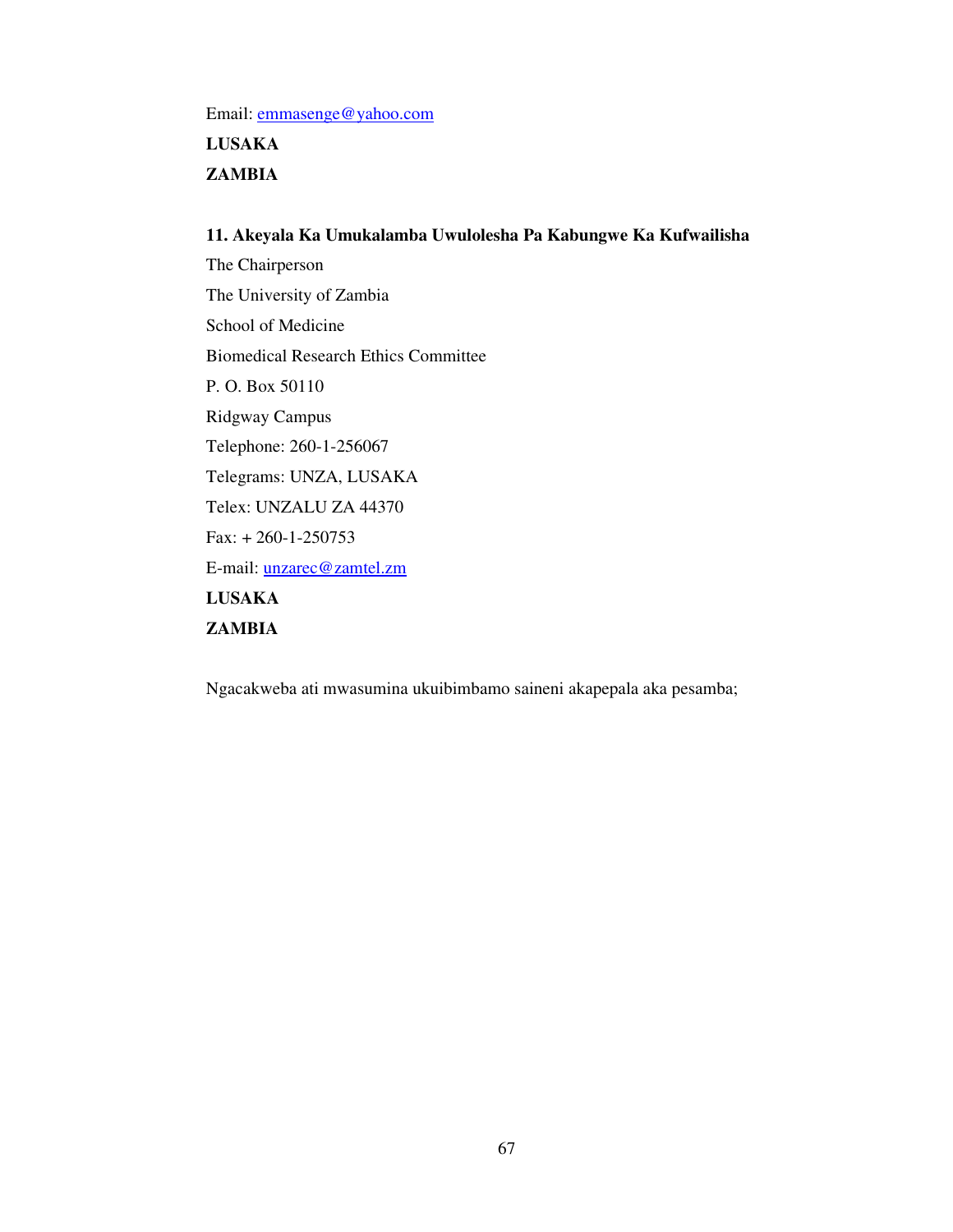Email: emmasenge@yahoo.com

**LUSAKA**

**ZAMBIA**

**11. Akeyala Ka Umukalamba Uwulolesha Pa Kabungwe Ka Kufwailisha**

The Chairperson

The University of Zambia

School of Medicine

Biomedical Research Ethics Committee

P. O. Box 50110

Ridgway Campus

Telephone: 260-1-256067

Telegrams: UNZA, LUSAKA

Telex: UNZALU ZA 44370

Fax: + 260-1-250753

E-mail: unzarec@zamtel.zm

**LUSAKA**

**ZAMBIA**

Ngacakweba ati mwasumina ukuibimbamo saineni akapepala aka pesamba;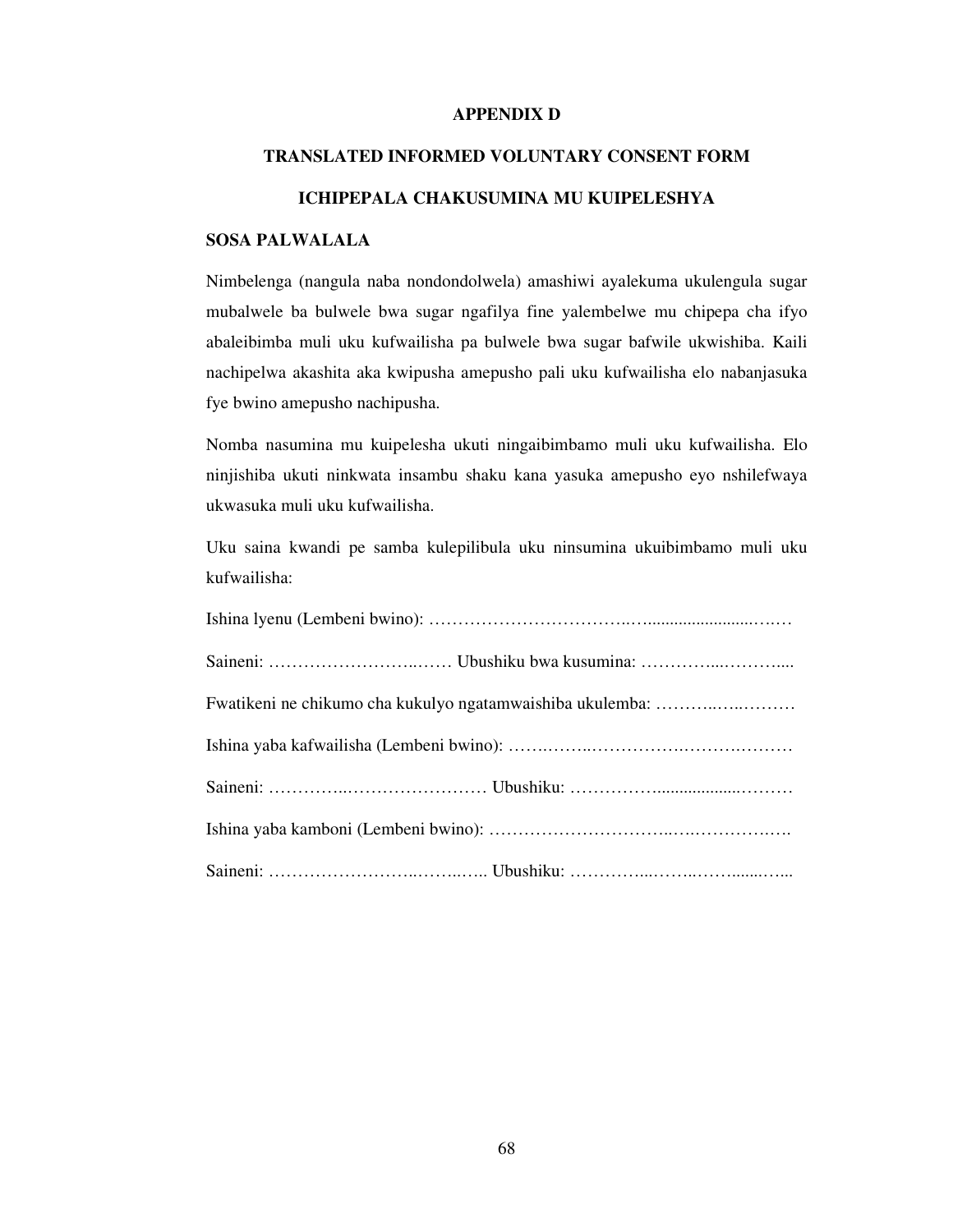# APPENDIX D

## TRANSLATED INFORMED VOLUNTARY CONSENT FORM

## ICHIPEPALA CHAKUSUMINA MU KUIPELESHYA

### SOSA PALWALALA

Nimbelenga (nangula naba nondondolwela) amashiwi ayalekuma ukulengula sugar mubalwele ba bulwele bwa sugar ngafilya fine yalembelwe mu chipepa cha ifyo abaleibimba muli uku kufwailisha pa bulwele bwa sugar bafwile ukwishiba. Kaili nachipelwa akashita aka kwipusha amepusho pali uku kufwailisha elo nabanjasuka fye bwino amepusho nachipusha.

Nomba nasumina mu kuipelesha ukuti ningaibimbamo muli uku kufwailisha. Elo ninjishiba ukuti ninkwata insambu shaku kana yasuka amepusho eyo nshilefwaya ukwasuka muli uku kufwailisha.

Uku saina kwandi pe samba kulepilibula uku ninsumina ukuibimbamo muli uku kufwailisha:

Ishina lyenu (Lembeni bwino): ……………………………..…........................……

Saineni: ……………………..…… Ubushiku bwa kusumina: …………...………....

Fwatikeni ne chikumo cha kukulyo ngatamwaishiba ukulemba: ………..…..………

Ishina yaba kafwailisha (Lembeni bwino): …….……..…………….…….………

Saineni: …………..…………………… Ubushiku: ……………..................………

Ishina yaba kamboni (Lembeni bwino): ………………………..….…………..….

Saineni: ……………………..……..….. Ubushiku: …………..……..……......…...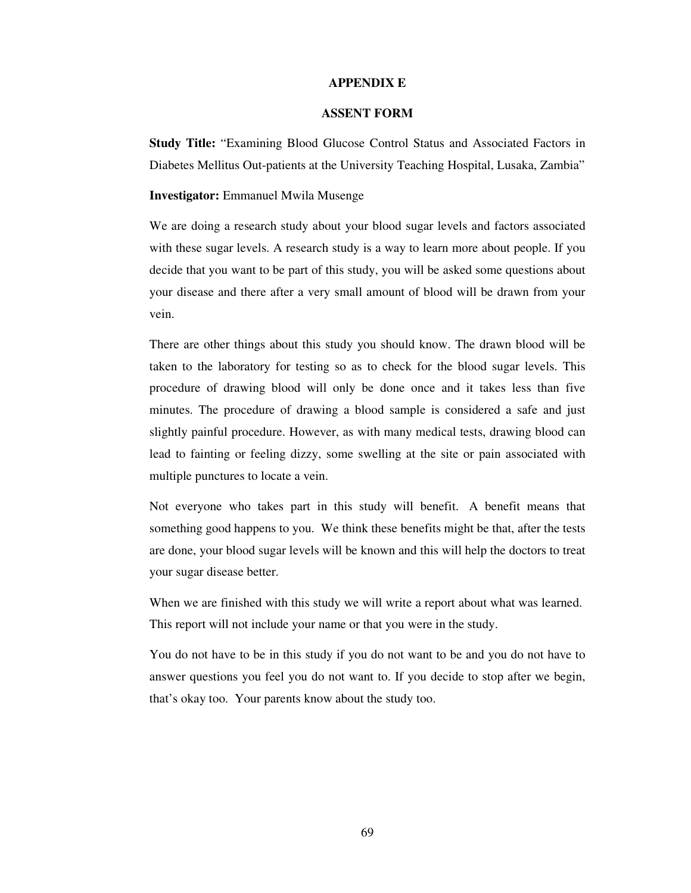## APPENDIX E

## ASSENT FORM

**Study Title:** "Examining Blood Glucose Control Status and Associated Factors in Diabetes Mellitus Out-patients at the University Teaching Hospital, Lusaka, Zambia"

**Investigator:** Emmanuel Mwila Musenge

We are doing a research study about your blood sugar levels and factors associated with these sugar levels. A research study is a way to learn more about people. If you decide that you want to be part of this study, you will be asked some questions about your disease and there after a very small amount of blood will be drawn from your vein.

There are other things about this study you should know. The drawn blood will be taken to the laboratory for testing so as to check for the blood sugar levels. This procedure of drawing blood will only be done once and it takes less than five minutes. The procedure of drawing a blood sample is considered a safe and just slightly painful procedure. However, as with many medical tests, drawing blood can lead to fainting or feeling dizzy, some swelling at the site or pain associated with multiple punctures to locate a vein.

Not everyone who takes part in this study will benefit. A benefit means that something good happens to you. We think these benefits might be that, after the tests are done, your blood sugar levels will be known and this will help the doctors to treat your sugar disease better.

When we are finished with this study we will write a report about what was learned. This report will not include your name or that you were in the study.

You do not have to be in this study if you do not want to be and you do not have to answer questions you feel you do not want to. If you decide to stop after we begin, that's okay too. Your parents know about the study too.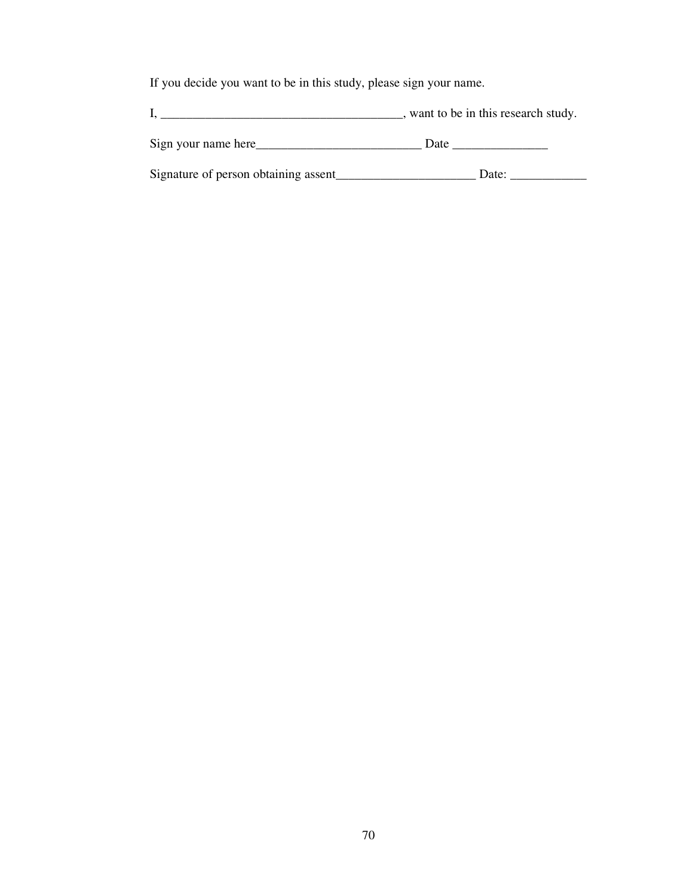If you decide you want to be in this study, please sign your name.

I, _____________________________________, want to be in this research study.

Sign your name here_________________________ Date ______________

Signature of person obtaining assent_____________________ Date: ___________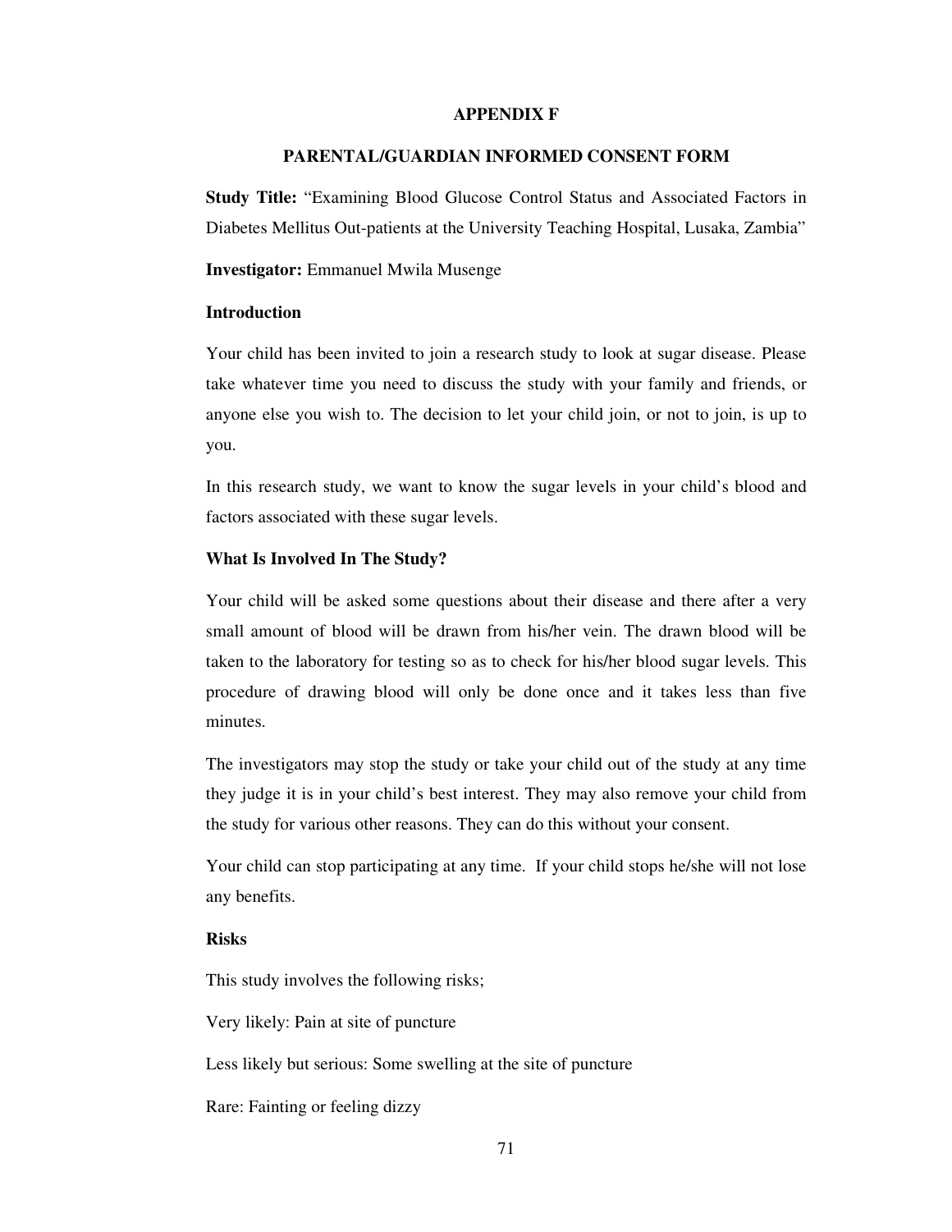# APPENDIX F

## PARENTAL/GUARDIAN INFORMED CONSENT FORM

**Study Title:** "Examining Blood Glucose Control Status and Associated Factors in Diabetes Mellitus Out-patients at the University Teaching Hospital, Lusaka, Zambia"

**Investigator:** Emmanuel Mwila Musenge

**Introduction**

Your child has been invited to join a research study to look at sugar disease. Please take whatever time you need to discuss the study with your family and friends, or anyone else you wish to. The decision to let your child join, or not to join, is up to you.

In this research study, we want to know the sugar levels in your child's blood and factors associated with these sugar levels.

**What Is Involved In The Study?**

Your child will be asked some questions about their disease and there after a very small amount of blood will be drawn from his/her vein. The drawn blood will be taken to the laboratory for testing so as to check for his/her blood sugar levels. This procedure of drawing blood will only be done once and it takes less than five minutes.

The investigators may stop the study or take your child out of the study at any time they judge it is in your child's best interest. They may also remove your child from the study for various other reasons. They can do this without your consent.

Your child can stop participating at any time. If your child stops he/she will not lose any benefits.

**Risks**

This study involves the following risks;

Very likely: Pain at site of puncture

Less likely but serious: Some swelling at the site of puncture

Rare: Fainting or feeling dizzy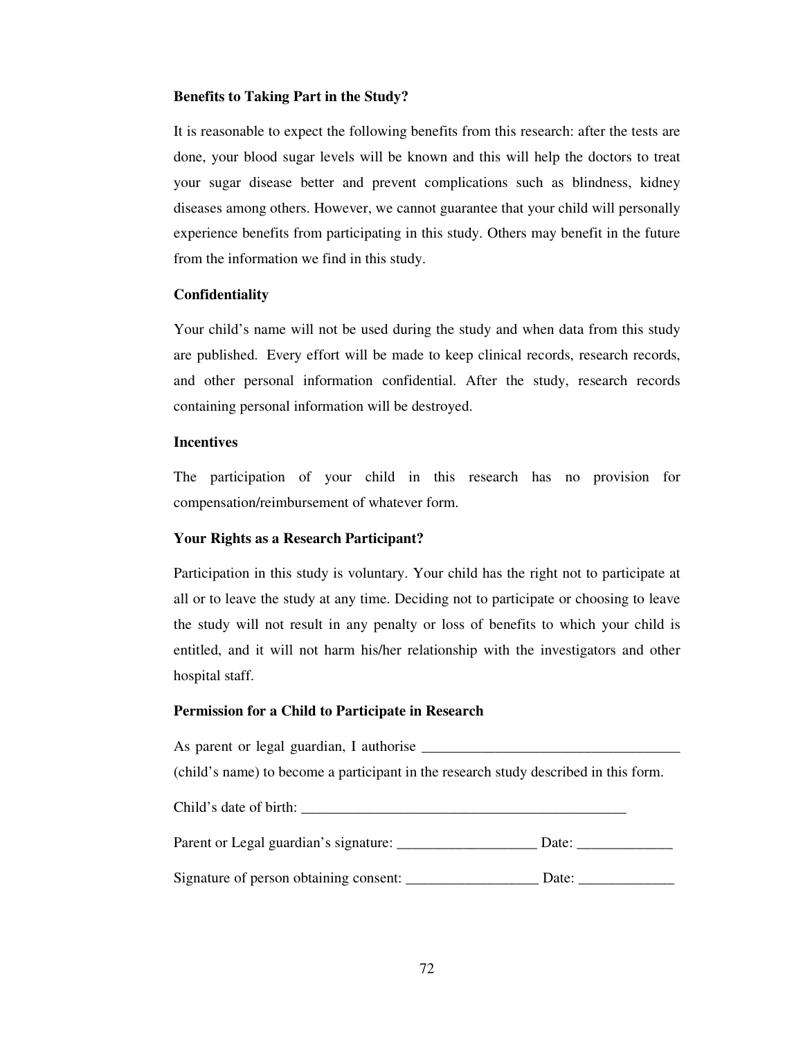**Benefits to Taking Part in the Study?**

It is reasonable to expect the following benefits from this research: after the tests are done, your blood sugar levels will be known and this will help the doctors to treat your sugar disease better and prevent complications such as blindness, kidney diseases among others. However, we cannot guarantee that your child will personally experience benefits from participating in this study. Others may benefit in the future from the information we find in this study.

**Confidentiality**

Your child's name will not be used during the study and when data from this study are published. Every effort will be made to keep clinical records, research records, and other personal information confidential. After the study, research records containing personal information will be destroyed.

**Incentives**

The participation of your child in this research has no provision for compensation/reimbursement of whatever form.

**Your Rights as a Research Participant?**

Participation in this study is voluntary. Your child has the right not to participate at all or to leave the study at any time. Deciding not to participate or choosing to leave the study will not result in any penalty or loss of benefits to which your child is entitled, and it will not harm his/her relationship with the investigators and other hospital staff.

**Permission for a Child to Participate in Research**

As parent or legal guardian, I authorise ___________________________________ (child's name) to become a participant in the research study described in this form.

Child's date of birth: ____________________________________________

Parent or Legal guardian's signature: ___________________ Date: _____________

Signature of person obtaining consent: __________________ Date: _____________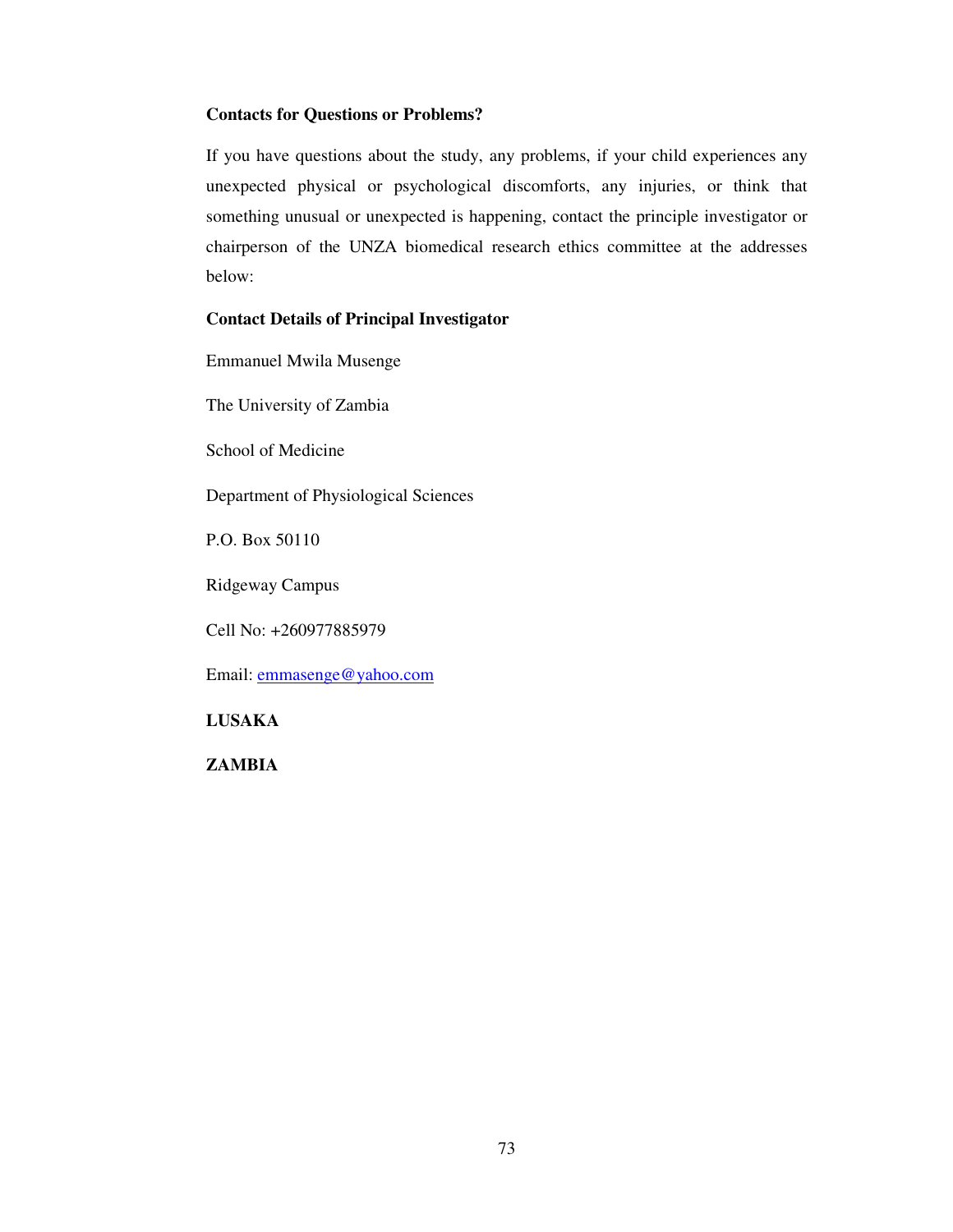**Contacts for Questions or Problems?**

If you have questions about the study, any problems, if your child experiences any unexpected physical or psychological discomforts, any injuries, or think that something unusual or unexpected is happening, contact the principle investigator or chairperson of the UNZA biomedical research ethics committee at the addresses below:

**Contact Details of Principal Investigator**

Emmanuel Mwila Musenge

The University of Zambia

School of Medicine

Department of Physiological Sciences

P.O. Box 50110

Ridgeway Campus

Cell No: +260977885979

Email: emmasenge@yahoo.com

**LUSAKA**

**ZAMBIA**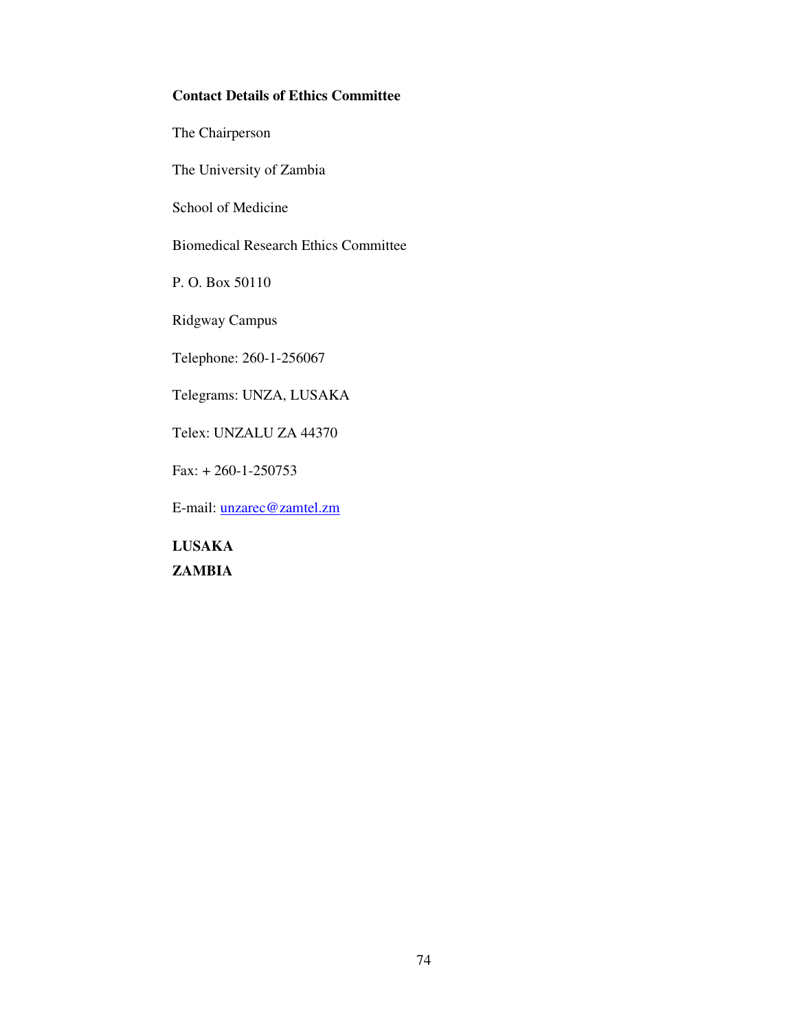**Contact Details of Ethics Committee**

The Chairperson

The University of Zambia

School of Medicine

Biomedical Research Ethics Committee

P. O. Box 50110

Ridgway Campus

Telephone: 260-1-256067

Telegrams: UNZA, LUSAKA

Telex: UNZALU ZA 44370

Fax: + 260-1-250753

E-mail: unzarec@zamtel.zm

**LUSAKA**
**ZAMBIA**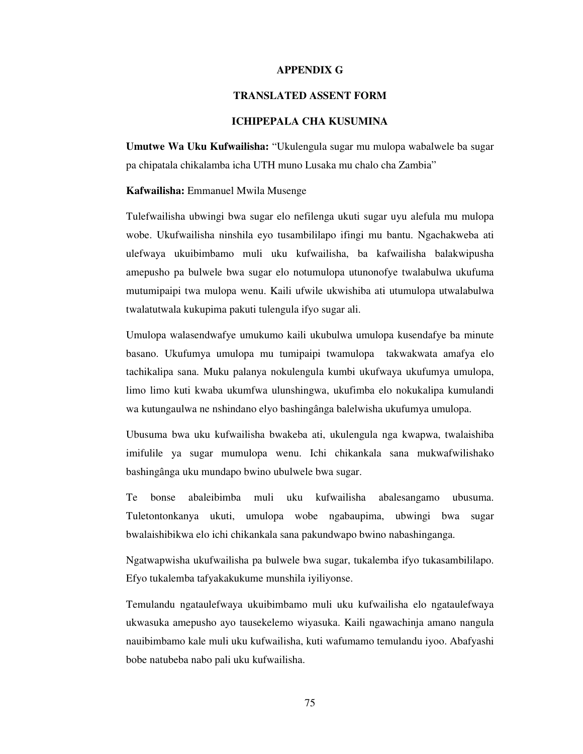## APPENDIX G

## TRANSLATED ASSENT FORM

## ICHIPEPALA CHA KUSUMINA

**Umutwe Wa Uku Kufwailisha:** "Ukulengula sugar mu mulopa wabalwele ba sugar pa chipatala chikalamba icha UTH muno Lusaka mu chalo cha Zambia"

**Kafwailisha:** Emmanuel Mwila Musenge

Tulefwailisha ubwingi bwa sugar elo nefilenga ukuti sugar uyu alefula mu mulopa wobe. Ukufwailisha ninshila eyo tusambililapo ifingi mu bantu. Ngachakweba ati ulefwaya ukuibimbamo muli uku kufwailisha, ba kafwailisha balakwipusha amepusho pa bulwele bwa sugar elo notumulopa utunonofye twalabulwa ukufuma mutumipaipi twa mulopa wenu. Kaili ufwile ukwishiba ati utumulopa utwalabulwa twalatutwala kukupima pakuti tulengula ifyo sugar ali.

Umulopa walasendwafye umukumo kaili ukubulwa umulopa kusendafye ba minute basano. Ukufumya umulopa mu tumipaipi twamulopa takwakwata amafya elo tachikalipa sana. Muku palanya nokulengula kumbi ukufwaya ukufumya umulopa, limo limo kuti kwaba ukumfwa ulunshingwa, ukufimba elo nokukalipa kumulandi wa kutungaulwa ne nshindano elyo bashingânga balelwisha ukufumya umulopa.

Ubusuma bwa uku kufwailisha bwakeba ati, ukulengula nga kwapwa, twalaishiba imifulile ya sugar mumulopa wenu. Ichi chikankala sana mukwafwilishako bashingânga uku mundapo bwino ubulwele bwa sugar.

Te bonse abaleibimba muli uku kufwailisha abalesangamo ubusuma. Tuletontonkanya ukuti, umulopa wobe ngabaupima, ubwingi bwa sugar bwalaishibikwa elo ichi chikankala sana pakundwapo bwino nabashinganga.

Ngatwapwisha ukufwailisha pa bulwele bwa sugar, tukalemba ifyo tukasambililapo. Efyo tukalemba tafyakakukume munshila iyiliyonse.

Temulandu ngataulefwaya ukuibimbamo muli uku kufwailisha elo ngataulefwaya ukwasuka amepusho ayo tausekelemo wiyasuka. Kaili ngawachinja amano nangula nauibimbamo kale muli uku kufwailisha, kuti wafumamo temulandu iyoo. Abafyashi bobe natubeba nabo pali uku kufwailisha.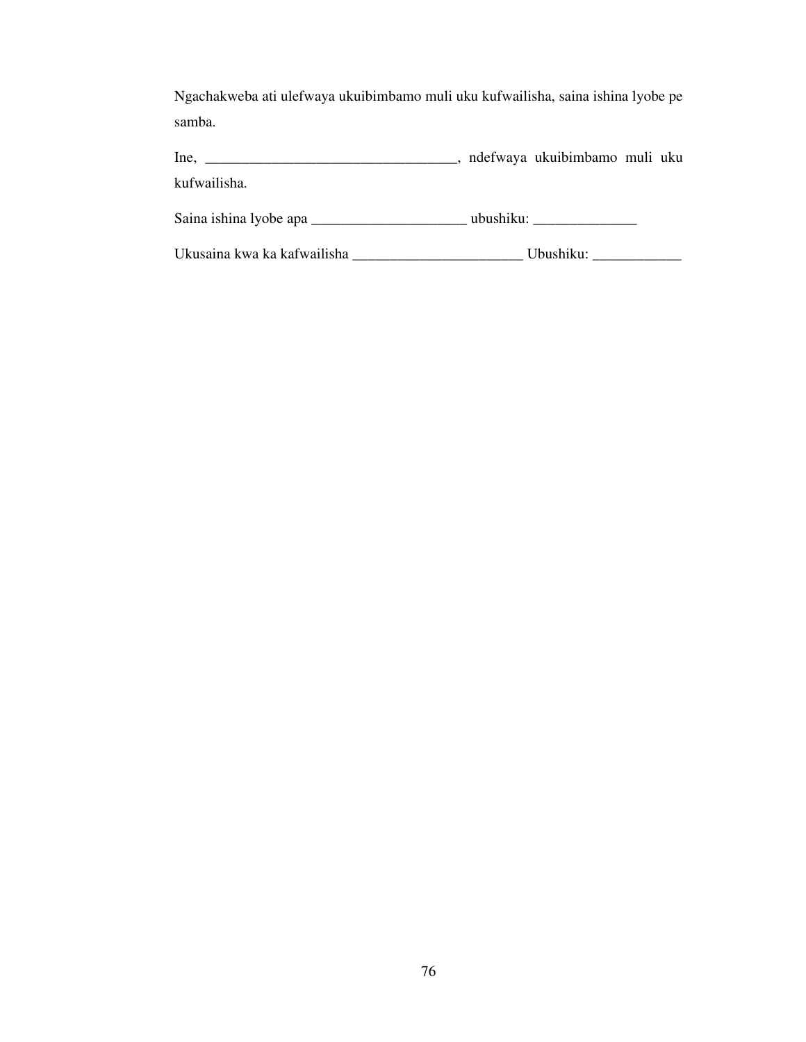Ngachakweba ati ulefwaya ukuibimbamo muli uku kufwailisha, saina ishina lyobe pe samba.

Ine, ___________________________________, ndefwaya ukuibimbamo muli uku kufwailisha.

Saina ishina lyobe apa ______________________ ubushiku: ______________

Ukusaina kwa ka kafwailisha ________________________ Ubushiku: ____________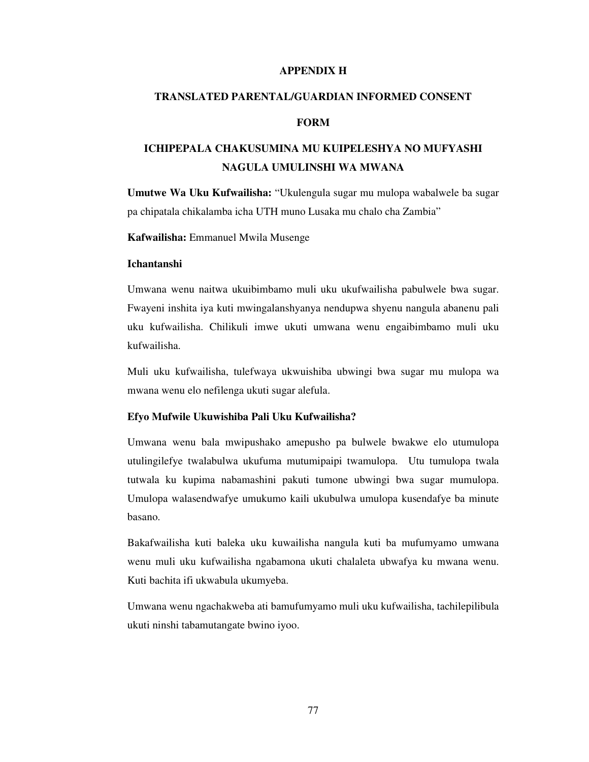## APPENDIX H

## TRANSLATED PARENTAL/GUARDIAN INFORMED CONSENT FORM

## ICHIPEPALA CHAKUSUMINA MU KUIPELESHYA NO MUFYASHI NAGULA UMULINSHI WA MWANA

**Umutwe Wa Uku Kufwailisha:** "Ukulengula sugar mu mulopa wabalwele ba sugar pa chipatala chikalamba icha UTH muno Lusaka mu chalo cha Zambia"

**Kafwailisha:** Emmanuel Mwila Musenge

**Ichantanshi**

Umwana wenu naitwa ukuibimbamo muli uku ukufwailisha pabulwele bwa sugar. Fwayeni inshita iya kuti mwingalanshyanya nendupwa shyenu nangula abanenu pali uku kufwailisha. Chilikuli imwe ukuti umwana wenu engaibimbamo muli uku kufwailisha.

Muli uku kufwailisha, tulefwaya ukwuishiba ubwingi bwa sugar mu mulopa wa mwana wenu elo nefilenga ukuti sugar alefula.

**Efyo Mufwile Ukuwishiba Pali Uku Kufwailisha?**

Umwana wenu bala mwipushako amepusho pa bulwele bwakwe elo utumulopa utulingilefye twalabulwa ukufuma mutumipaipi twamulopa. Utu tumulopa twala tutwala ku kupima nabamashini pakuti tumone ubwingi bwa sugar mumulopa. Umulopa walasendwafye umukumo kaili ukubulwa umulopa kusendafye ba minute basano.

Bakafwailisha kuti baleka uku kuwailisha nangula kuti ba mufumyamo umwana wenu muli uku kufwailisha ngabamona ukuti chalaleta ubwafya ku mwana wenu. Kuti bachita ifi ukwabula ukumyeba.

Umwana wenu ngachakweba ati bamufumyamo muli uku kufwailisha, tachilepilibula ukuti ninshi tabamutangate bwino iyoo.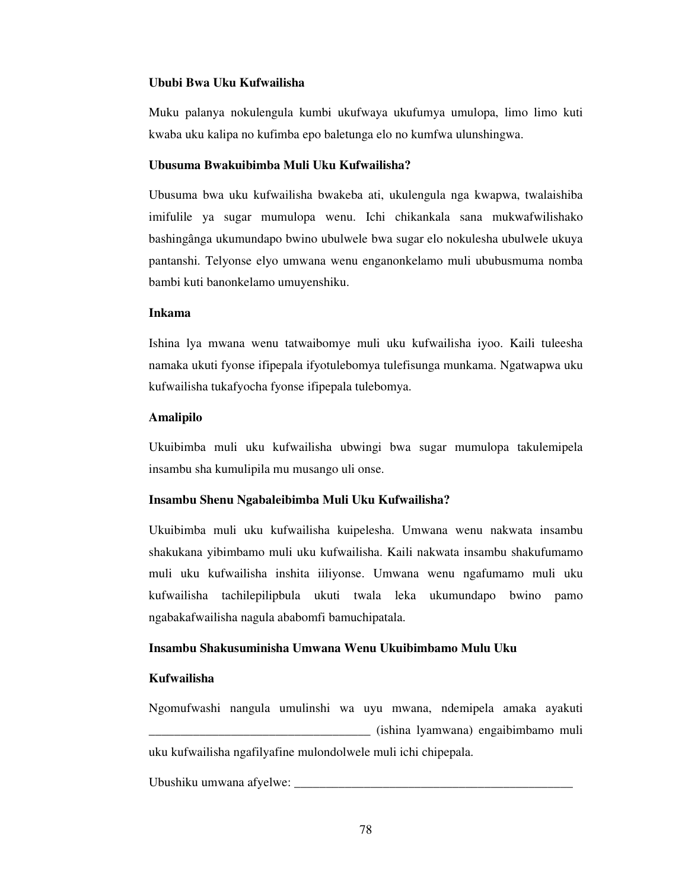**Ububi Bwa Uku Kufwailisha**

Muku palanya nokulengula kumbi ukufwaya ukufumya umulopa, limo limo kuti kwaba uku kalipa no kufimba epo baletunga elo no kumfwa ulunshingwa.

**Ubusuma Bwakuibimba Muli Uku Kufwailisha?**

Ubusuma bwa uku kufwailisha bwakeba ati, ukulengula nga kwapwa, twalaishiba imifulile ya sugar mumulopa wenu. Ichi chikankala sana mukwafwilishako bashingânga ukumundapo bwino ubulwele bwa sugar elo nokulesha ubulwele ukuya pantanshi. Telyonse elyo umwana wenu enganonkelamo muli ububusmuma nomba bambi kuti banonkelamo umuyenshiku.

**Inkama**

Ishina lya mwana wenu tatwaibomye muli uku kufwailisha iyoo. Kaili tuleesha namaka ukuti fyonse ifipepala ifyotulebomya tulefisunga munkama. Ngatwapwa uku kufwailisha tukafyocha fyonse ifipepala tulebomya.

**Amalipilo**

Ukuibimba muli uku kufwailisha ubwingi bwa sugar mumulopa takulemipela insambu sha kumulipila mu musango uli onse.

**Insambu Shenu Ngabaleibimba Muli Uku Kufwailisha?**

Ukuibimba muli uku kufwailisha kuipelesha. Umwana wenu nakwata insambu shakukana yibimbamo muli uku kufwailisha. Kaili nakwata insambu shakufumamo muli uku kufwailisha inshita iiliyonse. Umwana wenu ngafumamo muli uku kufwailisha tachilepilipbula ukuti twala leka ukumundapo bwino pamo ngabakafwailisha nagula ababomfi bamuchipatala.

**Insambu Shakusuminisha Umwana Wenu Ukuibimbamo Mulu Uku Kufwailisha**

Ngomufwashi nangula umulinshi wa uyu mwana, ndemipela amaka ayakuti ___________________________________ (ishina lyamwana) engaibimbamo muli uku kufwailisha ngafilyafine mulondolwele muli ichi chipepala.

Ubushiku umwana afyelwe: _____________________________________________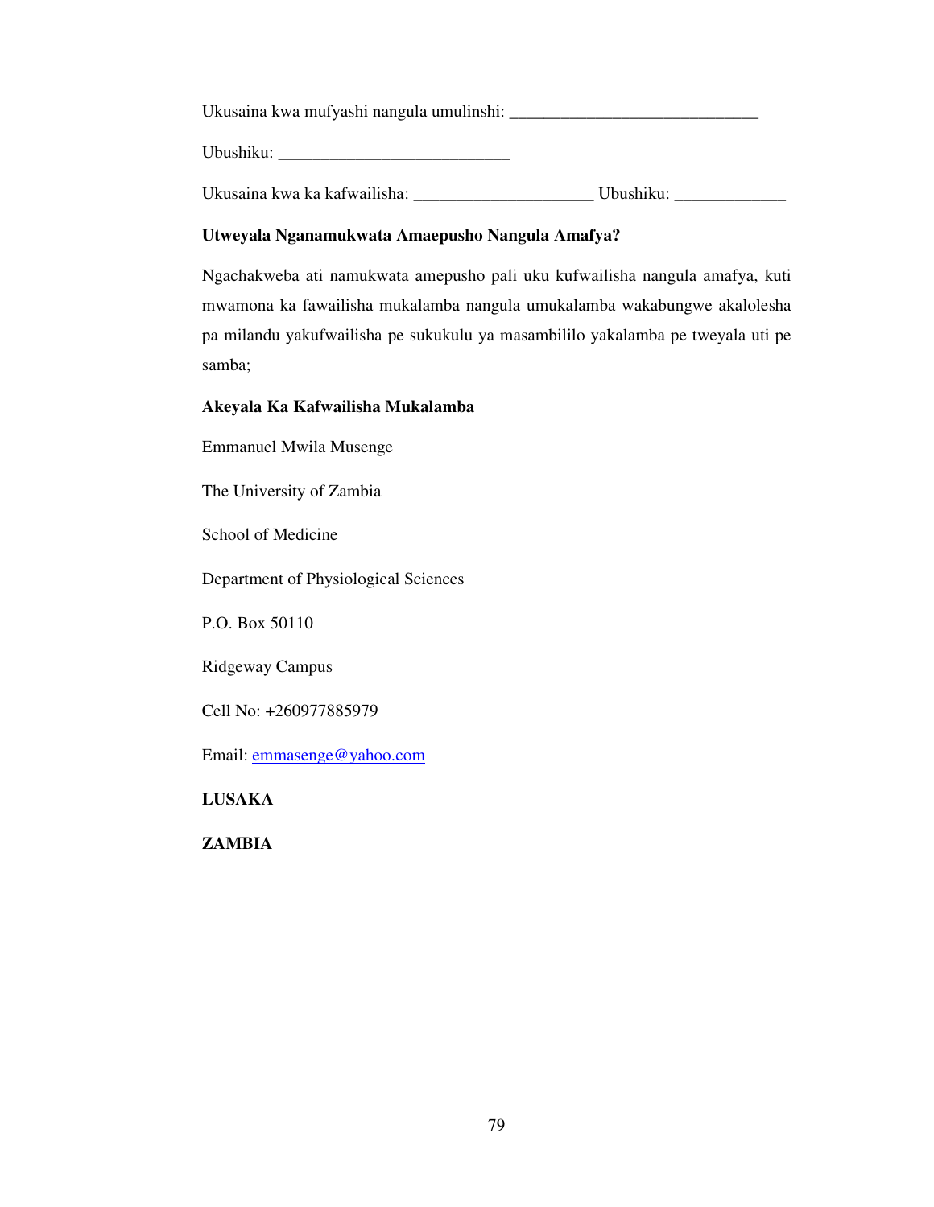Ukusaina kwa mufyashi nangula umulinshi: ______________________________

Ubushiku: ____________________________

Ukusaina kwa ka kafwailisha: _____________________ Ubushiku: _____________

**Utweyala Nganamukwata Amaepusho Nangula Amafya?**

Ngachakweba ati namukwata amepusho pali uku kufwailisha nangula amafya, kuti mwamona ka fawailisha mukalamba nangula umukalamba wakabungwe akalolesha pa milandu yakufwailisha pe sukukulu ya masambililo yakalamba pe tweyala uti pe samba;

**Akeyala Ka Kafwailisha Mukalamba**

Emmanuel Mwila Musenge

The University of Zambia

School of Medicine

Department of Physiological Sciences

P.O. Box 50110

Ridgeway Campus

Cell No: +260977885979

Email: emmasenge@yahoo.com

**LUSAKA**

**ZAMBIA**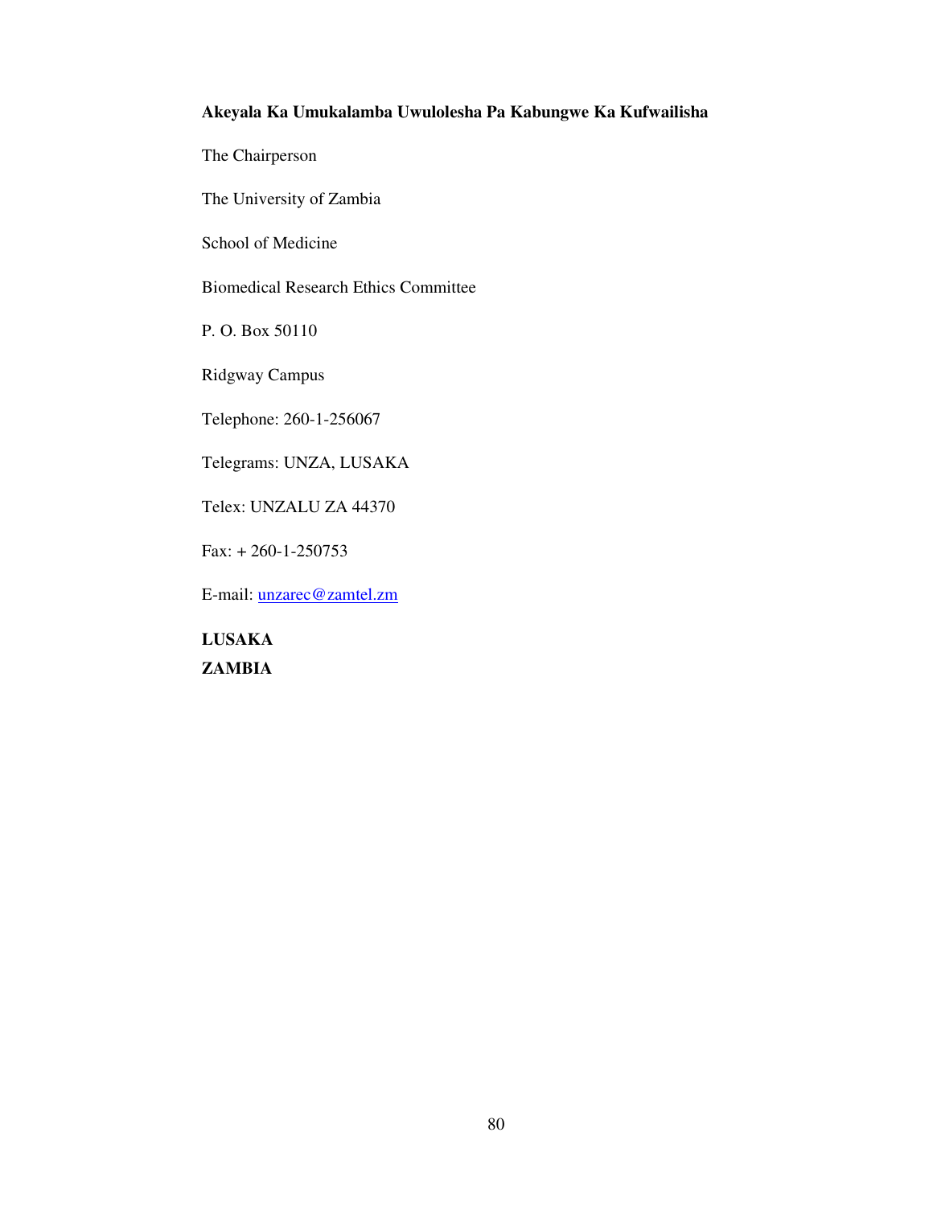**Akeyala Ka Umukalamba Uwulolesha Pa Kabungwe Ka Kufwailisha**

The Chairperson

The University of Zambia

School of Medicine

Biomedical Research Ethics Committee

P. O. Box 50110

Ridgway Campus

Telephone: 260-1-256067

Telegrams: UNZA, LUSAKA

Telex: UNZALU ZA 44370

Fax: + 260-1-250753

E-mail: unzarec@zamtel.zm

**LUSAKA**
**ZAMBIA**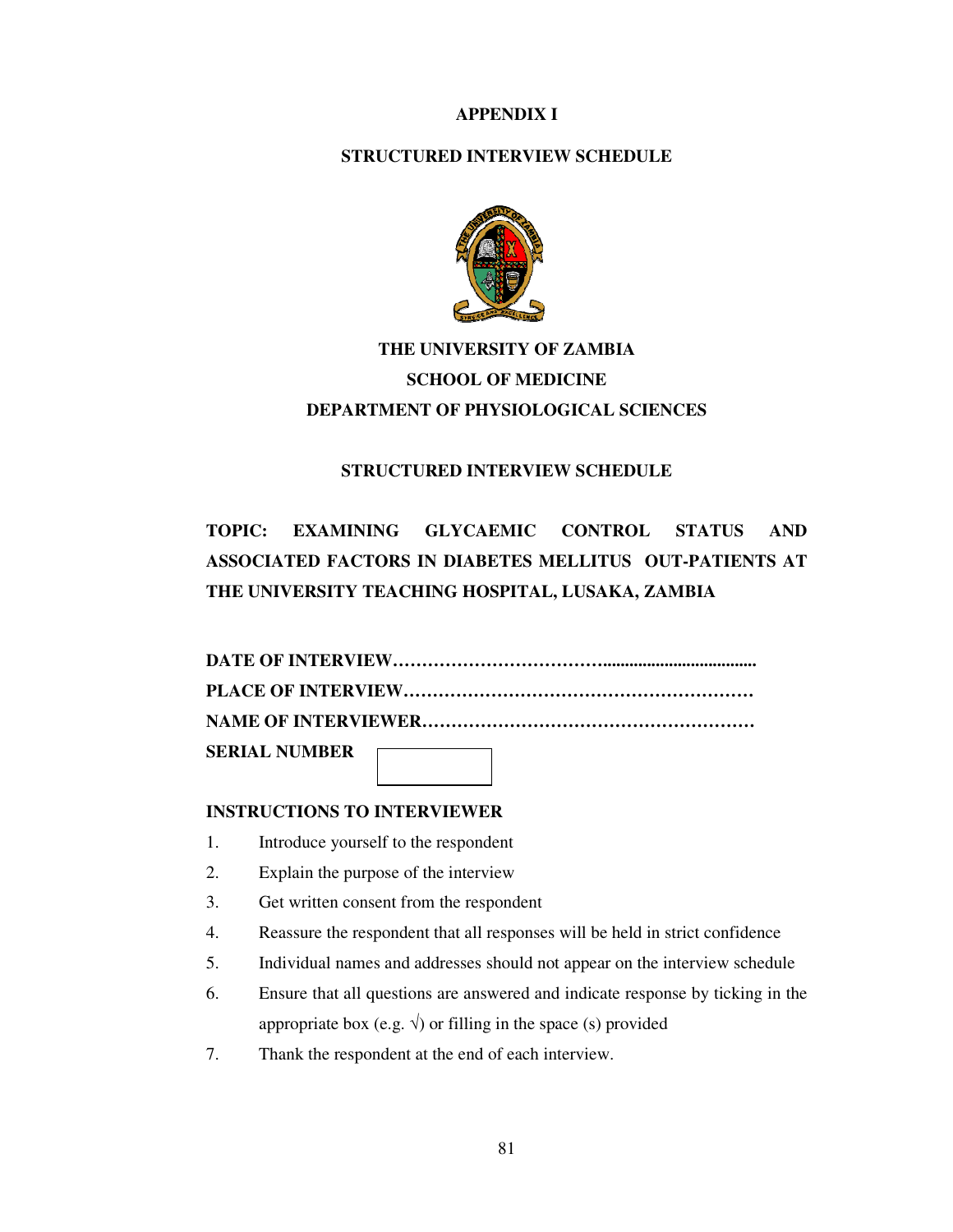# APPENDIX I

## STRUCTURED INTERVIEW SCHEDULE

**THE UNIVERSITY OF ZAMBIA**
**SCHOOL OF MEDICINE**
**DEPARTMENT OF PHYSIOLOGICAL SCIENCES**

## STRUCTURED INTERVIEW SCHEDULE

**TOPIC: EXAMINING GLYCAEMIC CONTROL STATUS AND ASSOCIATED FACTORS IN DIABETES MELLITUS OUT-PATIENTS AT THE UNIVERSITY TEACHING HOSPITAL, LUSAKA, ZAMBIA**

**DATE OF INTERVIEW……………………………………………………………**
**PLACE OF INTERVIEW…………………………………………………………**
**NAME OF INTERVIEWER………………………………………………………**
**SERIAL NUMBER** [ ]

**INSTRUCTIONS TO INTERVIEWER**

1. Introduce yourself to the respondent
2. Explain the purpose of the interview
3. Get written consent from the respondent
4. Reassure the respondent that all responses will be held in strict confidence
5. Individual names and addresses should not appear on the interview schedule
6. Ensure that all questions are answered and indicate response by ticking in the appropriate box (e.g. √) or filling in the space (s) provided
7. Thank the respondent at the end of each interview.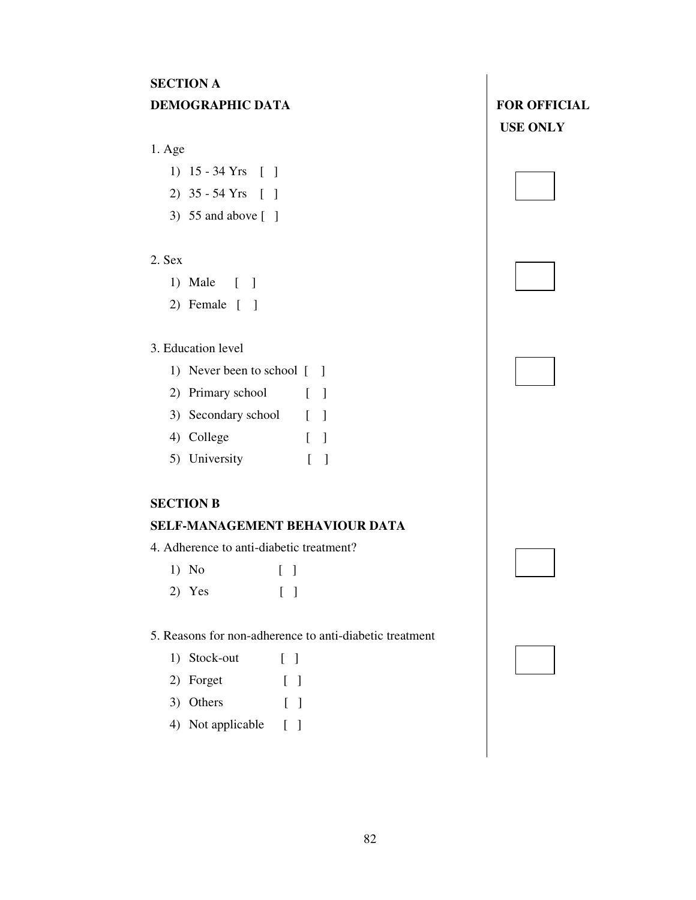**SECTION A**

**DEMOGRAPHIC DATA**

**FOR OFFICIAL USE ONLY**

1. Age

   1) 15 - 34 Yrs [ ]
   2) 35 - 54 Yrs [ ]
   3) 55 and above [ ]

2. Sex

   1) Male [ ]
   2) Female [ ]

3. Education level

   1) Never been to school [ ]
   2) Primary school [ ]
   3) Secondary school [ ]
   4) College [ ]
   5) University [ ]

**SECTION B**

**SELF-MANAGEMENT BEHAVIOUR DATA**

4. Adherence to anti-diabetic treatment?

   1) No [ ]
   2) Yes [ ]

5. Reasons for non-adherence to anti-diabetic treatment

   1) Stock-out [ ]
   2) Forget [ ]
   3) Others [ ]
   4) Not applicable [ ]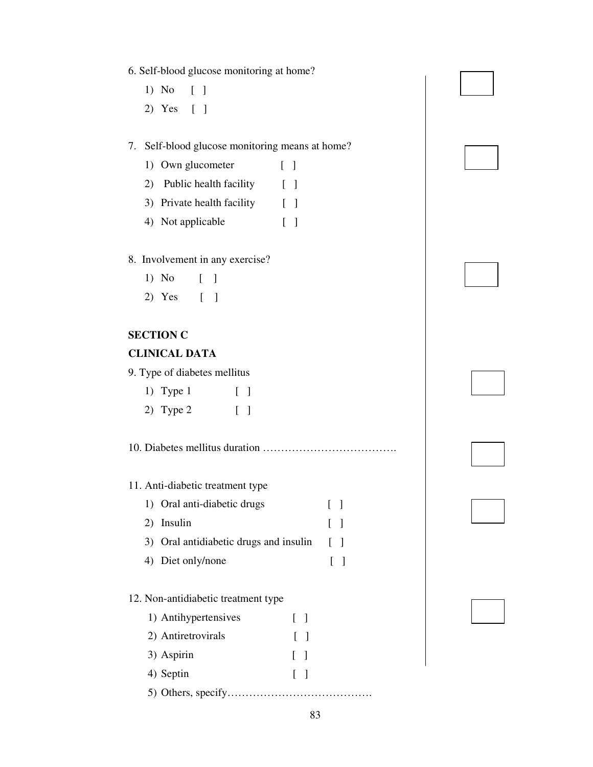6. Self-blood glucose monitoring at home?

1) No [ ]
2) Yes [ ]

7. Self-blood glucose monitoring means at home?

1) Own glucometer [ ]
2) Public health facility [ ]
3) Private health facility [ ]
4) Not applicable [ ]

8. Involvement in any exercise?

1) No [ ]
2) Yes [ ]

**SECTION C**

**CLINICAL DATA**

9. Type of diabetes mellitus

1) Type 1 [ ]
2) Type 2 [ ]

10. Diabetes mellitus duration ……………………………….

11. Anti-diabetic treatment type

1) Oral anti-diabetic drugs [ ]
2) Insulin [ ]
3) Oral antidiabetic drugs and insulin [ ]
4) Diet only/none [ ]

12. Non-antidiabetic treatment type

1) Antihypertensives [ ]
2) Antiretrovirals [ ]
3) Aspirin [ ]
4) Septin [ ]
5) Others, specify………………………………….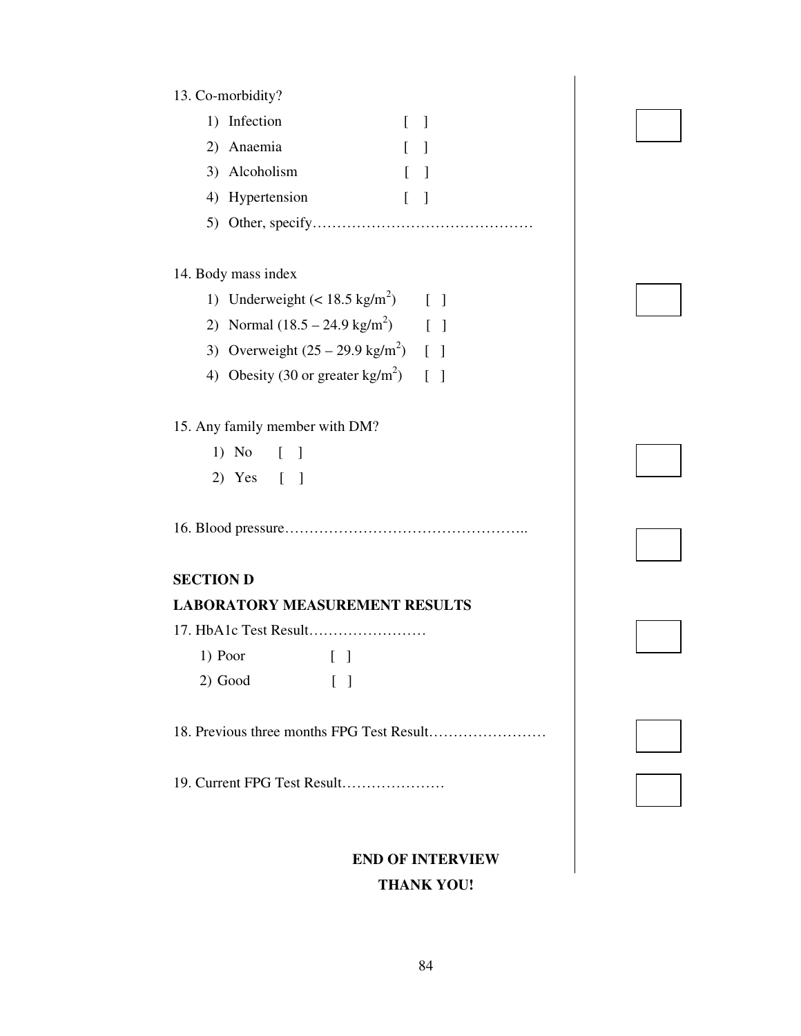13. Co-morbidity?

1) Infection [ ]
2) Anaemia [ ]
3) Alcoholism [ ]
4) Hypertension [ ]
5) Other, specify………………………………………

14. Body mass index

1) Underweight (< 18.5 kg/m$^2$) [ ]
2) Normal (18.5 – 24.9 kg/m$^2$) [ ]
3) Overweight (25 – 29.9 kg/m$^2$) [ ]
4) Obesity (30 or greater kg/m$^2$) [ ]

15. Any family member with DM?

1) No [ ]
2) Yes [ ]

16. Blood pressure…………………………………………..

**SECTION D**

**LABORATORY MEASUREMENT RESULTS**

17. HbA1c Test Result……………………

1) Poor [ ]
2) Good [ ]

18. Previous three months FPG Test Result……………………

19. Current FPG Test Result…………………

**END OF INTERVIEW**

**THANK YOU!**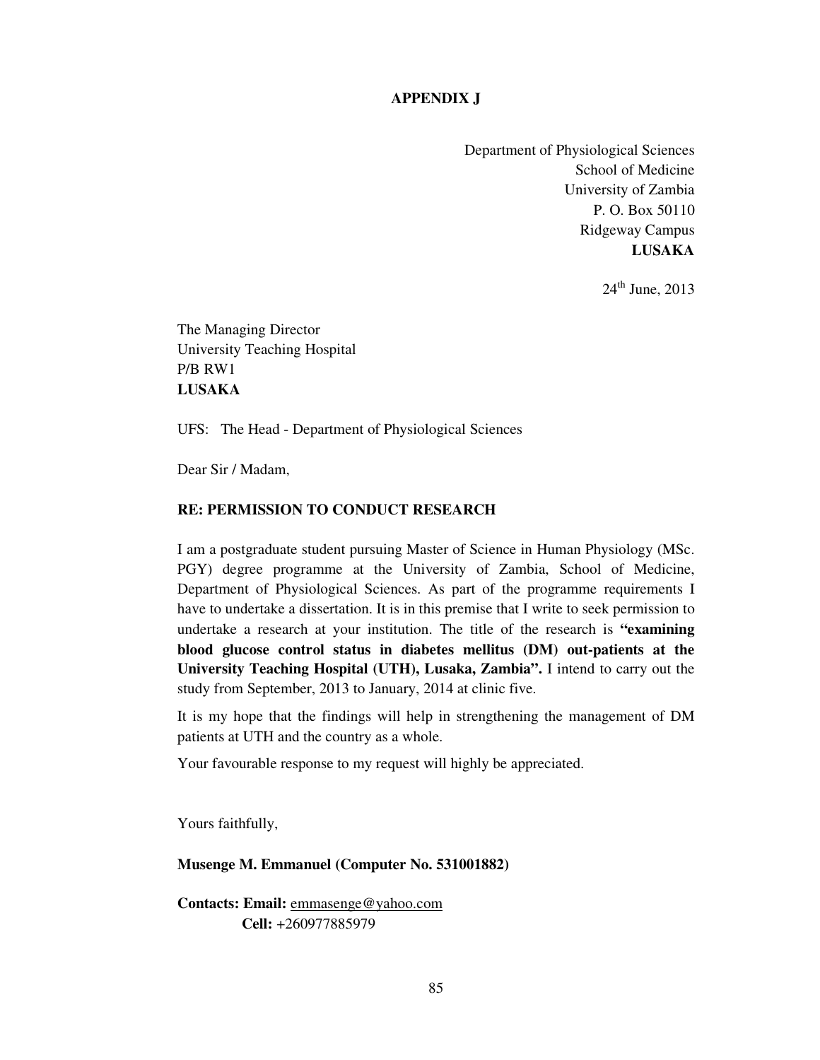## APPENDIX J

Department of Physiological Sciences
School of Medicine
University of Zambia
P. O. Box 50110
Ridgeway Campus
**LUSAKA**

24$^{th}$ June, 2013

The Managing Director
University Teaching Hospital
P/B RW1
**LUSAKA**

UFS: The Head - Department of Physiological Sciences

Dear Sir / Madam,

**RE: PERMISSION TO CONDUCT RESEARCH**

I am a postgraduate student pursuing Master of Science in Human Physiology (MSc. PGY) degree programme at the University of Zambia, School of Medicine, Department of Physiological Sciences. As part of the programme requirements I have to undertake a dissertation. It is in this premise that I write to seek permission to undertake a research at your institution. The title of the research is **"examining blood glucose control status in diabetes mellitus (DM) out-patients at the University Teaching Hospital (UTH), Lusaka, Zambia".** I intend to carry out the study from September, 2013 to January, 2014 at clinic five.

It is my hope that the findings will help in strengthening the management of DM patients at UTH and the country as a whole.

Your favourable response to my request will highly be appreciated.

Yours faithfully,

**Musenge M. Emmanuel (Computer No. 531001882)**

**Contacts: Email:** emmasenge@yahoo.com
**Cell:** +260977885979